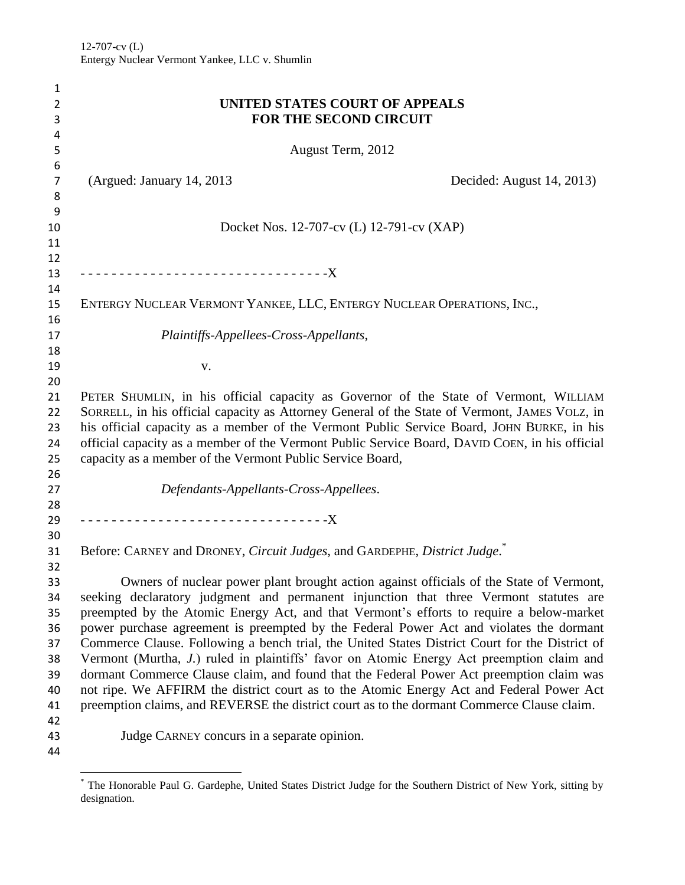12-707-cv (L)
Entergy Nuclear Vermont Yankee, LLC v. Shumlin

**UNITED STATES COURT OF APPEALS**
**FOR THE SECOND CIRCUIT**

August Term, 2012

(Argued: January 14, 2013 Decided: August 14, 2013)

Docket Nos. 12-707-cv (L) 12-791-cv (XAP)

- - - - - - - - - - - - - - - - - - - - - - - - - - - - - - - -X

ENTERGY NUCLEAR VERMONT YANKEE, LLC, ENTERGY NUCLEAR OPERATIONS, INC.,

*Plaintiffs-Appellees-Cross-Appellants*,

v.

PETER SHUMLIN, in his official capacity as Governor of the State of Vermont, WILLIAM SORRELL, in his official capacity as Attorney General of the State of Vermont, JAMES VOLZ, in his official capacity as a member of the Vermont Public Service Board, JOHN BURKE, in his official capacity as a member of the Vermont Public Service Board, DAVID COEN, in his official capacity as a member of the Vermont Public Service Board,

*Defendants-Appellants-Cross-Appellees*.

- - - - - - - - - - - - - - - - - - - - - - - - - - - - - - - -X

Before: CARNEY and DRONEY, *Circuit Judges*, and GARDEPHE, *District Judge*.*

Owners of nuclear power plant brought action against officials of the State of Vermont, seeking declaratory judgment and permanent injunction that three Vermont statutes are preempted by the Atomic Energy Act, and that Vermont's efforts to require a below-market power purchase agreement is preempted by the Federal Power Act and violates the dormant Commerce Clause. Following a bench trial, the United States District Court for the District of Vermont (Murtha, *J.*) ruled in plaintiffs' favor on Atomic Energy Act preemption claim and dormant Commerce Clause claim, and found that the Federal Power Act preemption claim was not ripe. We AFFIRM the district court as to the Atomic Energy Act and Federal Power Act preemption claims, and REVERSE the district court as to the dormant Commerce Clause claim.

Judge CARNEY concurs in a separate opinion.

* The Honorable Paul G. Gardephe, United States District Judge for the Southern District of New York, sitting by designation.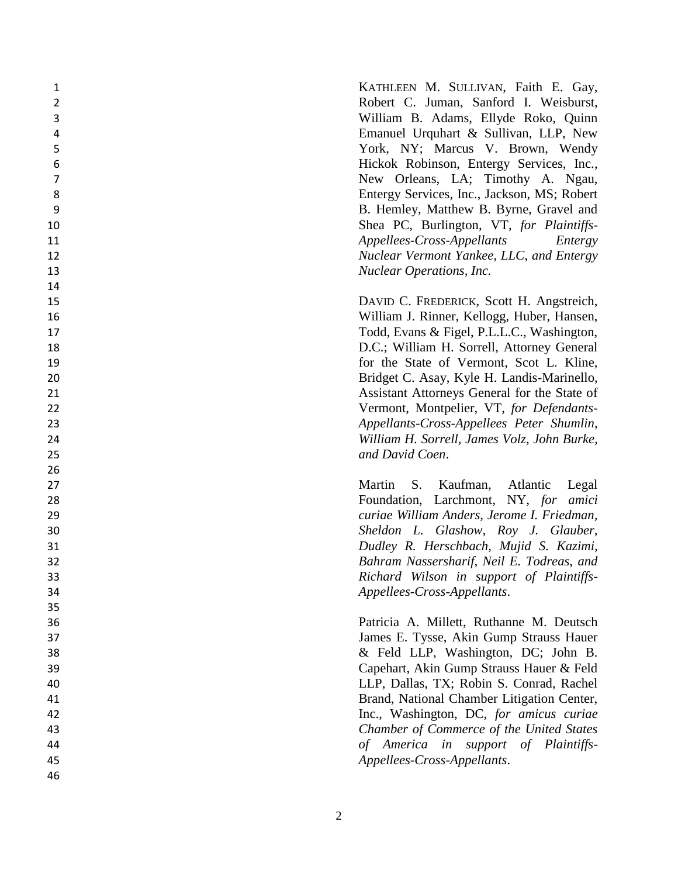KATHLEEN M. SULLIVAN, Faith E. Gay, Robert C. Juman, Sanford I. Weisburst, William B. Adams, Ellyde Roko, Quinn Emanuel Urquhart & Sullivan, LLP, New York, NY; Marcus V. Brown, Wendy Hickok Robinson, Entergy Services, Inc., New Orleans, LA; Timothy A. Ngau, Entergy Services, Inc., Jackson, MS; Robert B. Hemley, Matthew B. Byrne, Gravel and Shea PC, Burlington, VT, *for Plaintiffs-Appellees-Cross-Appellants Entergy Nuclear Vermont Yankee, LLC, and Entergy Nuclear Operations, Inc.*

DAVID C. FREDERICK, Scott H. Angstreich, William J. Rinner, Kellogg, Huber, Hansen, Todd, Evans & Figel, P.L.L.C., Washington, D.C.; William H. Sorrell, Attorney General for the State of Vermont, Scot L. Kline, Bridget C. Asay, Kyle H. Landis-Marinello, Assistant Attorneys General for the State of Vermont, Montpelier, VT, *for Defendants-Appellants-Cross-Appellees Peter Shumlin, William H. Sorrell, James Volz, John Burke, and David Coen*.

Martin S. Kaufman, Atlantic Legal Foundation, Larchmont, NY, *for amici curiae William Anders, Jerome I. Friedman, Sheldon L. Glashow, Roy J. Glauber, Dudley R. Herschbach, Mujid S. Kazimi, Bahram Nassersharif, Neil E. Todreas, and Richard Wilson in support of Plaintiffs-Appellees-Cross-Appellants*.

Patricia A. Millett, Ruthanne M. Deutsch James E. Tysse, Akin Gump Strauss Hauer & Feld LLP, Washington, DC; John B. Capehart, Akin Gump Strauss Hauer & Feld LLP, Dallas, TX; Robin S. Conrad, Rachel Brand, National Chamber Litigation Center, Inc., Washington, DC, *for amicus curiae Chamber of Commerce of the United States of America in support of Plaintiffs-Appellees-Cross-Appellants*.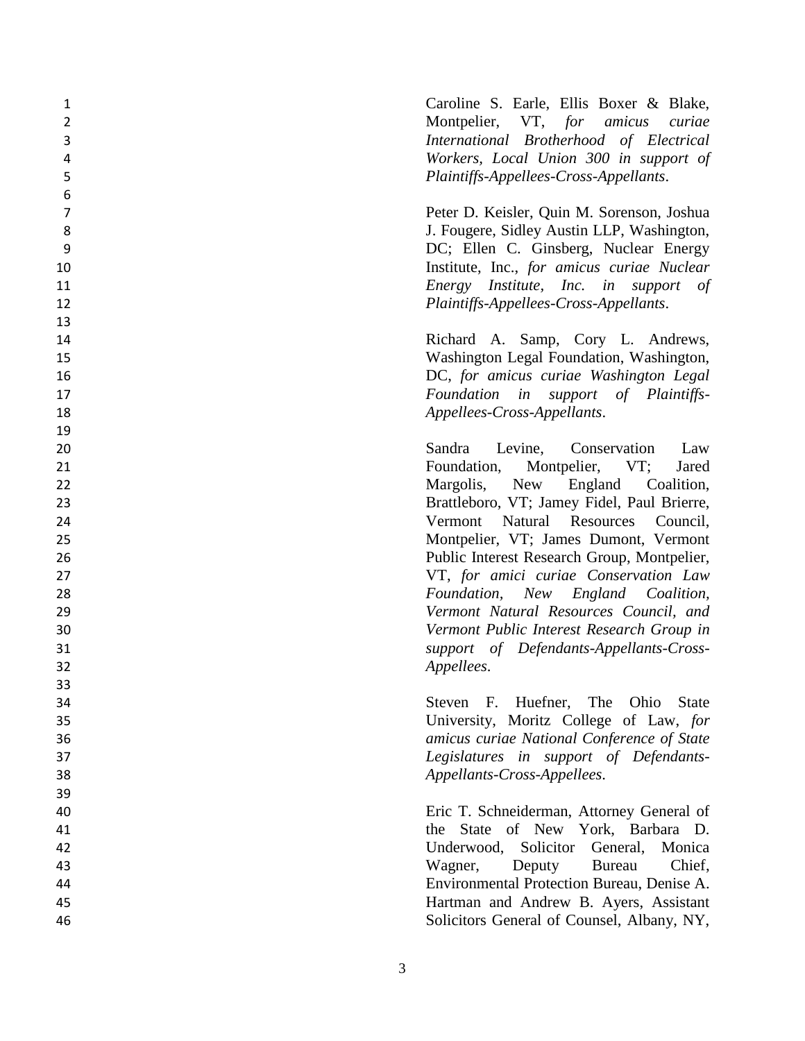Caroline S. Earle, Ellis Boxer & Blake, Montpelier, VT, *for amicus curiae International Brotherhood of Electrical Workers, Local Union 300 in support of Plaintiffs-Appellees-Cross-Appellants*.

Peter D. Keisler, Quin M. Sorenson, Joshua J. Fougere, Sidley Austin LLP, Washington, DC; Ellen C. Ginsberg, Nuclear Energy Institute, Inc., *for amicus curiae Nuclear Energy Institute, Inc. in support of Plaintiffs-Appellees-Cross-Appellants*.

Richard A. Samp, Cory L. Andrews, Washington Legal Foundation, Washington, DC, *for amicus curiae Washington Legal Foundation in support of Plaintiffs-Appellees-Cross-Appellants*.

Sandra Levine, Conservation Law Foundation, Montpelier, VT; Jared Margolis, New England Coalition, Brattleboro, VT; Jamey Fidel, Paul Brierre, Vermont Natural Resources Council, Montpelier, VT; James Dumont, Vermont Public Interest Research Group, Montpelier, VT, *for amici curiae Conservation Law Foundation, New England Coalition, Vermont Natural Resources Council, and Vermont Public Interest Research Group in support of Defendants-Appellants-Cross-Appellees*.

Steven F. Huefner, The Ohio State University, Moritz College of Law, *for amicus curiae National Conference of State Legislatures in support of Defendants-Appellants-Cross-Appellees*.

Eric T. Schneiderman, Attorney General of the State of New York, Barbara D. Underwood, Solicitor General, Monica Wagner, Deputy Bureau Chief, Environmental Protection Bureau, Denise A. Hartman and Andrew B. Ayers, Assistant Solicitors General of Counsel, Albany, NY,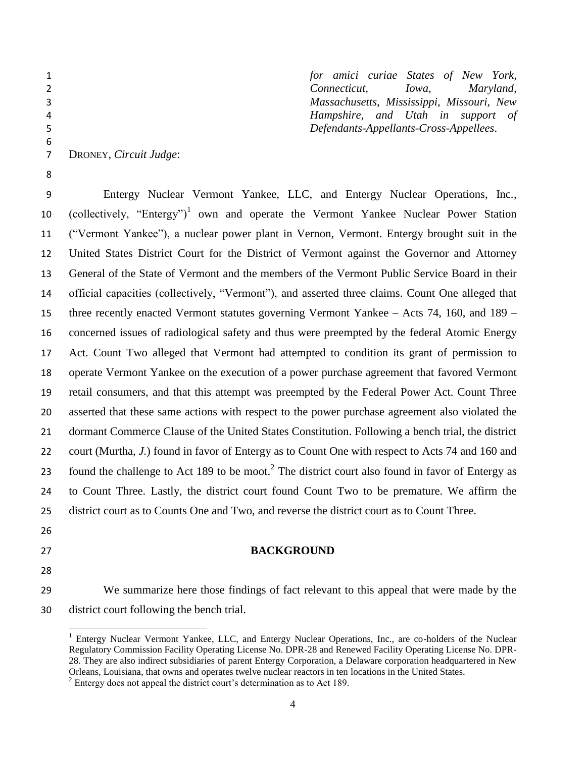*for amici curiae States of New York, Connecticut, Iowa, Maryland, Massachusetts, Mississippi, Missouri, New Hampshire, and Utah in support of Defendants-Appellants-Cross-Appellees*.

DRONEY, *Circuit Judge*:

Entergy Nuclear Vermont Yankee, LLC, and Entergy Nuclear Operations, Inc., (collectively, "Entergy")[1] own and operate the Vermont Yankee Nuclear Power Station ("Vermont Yankee"), a nuclear power plant in Vernon, Vermont. Entergy brought suit in the United States District Court for the District of Vermont against the Governor and Attorney General of the State of Vermont and the members of the Vermont Public Service Board in their official capacities (collectively, "Vermont"), and asserted three claims. Count One alleged that three recently enacted Vermont statutes governing Vermont Yankee – Acts 74, 160, and 189 – concerned issues of radiological safety and thus were preempted by the federal Atomic Energy Act. Count Two alleged that Vermont had attempted to condition its grant of permission to operate Vermont Yankee on the execution of a power purchase agreement that favored Vermont retail consumers, and that this attempt was preempted by the Federal Power Act. Count Three asserted that these same actions with respect to the power purchase agreement also violated the dormant Commerce Clause of the United States Constitution. Following a bench trial, the district court (Murtha, *J.*) found in favor of Entergy as to Count One with respect to Acts 74 and 160 and found the challenge to Act 189 to be moot.[2] The district court also found in favor of Entergy as to Count Three. Lastly, the district court found Count Two to be premature. We affirm the district court as to Counts One and Two, and reverse the district court as to Count Three.

## BACKGROUND

We summarize here those findings of fact relevant to this appeal that were made by the district court following the bench trial.

[1] Entergy Nuclear Vermont Yankee, LLC, and Entergy Nuclear Operations, Inc., are co-holders of the Nuclear Regulatory Commission Facility Operating License No. DPR-28 and Renewed Facility Operating License No. DPR-28. They are also indirect subsidiaries of parent Entergy Corporation, a Delaware corporation headquartered in New Orleans, Louisiana, that owns and operates twelve nuclear reactors in ten locations in the United States.

[2] Entergy does not appeal the district court's determination as to Act 189.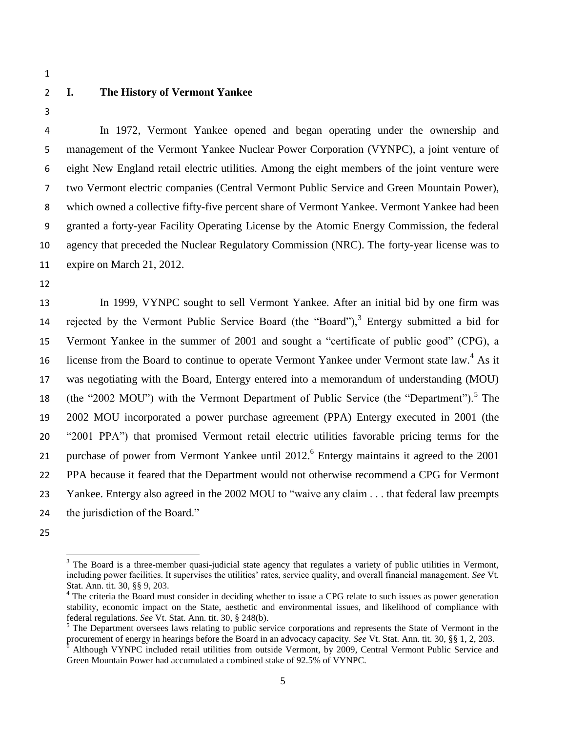## I. The History of Vermont Yankee

In 1972, Vermont Yankee opened and began operating under the ownership and management of the Vermont Yankee Nuclear Power Corporation (VYNPC), a joint venture of eight New England retail electric utilities. Among the eight members of the joint venture were two Vermont electric companies (Central Vermont Public Service and Green Mountain Power), which owned a collective fifty-five percent share of Vermont Yankee. Vermont Yankee had been granted a forty-year Facility Operating License by the Atomic Energy Commission, the federal agency that preceded the Nuclear Regulatory Commission (NRC). The forty-year license was to expire on March 21, 2012.

In 1999, VYNPC sought to sell Vermont Yankee. After an initial bid by one firm was rejected by the Vermont Public Service Board (the "Board"),[3] Entergy submitted a bid for Vermont Yankee in the summer of 2001 and sought a "certificate of public good" (CPG), a license from the Board to continue to operate Vermont Yankee under Vermont state law.[4] As it was negotiating with the Board, Entergy entered into a memorandum of understanding (MOU) (the "2002 MOU") with the Vermont Department of Public Service (the "Department").[5] The 2002 MOU incorporated a power purchase agreement (PPA) Entergy executed in 2001 (the "2001 PPA") that promised Vermont retail electric utilities favorable pricing terms for the purchase of power from Vermont Yankee until 2012.[6] Entergy maintains it agreed to the 2001 PPA because it feared that the Department would not otherwise recommend a CPG for Vermont Yankee. Entergy also agreed in the 2002 MOU to "waive any claim . . . that federal law preempts the jurisdiction of the Board."

---

[3] The Board is a three-member quasi-judicial state agency that regulates a variety of public utilities in Vermont, including power facilities. It supervises the utilities' rates, service quality, and overall financial management. *See* Vt. Stat. Ann. tit. 30, §§ 9, 203.

[4] The criteria the Board must consider in deciding whether to issue a CPG relate to such issues as power generation stability, economic impact on the State, aesthetic and environmental issues, and likelihood of compliance with federal regulations. *See* Vt. Stat. Ann. tit. 30, § 248(b).

[5] The Department oversees laws relating to public service corporations and represents the State of Vermont in the procurement of energy in hearings before the Board in an advocacy capacity. *See* Vt. Stat. Ann. tit. 30, §§ 1, 2, 203.

[6] Although VYNPC included retail utilities from outside Vermont, by 2009, Central Vermont Public Service and Green Mountain Power had accumulated a combined stake of 92.5% of VYNPC.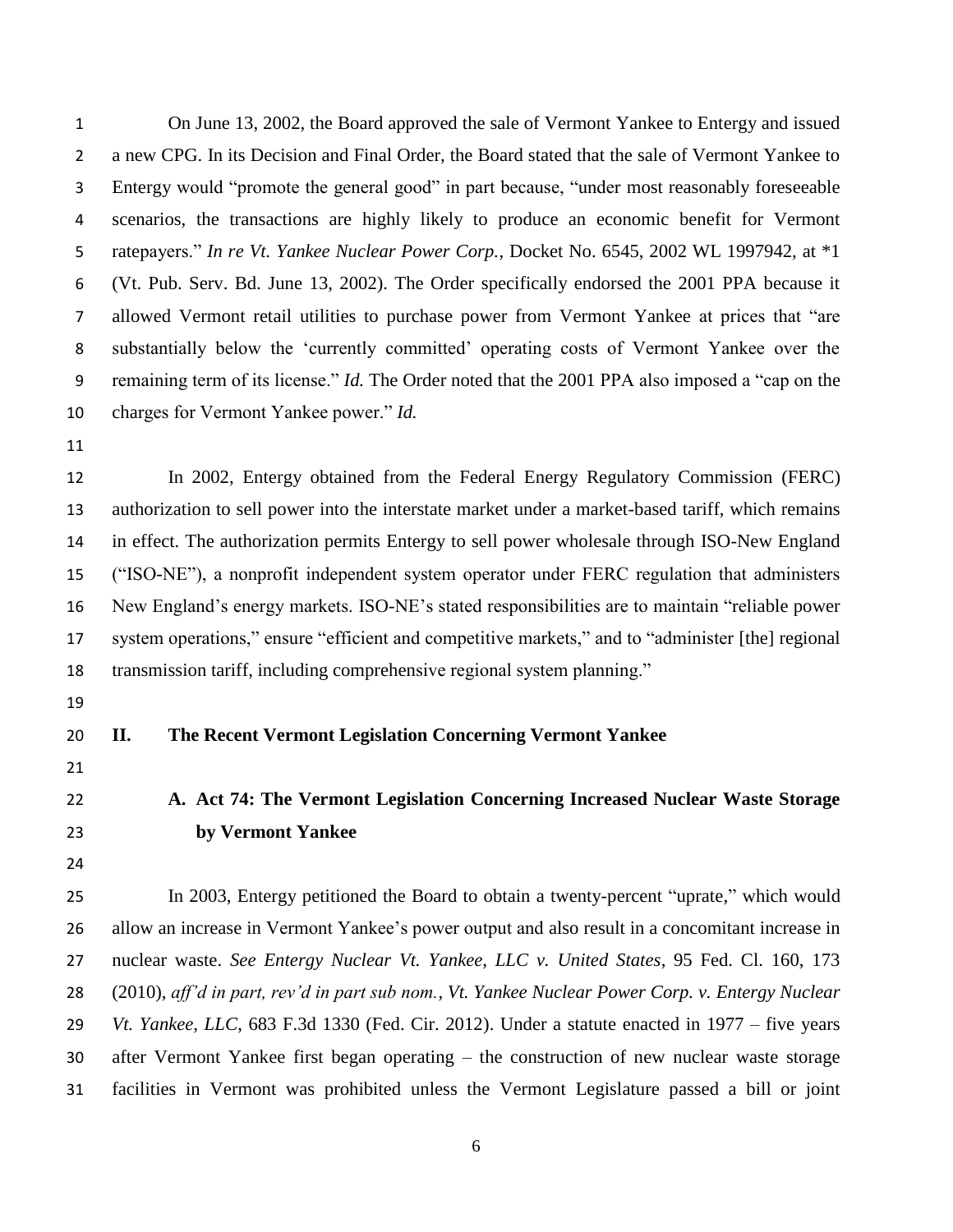On June 13, 2002, the Board approved the sale of Vermont Yankee to Entergy and issued a new CPG. In its Decision and Final Order, the Board stated that the sale of Vermont Yankee to Entergy would "promote the general good" in part because, "under most reasonably foreseeable scenarios, the transactions are highly likely to produce an economic benefit for Vermont ratepayers." *In re Vt. Yankee Nuclear Power Corp.*, Docket No. 6545, 2002 WL 1997942, at *1 (Vt. Pub. Serv. Bd. June 13, 2002). The Order specifically endorsed the 2001 PPA because it allowed Vermont retail utilities to purchase power from Vermont Yankee at prices that "are substantially below the 'currently committed' operating costs of Vermont Yankee over the remaining term of its license." *Id.* The Order noted that the 2001 PPA also imposed a "cap on the charges for Vermont Yankee power." *Id.*

In 2002, Entergy obtained from the Federal Energy Regulatory Commission (FERC) authorization to sell power into the interstate market under a market-based tariff, which remains in effect. The authorization permits Entergy to sell power wholesale through ISO-New England ("ISO-NE"), a nonprofit independent system operator under FERC regulation that administers New England's energy markets. ISO-NE's stated responsibilities are to maintain "reliable power system operations," ensure "efficient and competitive markets," and to "administer [the] regional transmission tariff, including comprehensive regional system planning."

## II. The Recent Vermont Legislation Concerning Vermont Yankee

### A. Act 74: The Vermont Legislation Concerning Increased Nuclear Waste Storage by Vermont Yankee

In 2003, Entergy petitioned the Board to obtain a twenty-percent "uprate," which would allow an increase in Vermont Yankee's power output and also result in a concomitant increase in nuclear waste. *See Entergy Nuclear Vt. Yankee, LLC v. United States*, 95 Fed. Cl. 160, 173 (2010), *aff'd in part, rev'd in part sub nom.*, *Vt. Yankee Nuclear Power Corp. v. Entergy Nuclear Vt. Yankee, LLC*, 683 F.3d 1330 (Fed. Cir. 2012). Under a statute enacted in 1977 – five years after Vermont Yankee first began operating – the construction of new nuclear waste storage facilities in Vermont was prohibited unless the Vermont Legislature passed a bill or joint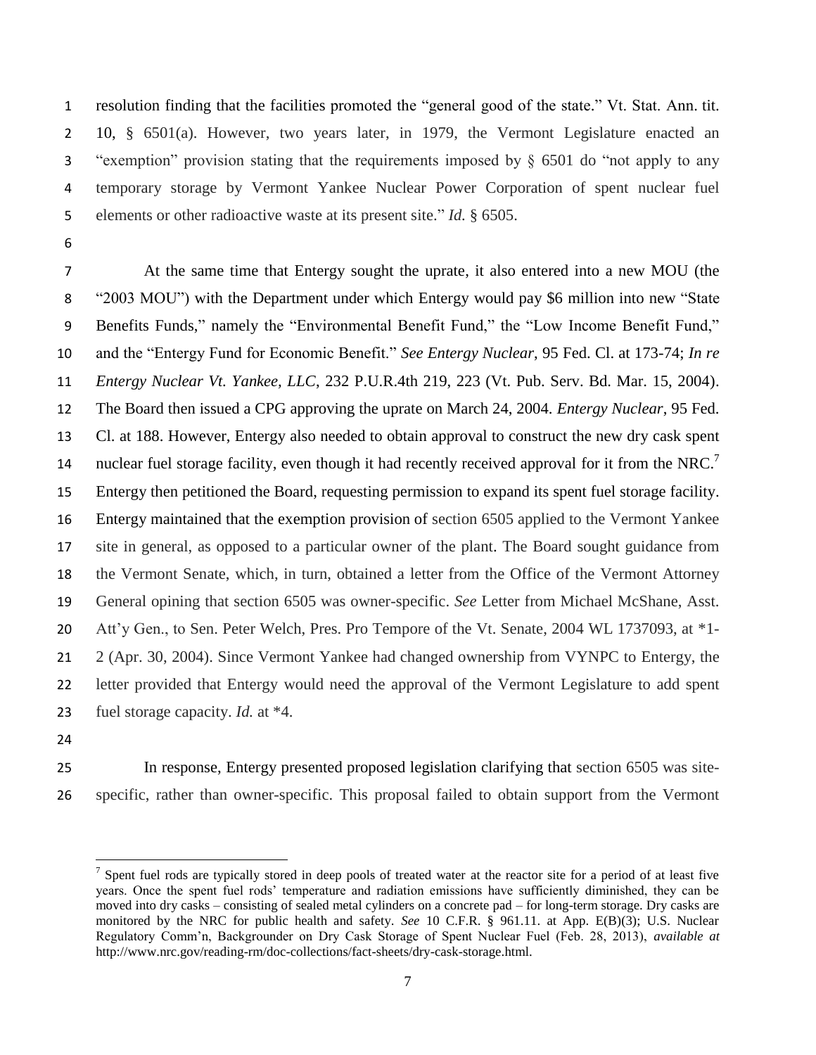resolution finding that the facilities promoted the "general good of the state." Vt. Stat. Ann. tit. 10, § 6501(a). However, two years later, in 1979, the Vermont Legislature enacted an "exemption" provision stating that the requirements imposed by § 6501 do "not apply to any temporary storage by Vermont Yankee Nuclear Power Corporation of spent nuclear fuel elements or other radioactive waste at its present site." *Id.* § 6505.

At the same time that Entergy sought the uprate, it also entered into a new MOU (the "2003 MOU") with the Department under which Entergy would pay $6 million into new "State Benefits Funds," namely the "Environmental Benefit Fund," the "Low Income Benefit Fund," and the "Entergy Fund for Economic Benefit." *See Entergy Nuclear*, 95 Fed. Cl. at 173-74; *In re Entergy Nuclear Vt. Yankee, LLC*, 232 P.U.R.4th 219, 223 (Vt. Pub. Serv. Bd. Mar. 15, 2004). The Board then issued a CPG approving the uprate on March 24, 2004. *Entergy Nuclear*, 95 Fed. Cl. at 188. However, Entergy also needed to obtain approval to construct the new dry cask spent nuclear fuel storage facility, even though it had recently received approval for it from the NRC.[7] Entergy then petitioned the Board, requesting permission to expand its spent fuel storage facility. Entergy maintained that the exemption provision of section 6505 applied to the Vermont Yankee site in general, as opposed to a particular owner of the plant. The Board sought guidance from the Vermont Senate, which, in turn, obtained a letter from the Office of the Vermont Attorney General opining that section 6505 was owner-specific. *See* Letter from Michael McShane, Asst. Att'y Gen., to Sen. Peter Welch, Pres. Pro Tempore of the Vt. Senate, 2004 WL 1737093, at *1-2 (Apr. 30, 2004). Since Vermont Yankee had changed ownership from VYNPC to Entergy, the letter provided that Entergy would need the approval of the Vermont Legislature to add spent fuel storage capacity. *Id.* at *4.

In response, Entergy presented proposed legislation clarifying that section 6505 was site-specific, rather than owner-specific. This proposal failed to obtain support from the Vermont

---

[7] Spent fuel rods are typically stored in deep pools of treated water at the reactor site for a period of at least five years. Once the spent fuel rods' temperature and radiation emissions have sufficiently diminished, they can be moved into dry casks – consisting of sealed metal cylinders on a concrete pad – for long-term storage. Dry casks are monitored by the NRC for public health and safety. *See* 10 C.F.R. § 961.11. at App. E(B)(3); U.S. Nuclear Regulatory Comm'n, Backgrounder on Dry Cask Storage of Spent Nuclear Fuel (Feb. 28, 2013), *available at* http://www.nrc.gov/reading-rm/doc-collections/fact-sheets/dry-cask-storage.html.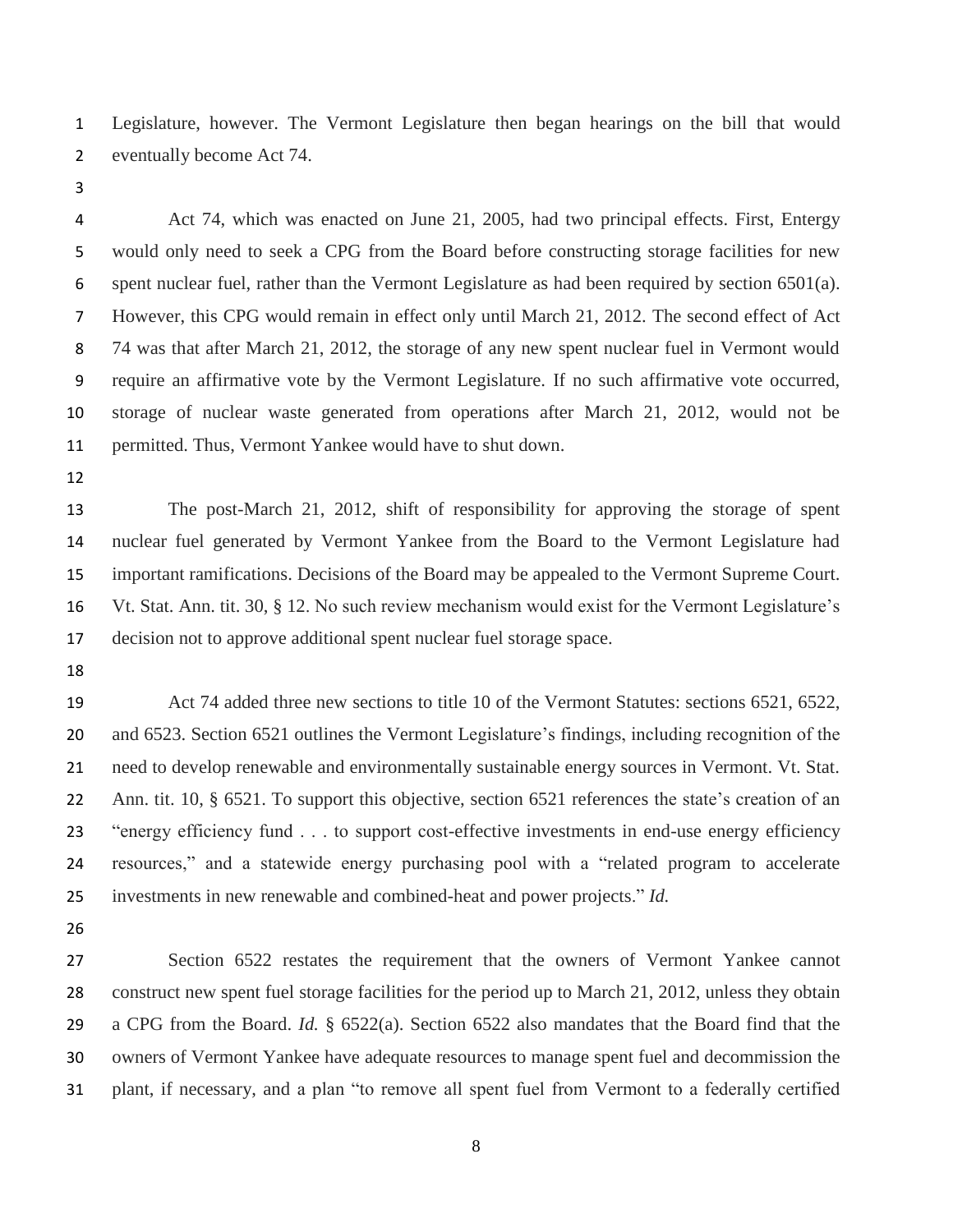Legislature, however. The Vermont Legislature then began hearings on the bill that would eventually become Act 74.

Act 74, which was enacted on June 21, 2005, had two principal effects. First, Entergy would only need to seek a CPG from the Board before constructing storage facilities for new spent nuclear fuel, rather than the Vermont Legislature as had been required by section 6501(a). However, this CPG would remain in effect only until March 21, 2012. The second effect of Act 74 was that after March 21, 2012, the storage of any new spent nuclear fuel in Vermont would require an affirmative vote by the Vermont Legislature. If no such affirmative vote occurred, storage of nuclear waste generated from operations after March 21, 2012, would not be permitted. Thus, Vermont Yankee would have to shut down.

The post-March 21, 2012, shift of responsibility for approving the storage of spent nuclear fuel generated by Vermont Yankee from the Board to the Vermont Legislature had important ramifications. Decisions of the Board may be appealed to the Vermont Supreme Court. Vt. Stat. Ann. tit. 30, § 12. No such review mechanism would exist for the Vermont Legislature's decision not to approve additional spent nuclear fuel storage space.

Act 74 added three new sections to title 10 of the Vermont Statutes: sections 6521, 6522, and 6523. Section 6521 outlines the Vermont Legislature's findings, including recognition of the need to develop renewable and environmentally sustainable energy sources in Vermont. Vt. Stat. Ann. tit. 10, § 6521. To support this objective, section 6521 references the state's creation of an "energy efficiency fund . . . to support cost-effective investments in end-use energy efficiency resources," and a statewide energy purchasing pool with a "related program to accelerate investments in new renewable and combined-heat and power projects." *Id.*

Section 6522 restates the requirement that the owners of Vermont Yankee cannot construct new spent fuel storage facilities for the period up to March 21, 2012, unless they obtain a CPG from the Board. *Id.* § 6522(a). Section 6522 also mandates that the Board find that the owners of Vermont Yankee have adequate resources to manage spent fuel and decommission the plant, if necessary, and a plan "to remove all spent fuel from Vermont to a federally certified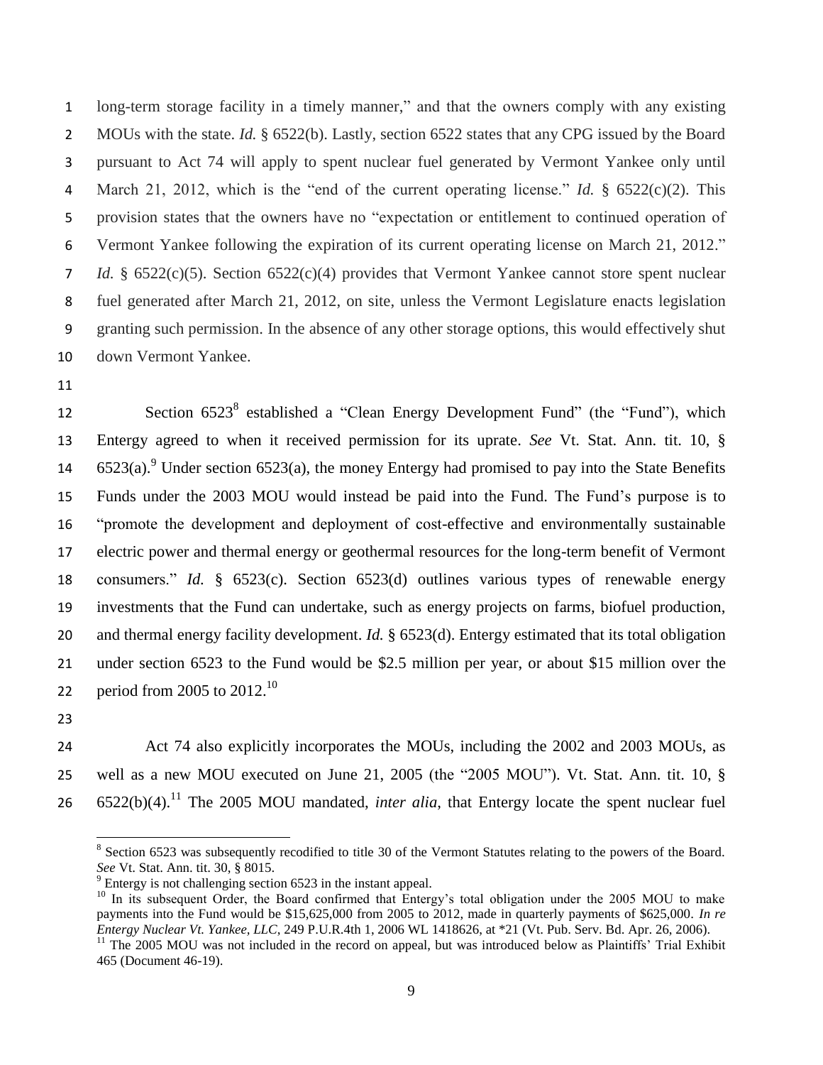long-term storage facility in a timely manner," and that the owners comply with any existing MOUs with the state. *Id.* § 6522(b). Lastly, section 6522 states that any CPG issued by the Board pursuant to Act 74 will apply to spent nuclear fuel generated by Vermont Yankee only until March 21, 2012, which is the "end of the current operating license." *Id.* § 6522(c)(2). This provision states that the owners have no "expectation or entitlement to continued operation of Vermont Yankee following the expiration of its current operating license on March 21, 2012." *Id.* § 6522(c)(5). Section 6522(c)(4) provides that Vermont Yankee cannot store spent nuclear fuel generated after March 21, 2012, on site, unless the Vermont Legislature enacts legislation granting such permission. In the absence of any other storage options, this would effectively shut down Vermont Yankee.

Section 6523[8] established a "Clean Energy Development Fund" (the "Fund"), which Entergy agreed to when it received permission for its uprate. *See* Vt. Stat. Ann. tit. 10, § 6523(a).[9] Under section 6523(a), the money Entergy had promised to pay into the State Benefits Funds under the 2003 MOU would instead be paid into the Fund. The Fund's purpose is to "promote the development and deployment of cost-effective and environmentally sustainable electric power and thermal energy or geothermal resources for the long-term benefit of Vermont consumers." *Id.* § 6523(c). Section 6523(d) outlines various types of renewable energy investments that the Fund can undertake, such as energy projects on farms, biofuel production, and thermal energy facility development. *Id.* § 6523(d). Entergy estimated that its total obligation under section 6523 to the Fund would be \$2.5 million per year, or about \$15 million over the period from 2005 to 2012.[10]

Act 74 also explicitly incorporates the MOUs, including the 2002 and 2003 MOUs, as well as a new MOU executed on June 21, 2005 (the "2005 MOU"). Vt. Stat. Ann. tit. 10, § 6522(b)(4).[11] The 2005 MOU mandated, *inter alia*, that Entergy locate the spent nuclear fuel

---

[8] Section 6523 was subsequently recodified to title 30 of the Vermont Statutes relating to the powers of the Board. *See* Vt. Stat. Ann. tit. 30, § 8015.

[9] Entergy is not challenging section 6523 in the instant appeal.

[10] In its subsequent Order, the Board confirmed that Entergy's total obligation under the 2005 MOU to make payments into the Fund would be \$15,625,000 from 2005 to 2012, made in quarterly payments of \$625,000. *In re Entergy Nuclear Vt. Yankee, LLC*, 249 P.U.R.4th 1, 2006 WL 1418626, at *21 (Vt. Pub. Serv. Bd. Apr. 26, 2006).

[11] The 2005 MOU was not included in the record on appeal, but was introduced below as Plaintiffs' Trial Exhibit 465 (Document 46-19).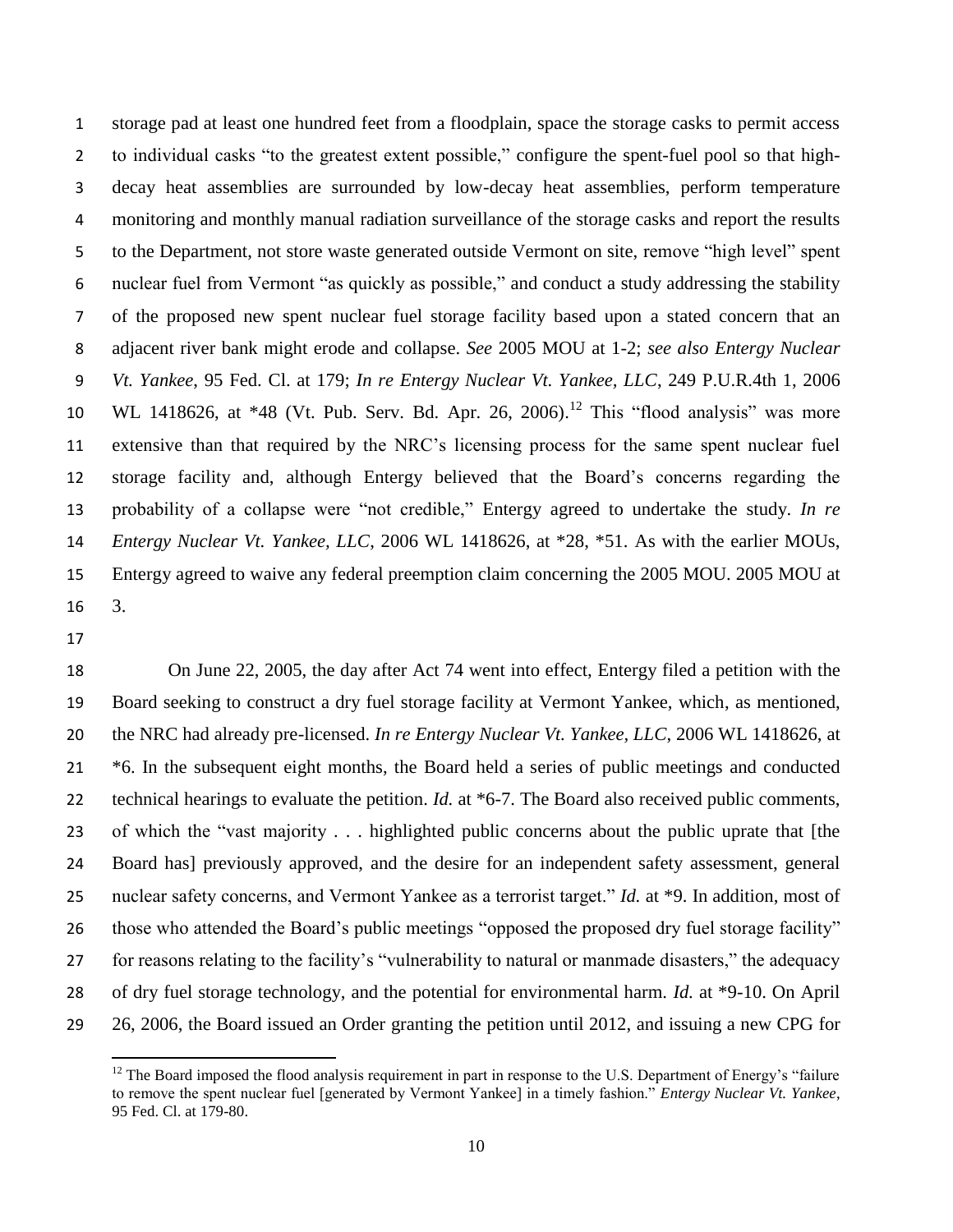storage pad at least one hundred feet from a floodplain, space the storage casks to permit access to individual casks "to the greatest extent possible," configure the spent-fuel pool so that high-decay heat assemblies are surrounded by low-decay heat assemblies, perform temperature monitoring and monthly manual radiation surveillance of the storage casks and report the results to the Department, not store waste generated outside Vermont on site, remove "high level" spent nuclear fuel from Vermont "as quickly as possible," and conduct a study addressing the stability of the proposed new spent nuclear fuel storage facility based upon a stated concern that an adjacent river bank might erode and collapse. *See* 2005 MOU at 1-2; *see also Entergy Nuclear Vt. Yankee*, 95 Fed. Cl. at 179; *In re Entergy Nuclear Vt. Yankee, LLC*, 249 P.U.R.4th 1, 2006 WL 1418626, at *48 (Vt. Pub. Serv. Bd. Apr. 26, 2006).[12] This "flood analysis" was more extensive than that required by the NRC's licensing process for the same spent nuclear fuel storage facility and, although Entergy believed that the Board's concerns regarding the probability of a collapse were "not credible," Entergy agreed to undertake the study. *In re Entergy Nuclear Vt. Yankee, LLC*, 2006 WL 1418626, at *28, *51. As with the earlier MOUs, Entergy agreed to waive any federal preemption claim concerning the 2005 MOU. 2005 MOU at 3.

On June 22, 2005, the day after Act 74 went into effect, Entergy filed a petition with the Board seeking to construct a dry fuel storage facility at Vermont Yankee, which, as mentioned, the NRC had already pre-licensed. *In re Entergy Nuclear Vt. Yankee, LLC*, 2006 WL 1418626, at *6. In the subsequent eight months, the Board held a series of public meetings and conducted technical hearings to evaluate the petition. *Id.* at *6-7. The Board also received public comments, of which the "vast majority . . . highlighted public concerns about the public uprate that [the Board has] previously approved, and the desire for an independent safety assessment, general nuclear safety concerns, and Vermont Yankee as a terrorist target." *Id.* at *9. In addition, most of those who attended the Board's public meetings "opposed the proposed dry fuel storage facility" for reasons relating to the facility's "vulnerability to natural or manmade disasters," the adequacy of dry fuel storage technology, and the potential for environmental harm. *Id.* at *9-10. On April 26, 2006, the Board issued an Order granting the petition until 2012, and issuing a new CPG for

[12] The Board imposed the flood analysis requirement in part in response to the U.S. Department of Energy's "failure to remove the spent nuclear fuel [generated by Vermont Yankee] in a timely fashion." *Entergy Nuclear Vt. Yankee*, 95 Fed. Cl. at 179-80.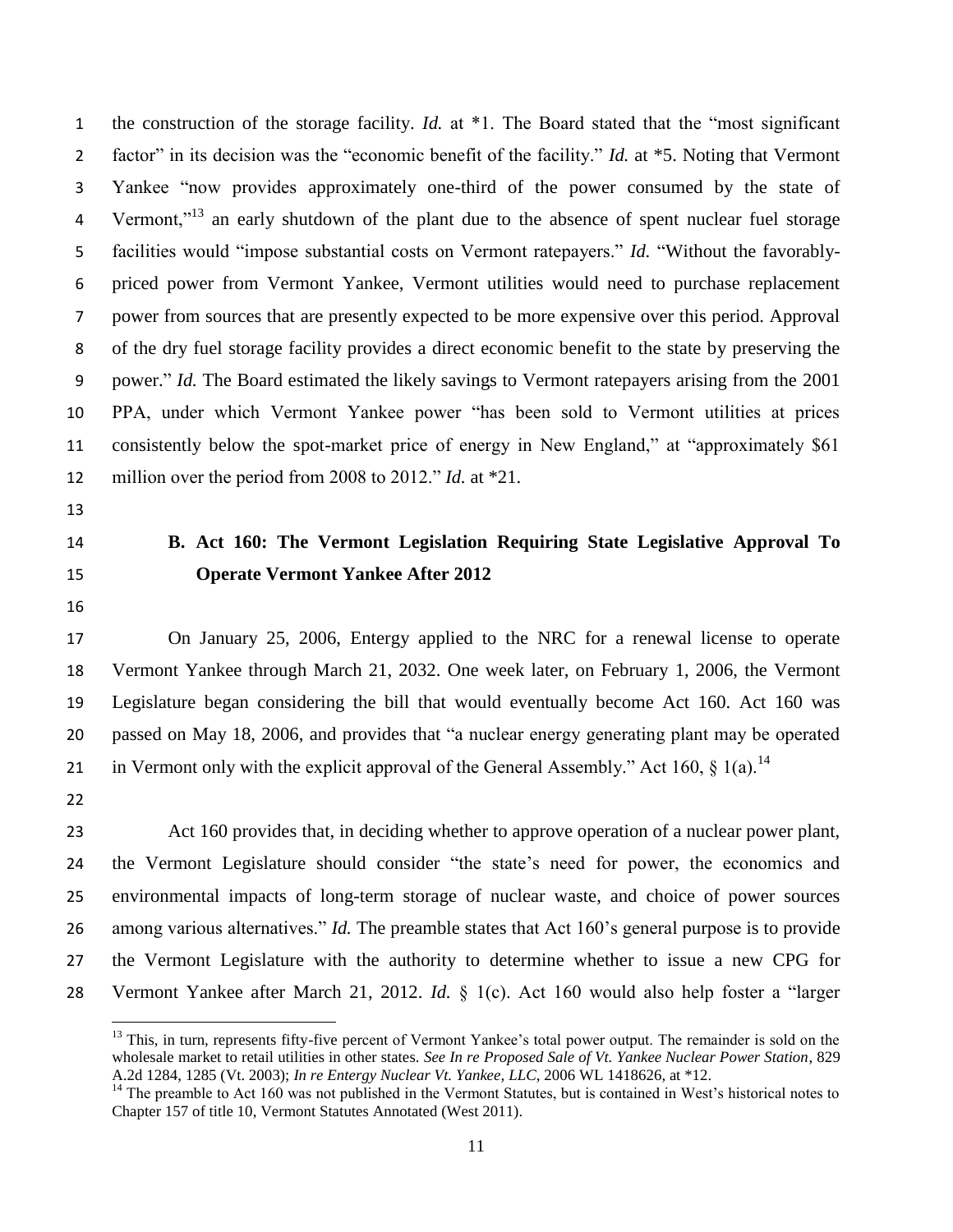the construction of the storage facility. *Id.* at *1. The Board stated that the "most significant factor" in its decision was the "economic benefit of the facility." *Id.* at *5. Noting that Vermont Yankee "now provides approximately one-third of the power consumed by the state of Vermont,"[13] an early shutdown of the plant due to the absence of spent nuclear fuel storage facilities would "impose substantial costs on Vermont ratepayers." *Id.* "Without the favorably-priced power from Vermont Yankee, Vermont utilities would need to purchase replacement power from sources that are presently expected to be more expensive over this period. Approval of the dry fuel storage facility provides a direct economic benefit to the state by preserving the power." *Id.* The Board estimated the likely savings to Vermont ratepayers arising from the 2001 PPA, under which Vermont Yankee power "has been sold to Vermont utilities at prices consistently below the spot-market price of energy in New England," at "approximately $61 million over the period from 2008 to 2012." *Id.* at *21.

### B. Act 160: The Vermont Legislation Requiring State Legislative Approval To Operate Vermont Yankee After 2012

On January 25, 2006, Entergy applied to the NRC for a renewal license to operate Vermont Yankee through March 21, 2032. One week later, on February 1, 2006, the Vermont Legislature began considering the bill that would eventually become Act 160. Act 160 was passed on May 18, 2006, and provides that "a nuclear energy generating plant may be operated in Vermont only with the explicit approval of the General Assembly." Act 160, § 1(a).[14]

Act 160 provides that, in deciding whether to approve operation of a nuclear power plant, the Vermont Legislature should consider "the state's need for power, the economics and environmental impacts of long-term storage of nuclear waste, and choice of power sources among various alternatives." *Id.* The preamble states that Act 160's general purpose is to provide the Vermont Legislature with the authority to determine whether to issue a new CPG for Vermont Yankee after March 21, 2012. *Id.* § 1(c). Act 160 would also help foster a "larger

---

[13] This, in turn, represents fifty-five percent of Vermont Yankee's total power output. The remainder is sold on the wholesale market to retail utilities in other states. *See In re Proposed Sale of Vt. Yankee Nuclear Power Station*, 829 A.2d 1284, 1285 (Vt. 2003); *In re Entergy Nuclear Vt. Yankee, LLC*, 2006 WL 1418626, at *12.

[14] The preamble to Act 160 was not published in the Vermont Statutes, but is contained in West's historical notes to Chapter 157 of title 10, Vermont Statutes Annotated (West 2011).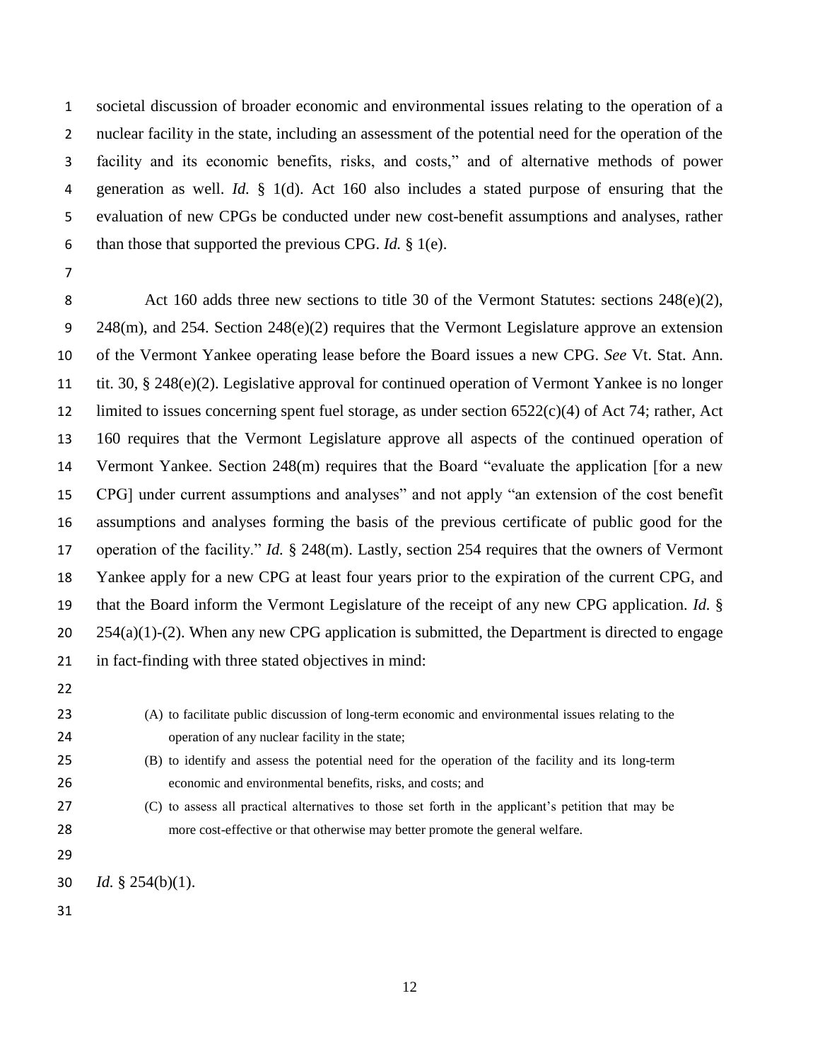societal discussion of broader economic and environmental issues relating to the operation of a nuclear facility in the state, including an assessment of the potential need for the operation of the facility and its economic benefits, risks, and costs," and of alternative methods of power generation as well. *Id.* § 1(d). Act 160 also includes a stated purpose of ensuring that the evaluation of new CPGs be conducted under new cost-benefit assumptions and analyses, rather than those that supported the previous CPG. *Id.* § 1(e).

Act 160 adds three new sections to title 30 of the Vermont Statutes: sections 248(e)(2), 248(m), and 254. Section 248(e)(2) requires that the Vermont Legislature approve an extension of the Vermont Yankee operating lease before the Board issues a new CPG. *See* Vt. Stat. Ann. tit. 30, § 248(e)(2). Legislative approval for continued operation of Vermont Yankee is no longer limited to issues concerning spent fuel storage, as under section 6522(c)(4) of Act 74; rather, Act 160 requires that the Vermont Legislature approve all aspects of the continued operation of Vermont Yankee. Section 248(m) requires that the Board "evaluate the application [for a new CPG] under current assumptions and analyses" and not apply "an extension of the cost benefit assumptions and analyses forming the basis of the previous certificate of public good for the operation of the facility." *Id.* § 248(m). Lastly, section 254 requires that the owners of Vermont Yankee apply for a new CPG at least four years prior to the expiration of the current CPG, and that the Board inform the Vermont Legislature of the receipt of any new CPG application. *Id.* § 254(a)(1)-(2). When any new CPG application is submitted, the Department is directed to engage in fact-finding with three stated objectives in mind:

> (A) to facilitate public discussion of long-term economic and environmental issues relating to the operation of any nuclear facility in the state;
>
> (B) to identify and assess the potential need for the operation of the facility and its long-term economic and environmental benefits, risks, and costs; and
>
> (C) to assess all practical alternatives to those set forth in the applicant's petition that may be more cost-effective or that otherwise may better promote the general welfare.

*Id.* § 254(b)(1).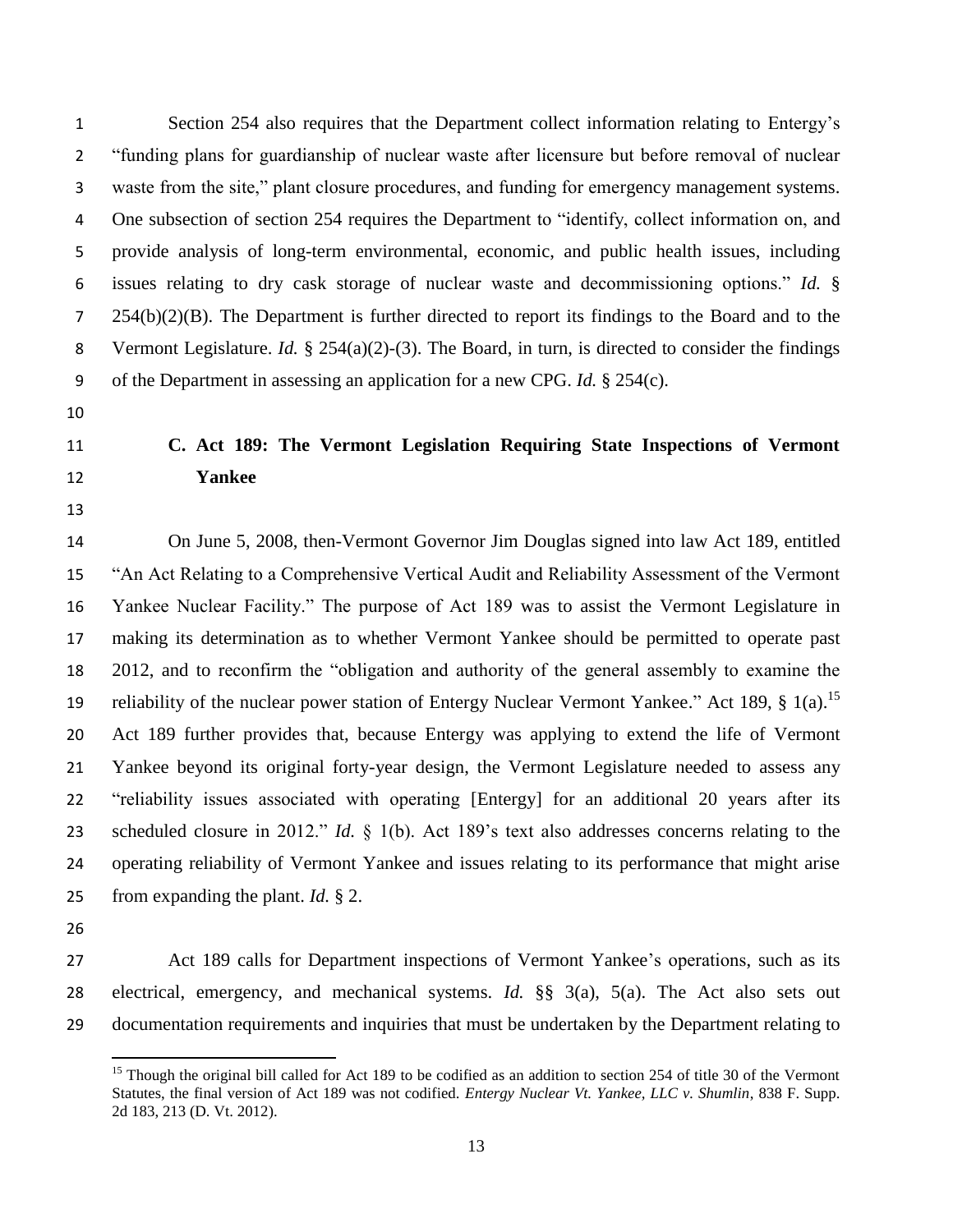Section 254 also requires that the Department collect information relating to Entergy's "funding plans for guardianship of nuclear waste after licensure but before removal of nuclear waste from the site," plant closure procedures, and funding for emergency management systems. One subsection of section 254 requires the Department to "identify, collect information on, and provide analysis of long-term environmental, economic, and public health issues, including issues relating to dry cask storage of nuclear waste and decommissioning options." *Id.* § 254(b)(2)(B). The Department is further directed to report its findings to the Board and to the Vermont Legislature. *Id.* § 254(a)(2)-(3). The Board, in turn, is directed to consider the findings of the Department in assessing an application for a new CPG. *Id.* § 254(c).

### C. Act 189: The Vermont Legislation Requiring State Inspections of Vermont Yankee

On June 5, 2008, then-Vermont Governor Jim Douglas signed into law Act 189, entitled "An Act Relating to a Comprehensive Vertical Audit and Reliability Assessment of the Vermont Yankee Nuclear Facility." The purpose of Act 189 was to assist the Vermont Legislature in making its determination as to whether Vermont Yankee should be permitted to operate past 2012, and to reconfirm the "obligation and authority of the general assembly to examine the reliability of the nuclear power station of Entergy Nuclear Vermont Yankee." Act 189, § 1(a).[15] Act 189 further provides that, because Entergy was applying to extend the life of Vermont Yankee beyond its original forty-year design, the Vermont Legislature needed to assess any "reliability issues associated with operating [Entergy] for an additional 20 years after its scheduled closure in 2012." *Id.* § 1(b). Act 189's text also addresses concerns relating to the operating reliability of Vermont Yankee and issues relating to its performance that might arise from expanding the plant. *Id.* § 2.

Act 189 calls for Department inspections of Vermont Yankee's operations, such as its electrical, emergency, and mechanical systems. *Id.* §§ 3(a), 5(a). The Act also sets out documentation requirements and inquiries that must be undertaken by the Department relating to

[15] Though the original bill called for Act 189 to be codified as an addition to section 254 of title 30 of the Vermont Statutes, the final version of Act 189 was not codified. *Entergy Nuclear Vt. Yankee, LLC v. Shumlin*, 838 F. Supp. 2d 183, 213 (D. Vt. 2012).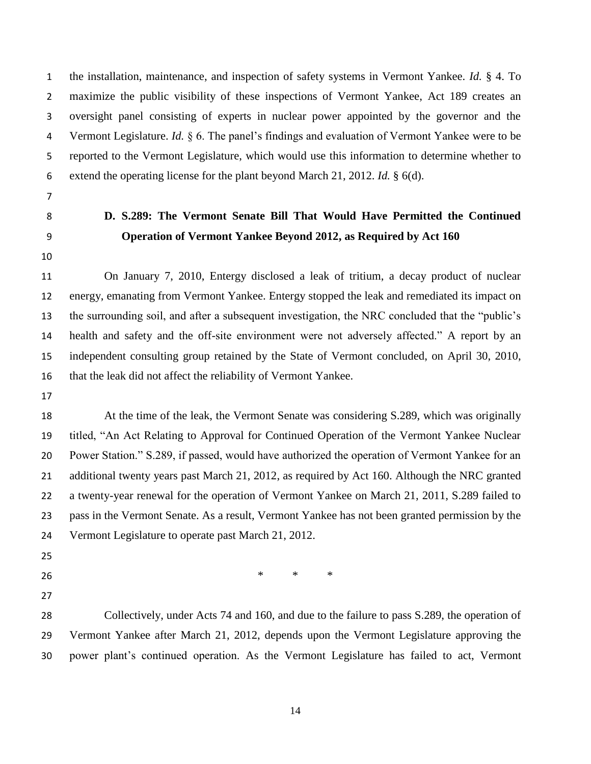the installation, maintenance, and inspection of safety systems in Vermont Yankee. *Id.* § 4. To maximize the public visibility of these inspections of Vermont Yankee, Act 189 creates an oversight panel consisting of experts in nuclear power appointed by the governor and the Vermont Legislature. *Id.* § 6. The panel's findings and evaluation of Vermont Yankee were to be reported to the Vermont Legislature, which would use this information to determine whether to extend the operating license for the plant beyond March 21, 2012. *Id.* § 6(d).

### D. S.289: The Vermont Senate Bill That Would Have Permitted the Continued Operation of Vermont Yankee Beyond 2012, as Required by Act 160

On January 7, 2010, Entergy disclosed a leak of tritium, a decay product of nuclear energy, emanating from Vermont Yankee. Entergy stopped the leak and remediated its impact on the surrounding soil, and after a subsequent investigation, the NRC concluded that the "public's health and safety and the off-site environment were not adversely affected." A report by an independent consulting group retained by the State of Vermont concluded, on April 30, 2010, that the leak did not affect the reliability of Vermont Yankee.

At the time of the leak, the Vermont Senate was considering S.289, which was originally titled, "An Act Relating to Approval for Continued Operation of the Vermont Yankee Nuclear Power Station." S.289, if passed, would have authorized the operation of Vermont Yankee for an additional twenty years past March 21, 2012, as required by Act 160. Although the NRC granted a twenty-year renewal for the operation of Vermont Yankee on March 21, 2011, S.289 failed to pass in the Vermont Senate. As a result, Vermont Yankee has not been granted permission by the Vermont Legislature to operate past March 21, 2012.

\* \* \*

Collectively, under Acts 74 and 160, and due to the failure to pass S.289, the operation of Vermont Yankee after March 21, 2012, depends upon the Vermont Legislature approving the power plant's continued operation. As the Vermont Legislature has failed to act, Vermont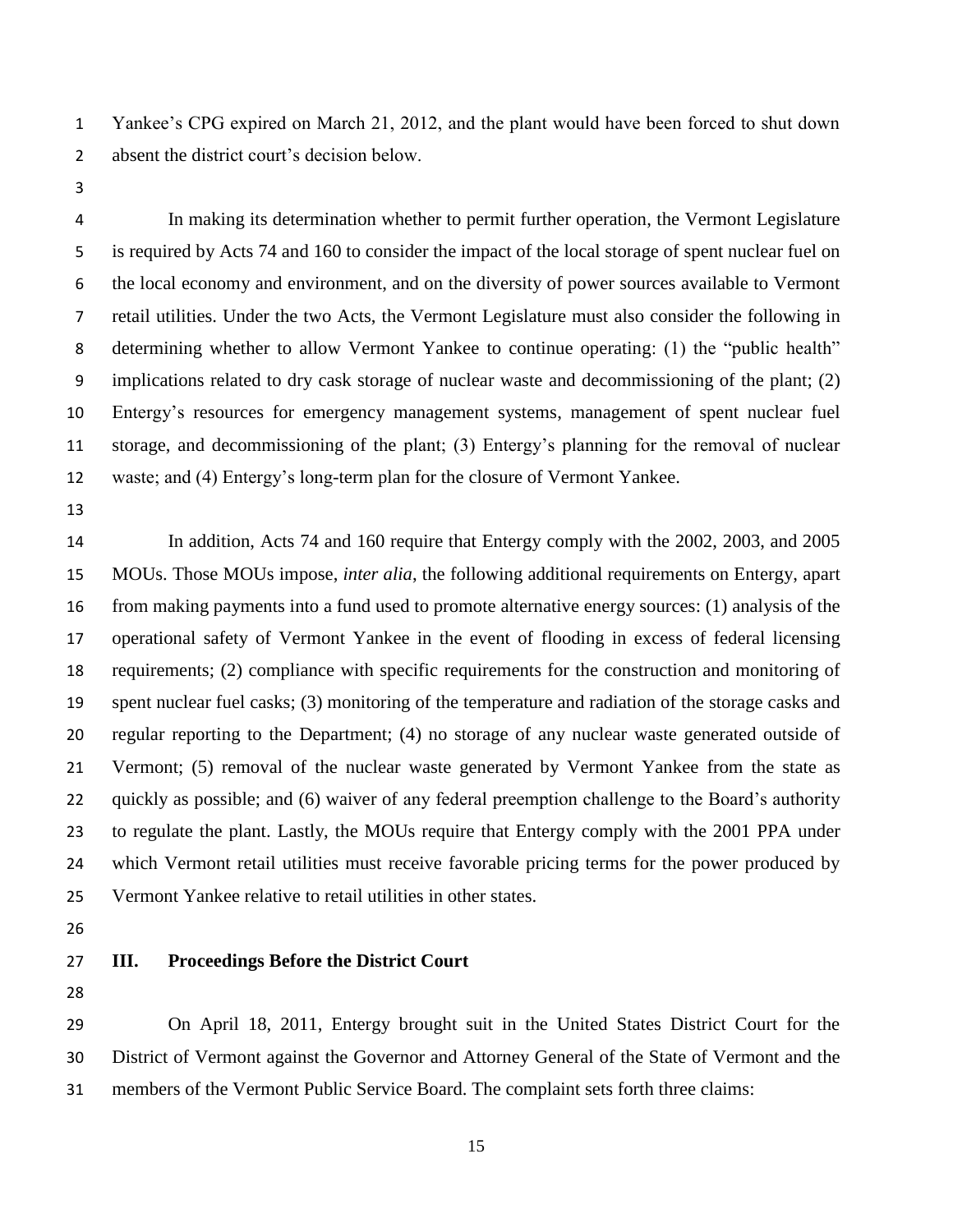Yankee's CPG expired on March 21, 2012, and the plant would have been forced to shut down absent the district court's decision below.

In making its determination whether to permit further operation, the Vermont Legislature is required by Acts 74 and 160 to consider the impact of the local storage of spent nuclear fuel on the local economy and environment, and on the diversity of power sources available to Vermont retail utilities. Under the two Acts, the Vermont Legislature must also consider the following in determining whether to allow Vermont Yankee to continue operating: (1) the "public health" implications related to dry cask storage of nuclear waste and decommissioning of the plant; (2) Entergy's resources for emergency management systems, management of spent nuclear fuel storage, and decommissioning of the plant; (3) Entergy's planning for the removal of nuclear waste; and (4) Entergy's long-term plan for the closure of Vermont Yankee.

In addition, Acts 74 and 160 require that Entergy comply with the 2002, 2003, and 2005 MOUs. Those MOUs impose, *inter alia*, the following additional requirements on Entergy, apart from making payments into a fund used to promote alternative energy sources: (1) analysis of the operational safety of Vermont Yankee in the event of flooding in excess of federal licensing requirements; (2) compliance with specific requirements for the construction and monitoring of spent nuclear fuel casks; (3) monitoring of the temperature and radiation of the storage casks and regular reporting to the Department; (4) no storage of any nuclear waste generated outside of Vermont; (5) removal of the nuclear waste generated by Vermont Yankee from the state as quickly as possible; and (6) waiver of any federal preemption challenge to the Board's authority to regulate the plant. Lastly, the MOUs require that Entergy comply with the 2001 PPA under which Vermont retail utilities must receive favorable pricing terms for the power produced by Vermont Yankee relative to retail utilities in other states.

## III. Proceedings Before the District Court

On April 18, 2011, Entergy brought suit in the United States District Court for the District of Vermont against the Governor and Attorney General of the State of Vermont and the members of the Vermont Public Service Board. The complaint sets forth three claims: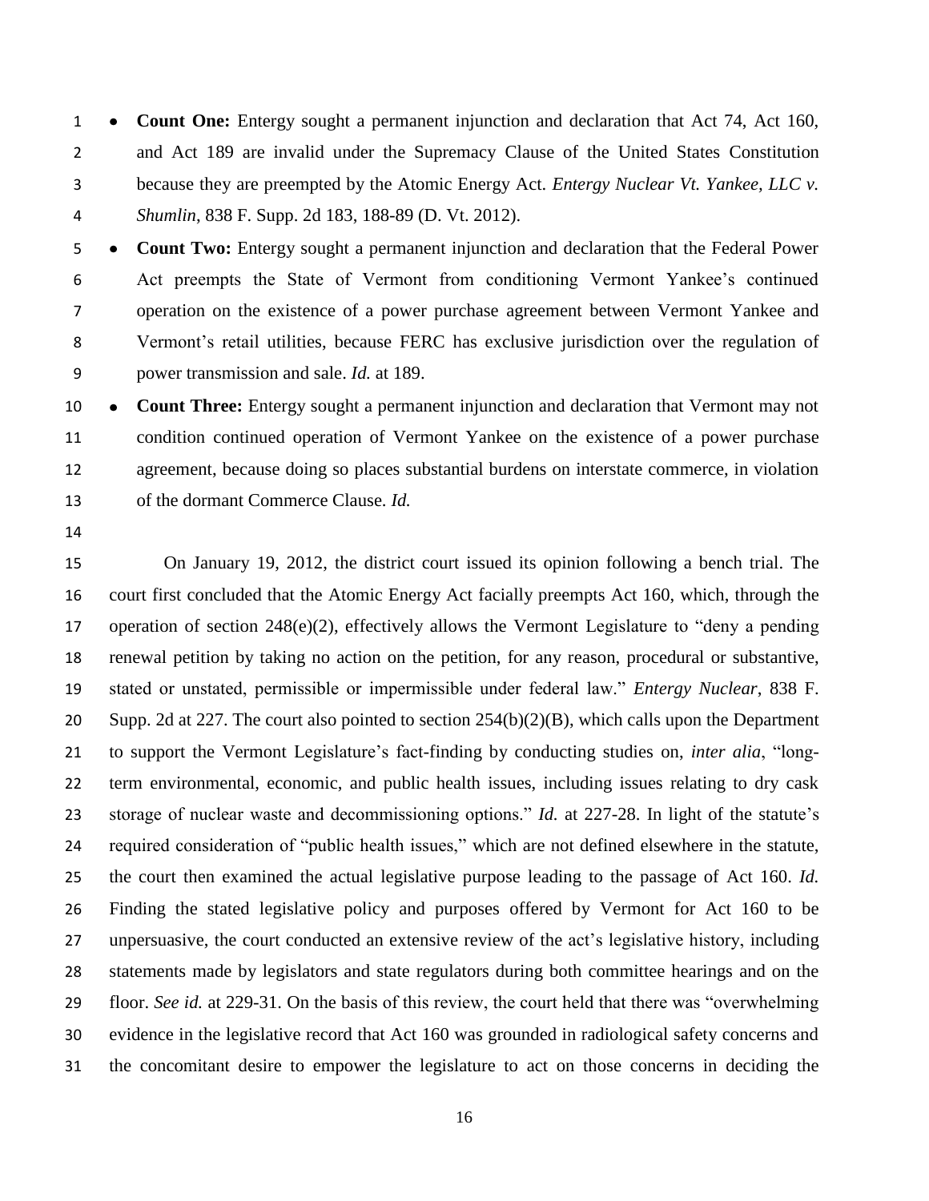- **Count One:** Entergy sought a permanent injunction and declaration that Act 74, Act 160, and Act 189 are invalid under the Supremacy Clause of the United States Constitution because they are preempted by the Atomic Energy Act. *Entergy Nuclear Vt. Yankee, LLC v. Shumlin*, 838 F. Supp. 2d 183, 188-89 (D. Vt. 2012).
- **Count Two:** Entergy sought a permanent injunction and declaration that the Federal Power Act preempts the State of Vermont from conditioning Vermont Yankee's continued operation on the existence of a power purchase agreement between Vermont Yankee and Vermont's retail utilities, because FERC has exclusive jurisdiction over the regulation of power transmission and sale. *Id.* at 189.
- **Count Three:** Entergy sought a permanent injunction and declaration that Vermont may not condition continued operation of Vermont Yankee on the existence of a power purchase agreement, because doing so places substantial burdens on interstate commerce, in violation of the dormant Commerce Clause. *Id.*

On January 19, 2012, the district court issued its opinion following a bench trial. The court first concluded that the Atomic Energy Act facially preempts Act 160, which, through the operation of section 248(e)(2), effectively allows the Vermont Legislature to "deny a pending renewal petition by taking no action on the petition, for any reason, procedural or substantive, stated or unstated, permissible or impermissible under federal law." *Entergy Nuclear*, 838 F. Supp. 2d at 227. The court also pointed to section 254(b)(2)(B), which calls upon the Department to support the Vermont Legislature's fact-finding by conducting studies on, *inter alia*, "long-term environmental, economic, and public health issues, including issues relating to dry cask storage of nuclear waste and decommissioning options." *Id.* at 227-28. In light of the statute's required consideration of "public health issues," which are not defined elsewhere in the statute, the court then examined the actual legislative purpose leading to the passage of Act 160. *Id.* Finding the stated legislative policy and purposes offered by Vermont for Act 160 to be unpersuasive, the court conducted an extensive review of the act's legislative history, including statements made by legislators and state regulators during both committee hearings and on the floor. *See id.* at 229-31. On the basis of this review, the court held that there was "overwhelming evidence in the legislative record that Act 160 was grounded in radiological safety concerns and the concomitant desire to empower the legislature to act on those concerns in deciding the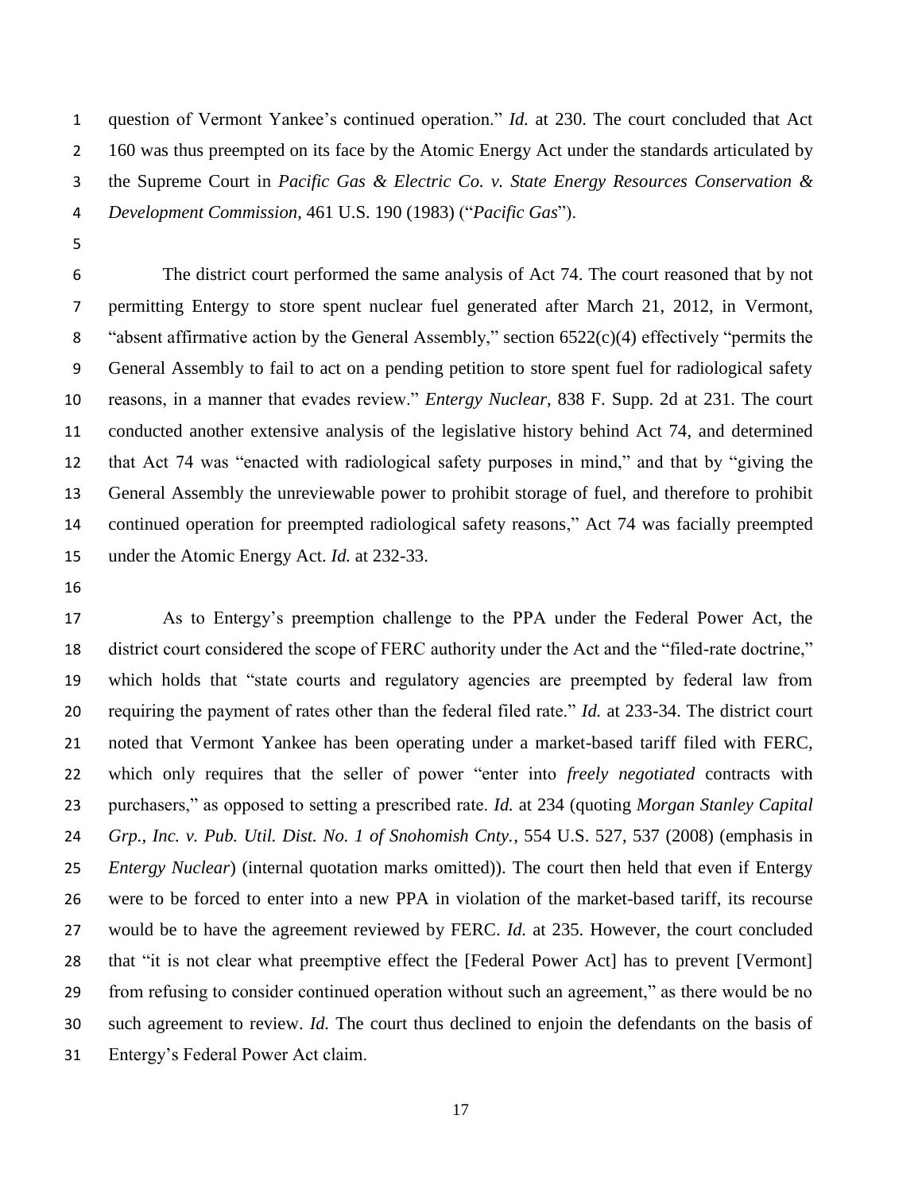question of Vermont Yankee's continued operation." *Id.* at 230. The court concluded that Act 160 was thus preempted on its face by the Atomic Energy Act under the standards articulated by the Supreme Court in *Pacific Gas & Electric Co. v. State Energy Resources Conservation & Development Commission*, 461 U.S. 190 (1983) ("*Pacific Gas*").

The district court performed the same analysis of Act 74. The court reasoned that by not permitting Entergy to store spent nuclear fuel generated after March 21, 2012, in Vermont, "absent affirmative action by the General Assembly," section 6522(c)(4) effectively "permits the General Assembly to fail to act on a pending petition to store spent fuel for radiological safety reasons, in a manner that evades review." *Entergy Nuclear*, 838 F. Supp. 2d at 231. The court conducted another extensive analysis of the legislative history behind Act 74, and determined that Act 74 was "enacted with radiological safety purposes in mind," and that by "giving the General Assembly the unreviewable power to prohibit storage of fuel, and therefore to prohibit continued operation for preempted radiological safety reasons," Act 74 was facially preempted under the Atomic Energy Act. *Id.* at 232-33.

As to Entergy's preemption challenge to the PPA under the Federal Power Act, the district court considered the scope of FERC authority under the Act and the "filed-rate doctrine," which holds that "state courts and regulatory agencies are preempted by federal law from requiring the payment of rates other than the federal filed rate." *Id.* at 233-34. The district court noted that Vermont Yankee has been operating under a market-based tariff filed with FERC, which only requires that the seller of power "enter into *freely negotiated* contracts with purchasers," as opposed to setting a prescribed rate. *Id.* at 234 (quoting *Morgan Stanley Capital Grp., Inc. v. Pub. Util. Dist. No. 1 of Snohomish Cnty.*, 554 U.S. 527, 537 (2008) (emphasis in *Entergy Nuclear*) (internal quotation marks omitted)). The court then held that even if Entergy were to be forced to enter into a new PPA in violation of the market-based tariff, its recourse would be to have the agreement reviewed by FERC. *Id.* at 235. However, the court concluded that "it is not clear what preemptive effect the [Federal Power Act] has to prevent [Vermont] from refusing to consider continued operation without such an agreement," as there would be no such agreement to review. *Id.* The court thus declined to enjoin the defendants on the basis of Entergy's Federal Power Act claim.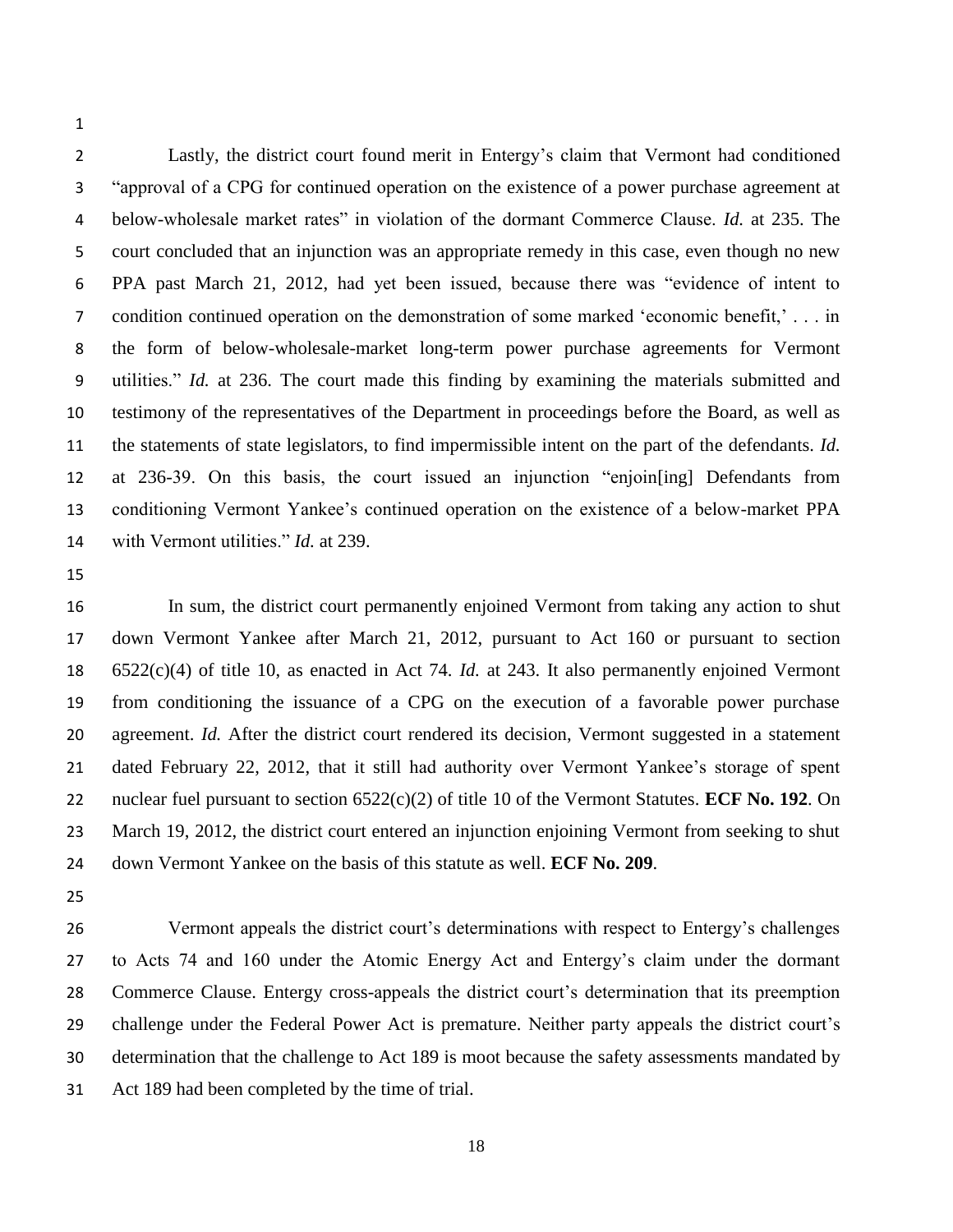Lastly, the district court found merit in Entergy's claim that Vermont had conditioned "approval of a CPG for continued operation on the existence of a power purchase agreement at below-wholesale market rates" in violation of the dormant Commerce Clause. *Id.* at 235. The court concluded that an injunction was an appropriate remedy in this case, even though no new PPA past March 21, 2012, had yet been issued, because there was "evidence of intent to condition continued operation on the demonstration of some marked 'economic benefit,' . . . in the form of below-wholesale-market long-term power purchase agreements for Vermont utilities." *Id.* at 236. The court made this finding by examining the materials submitted and testimony of the representatives of the Department in proceedings before the Board, as well as the statements of state legislators, to find impermissible intent on the part of the defendants. *Id.* at 236-39. On this basis, the court issued an injunction "enjoin[ing] Defendants from conditioning Vermont Yankee's continued operation on the existence of a below-market PPA with Vermont utilities." *Id.* at 239.

In sum, the district court permanently enjoined Vermont from taking any action to shut down Vermont Yankee after March 21, 2012, pursuant to Act 160 or pursuant to section 6522(c)(4) of title 10, as enacted in Act 74. *Id.* at 243. It also permanently enjoined Vermont from conditioning the issuance of a CPG on the execution of a favorable power purchase agreement. *Id.* After the district court rendered its decision, Vermont suggested in a statement dated February 22, 2012, that it still had authority over Vermont Yankee's storage of spent nuclear fuel pursuant to section 6522(c)(2) of title 10 of the Vermont Statutes. **ECF No. 192**. On March 19, 2012, the district court entered an injunction enjoining Vermont from seeking to shut down Vermont Yankee on the basis of this statute as well. **ECF No. 209**.

Vermont appeals the district court's determinations with respect to Entergy's challenges to Acts 74 and 160 under the Atomic Energy Act and Entergy's claim under the dormant Commerce Clause. Entergy cross-appeals the district court's determination that its preemption challenge under the Federal Power Act is premature. Neither party appeals the district court's determination that the challenge to Act 189 is moot because the safety assessments mandated by Act 189 had been completed by the time of trial.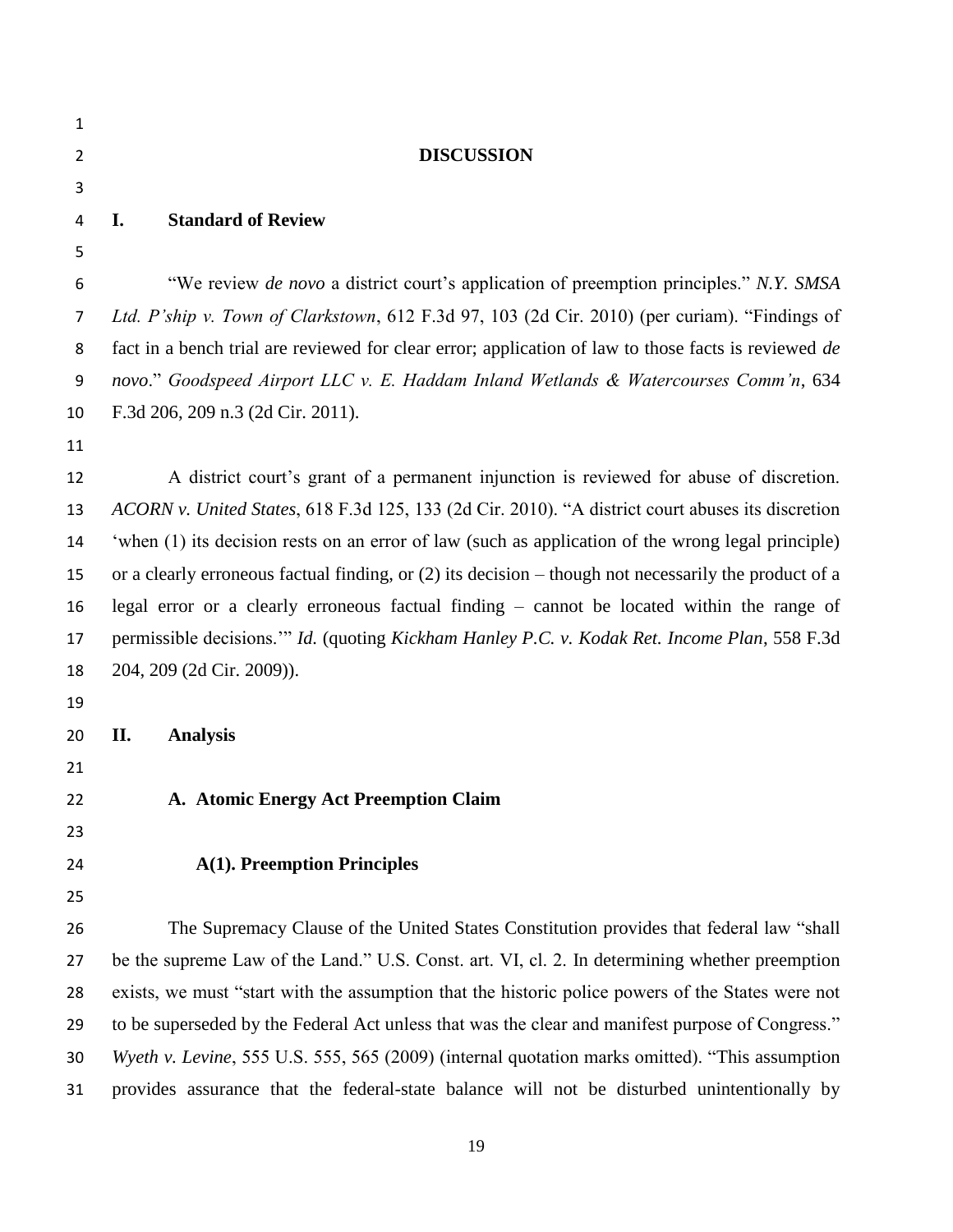## DISCUSSION

### I. Standard of Review

"We review *de novo* a district court's application of preemption principles." *N.Y. SMSA Ltd. P'ship v. Town of Clarkstown*, 612 F.3d 97, 103 (2d Cir. 2010) (per curiam). "Findings of fact in a bench trial are reviewed for clear error; application of law to those facts is reviewed *de novo*." *Goodspeed Airport LLC v. E. Haddam Inland Wetlands & Watercourses Comm'n*, 634 F.3d 206, 209 n.3 (2d Cir. 2011).

A district court's grant of a permanent injunction is reviewed for abuse of discretion. *ACORN v. United States*, 618 F.3d 125, 133 (2d Cir. 2010). "A district court abuses its discretion 'when (1) its decision rests on an error of law (such as application of the wrong legal principle) or a clearly erroneous factual finding, or (2) its decision – though not necessarily the product of a legal error or a clearly erroneous factual finding – cannot be located within the range of permissible decisions.'" *Id.* (quoting *Kickham Hanley P.C. v. Kodak Ret. Income Plan*, 558 F.3d 204, 209 (2d Cir. 2009)).

### II. Analysis

#### A. Atomic Energy Act Preemption Claim

##### A(1). Preemption Principles

The Supremacy Clause of the United States Constitution provides that federal law "shall be the supreme Law of the Land." U.S. Const. art. VI, cl. 2. In determining whether preemption exists, we must "start with the assumption that the historic police powers of the States were not to be superseded by the Federal Act unless that was the clear and manifest purpose of Congress." *Wyeth v. Levine*, 555 U.S. 555, 565 (2009) (internal quotation marks omitted). "This assumption provides assurance that the federal-state balance will not be disturbed unintentionally by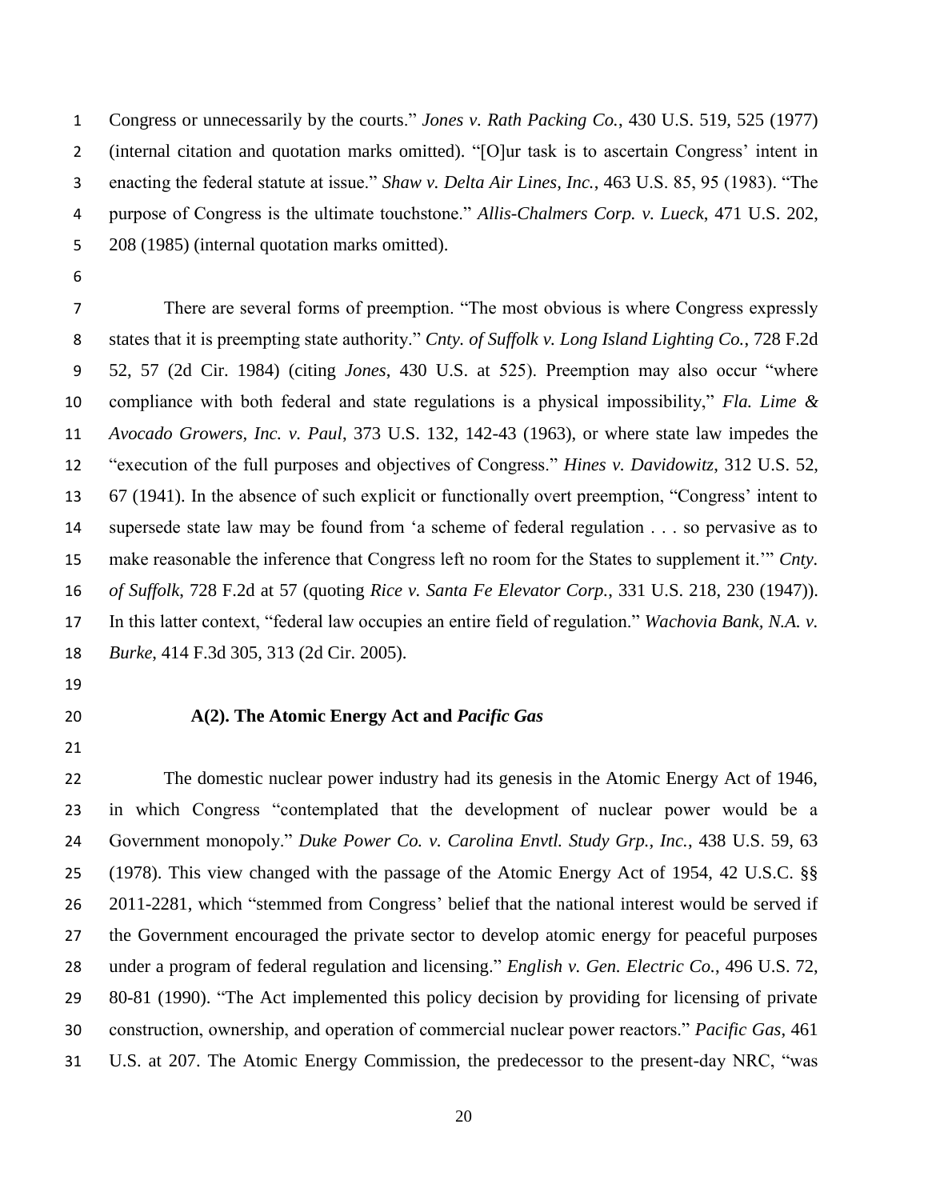Congress or unnecessarily by the courts." *Jones v. Rath Packing Co.*, 430 U.S. 519, 525 (1977) (internal citation and quotation marks omitted). "[O]ur task is to ascertain Congress' intent in enacting the federal statute at issue." *Shaw v. Delta Air Lines, Inc.*, 463 U.S. 85, 95 (1983). "The purpose of Congress is the ultimate touchstone." *Allis-Chalmers Corp. v. Lueck*, 471 U.S. 202, 208 (1985) (internal quotation marks omitted).

There are several forms of preemption. "The most obvious is where Congress expressly states that it is preempting state authority." *Cnty. of Suffolk v. Long Island Lighting Co.*, 728 F.2d 52, 57 (2d Cir. 1984) (citing *Jones*, 430 U.S. at 525). Preemption may also occur "where compliance with both federal and state regulations is a physical impossibility," *Fla. Lime & Avocado Growers, Inc. v. Paul*, 373 U.S. 132, 142-43 (1963), or where state law impedes the "execution of the full purposes and objectives of Congress." *Hines v. Davidowitz*, 312 U.S. 52, 67 (1941). In the absence of such explicit or functionally overt preemption, "Congress' intent to supersede state law may be found from 'a scheme of federal regulation . . . so pervasive as to make reasonable the inference that Congress left no room for the States to supplement it.'" *Cnty. of Suffolk*, 728 F.2d at 57 (quoting *Rice v. Santa Fe Elevator Corp.*, 331 U.S. 218, 230 (1947)). In this latter context, "federal law occupies an entire field of regulation." *Wachovia Bank, N.A. v. Burke*, 414 F.3d 305, 313 (2d Cir. 2005).

### A(2). The Atomic Energy Act and *Pacific Gas*

The domestic nuclear power industry had its genesis in the Atomic Energy Act of 1946, in which Congress "contemplated that the development of nuclear power would be a Government monopoly." *Duke Power Co. v. Carolina Envtl. Study Grp., Inc.*, 438 U.S. 59, 63 (1978). This view changed with the passage of the Atomic Energy Act of 1954, 42 U.S.C. §§ 2011-2281, which "stemmed from Congress' belief that the national interest would be served if the Government encouraged the private sector to develop atomic energy for peaceful purposes under a program of federal regulation and licensing." *English v. Gen. Electric Co.*, 496 U.S. 72, 80-81 (1990). "The Act implemented this policy decision by providing for licensing of private construction, ownership, and operation of commercial nuclear power reactors." *Pacific Gas*, 461 U.S. at 207. The Atomic Energy Commission, the predecessor to the present-day NRC, "was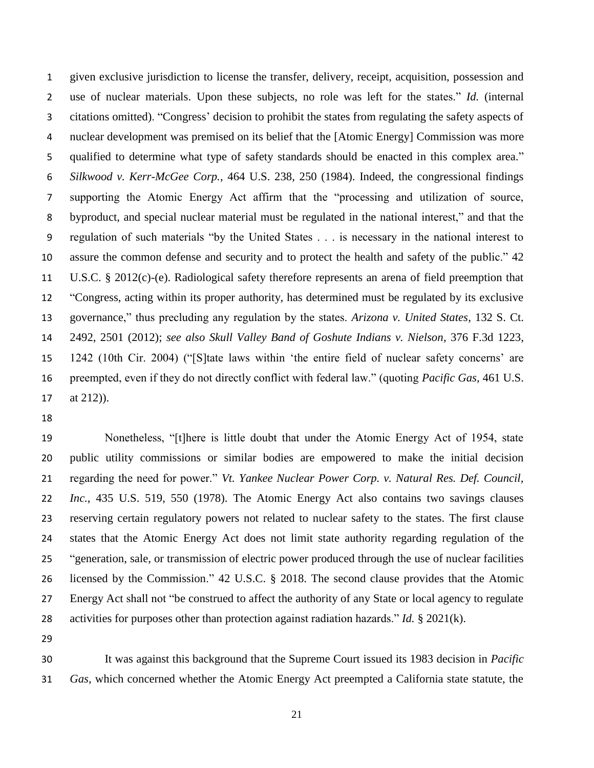given exclusive jurisdiction to license the transfer, delivery, receipt, acquisition, possession and use of nuclear materials. Upon these subjects, no role was left for the states." *Id.* (internal citations omitted). "Congress' decision to prohibit the states from regulating the safety aspects of nuclear development was premised on its belief that the [Atomic Energy] Commission was more qualified to determine what type of safety standards should be enacted in this complex area." *Silkwood v. Kerr-McGee Corp.*, 464 U.S. 238, 250 (1984). Indeed, the congressional findings supporting the Atomic Energy Act affirm that the "processing and utilization of source, byproduct, and special nuclear material must be regulated in the national interest," and that the regulation of such materials "by the United States . . . is necessary in the national interest to assure the common defense and security and to protect the health and safety of the public." 42 U.S.C. § 2012(c)-(e). Radiological safety therefore represents an arena of field preemption that "Congress, acting within its proper authority, has determined must be regulated by its exclusive governance," thus precluding any regulation by the states. *Arizona v. United States*, 132 S. Ct. 2492, 2501 (2012); *see also Skull Valley Band of Goshute Indians v. Nielson*, 376 F.3d 1223, 1242 (10th Cir. 2004) ("[S]tate laws within 'the entire field of nuclear safety concerns' are preempted, even if they do not directly conflict with federal law." (quoting *Pacific Gas*, 461 U.S. at 212)).

Nonetheless, "[t]here is little doubt that under the Atomic Energy Act of 1954, state public utility commissions or similar bodies are empowered to make the initial decision regarding the need for power." *Vt. Yankee Nuclear Power Corp. v. Natural Res. Def. Council, Inc.*, 435 U.S. 519, 550 (1978). The Atomic Energy Act also contains two savings clauses reserving certain regulatory powers not related to nuclear safety to the states. The first clause states that the Atomic Energy Act does not limit state authority regarding regulation of the "generation, sale, or transmission of electric power produced through the use of nuclear facilities licensed by the Commission." 42 U.S.C. § 2018. The second clause provides that the Atomic Energy Act shall not "be construed to affect the authority of any State or local agency to regulate activities for purposes other than protection against radiation hazards." *Id.* § 2021(k).

It was against this background that the Supreme Court issued its 1983 decision in *Pacific Gas*, which concerned whether the Atomic Energy Act preempted a California state statute, the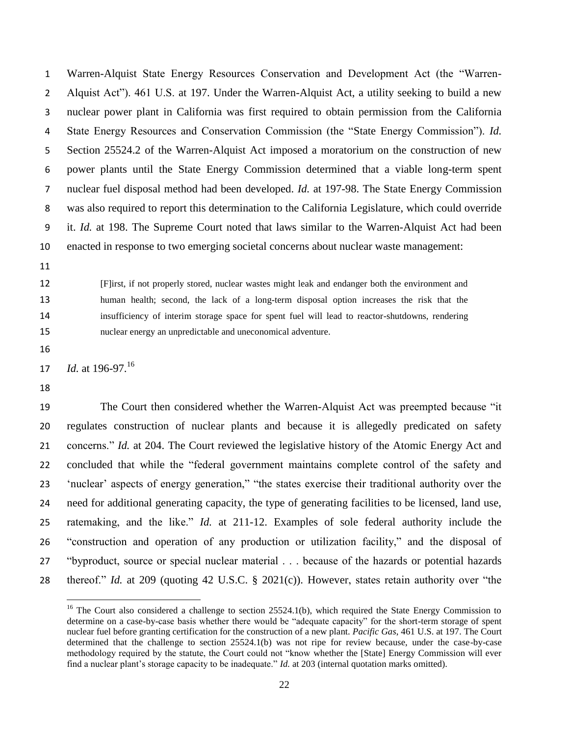Warren-Alquist State Energy Resources Conservation and Development Act (the "Warren-Alquist Act"). 461 U.S. at 197. Under the Warren-Alquist Act, a utility seeking to build a new nuclear power plant in California was first required to obtain permission from the California State Energy Resources and Conservation Commission (the "State Energy Commission"). *Id.* Section 25524.2 of the Warren-Alquist Act imposed a moratorium on the construction of new power plants until the State Energy Commission determined that a viable long-term spent nuclear fuel disposal method had been developed. *Id.* at 197-98. The State Energy Commission was also required to report this determination to the California Legislature, which could override it. *Id.* at 198. The Supreme Court noted that laws similar to the Warren-Alquist Act had been enacted in response to two emerging societal concerns about nuclear waste management:

> [F]irst, if not properly stored, nuclear wastes might leak and endanger both the environment and human health; second, the lack of a long-term disposal option increases the risk that the insufficiency of interim storage space for spent fuel will lead to reactor-shutdowns, rendering nuclear energy an unpredictable and uneconomical adventure.

*Id.* at 196-97.[16]

The Court then considered whether the Warren-Alquist Act was preempted because "it regulates construction of nuclear plants and because it is allegedly predicated on safety concerns." *Id.* at 204. The Court reviewed the legislative history of the Atomic Energy Act and concluded that while the "federal government maintains complete control of the safety and 'nuclear' aspects of energy generation," "the states exercise their traditional authority over the need for additional generating capacity, the type of generating facilities to be licensed, land use, ratemaking, and the like." *Id.* at 211-12. Examples of sole federal authority include the "construction and operation of any production or utilization facility," and the disposal of "byproduct, source or special nuclear material . . . because of the hazards or potential hazards thereof." *Id.* at 209 (quoting 42 U.S.C. § 2021(c)). However, states retain authority over "the

---

[16] The Court also considered a challenge to section 25524.1(b), which required the State Energy Commission to determine on a case-by-case basis whether there would be "adequate capacity" for the short-term storage of spent nuclear fuel before granting certification for the construction of a new plant. *Pacific Gas*, 461 U.S. at 197. The Court determined that the challenge to section 25524.1(b) was not ripe for review because, under the case-by-case methodology required by the statute, the Court could not "know whether the [State] Energy Commission will ever find a nuclear plant's storage capacity to be inadequate." *Id.* at 203 (internal quotation marks omitted).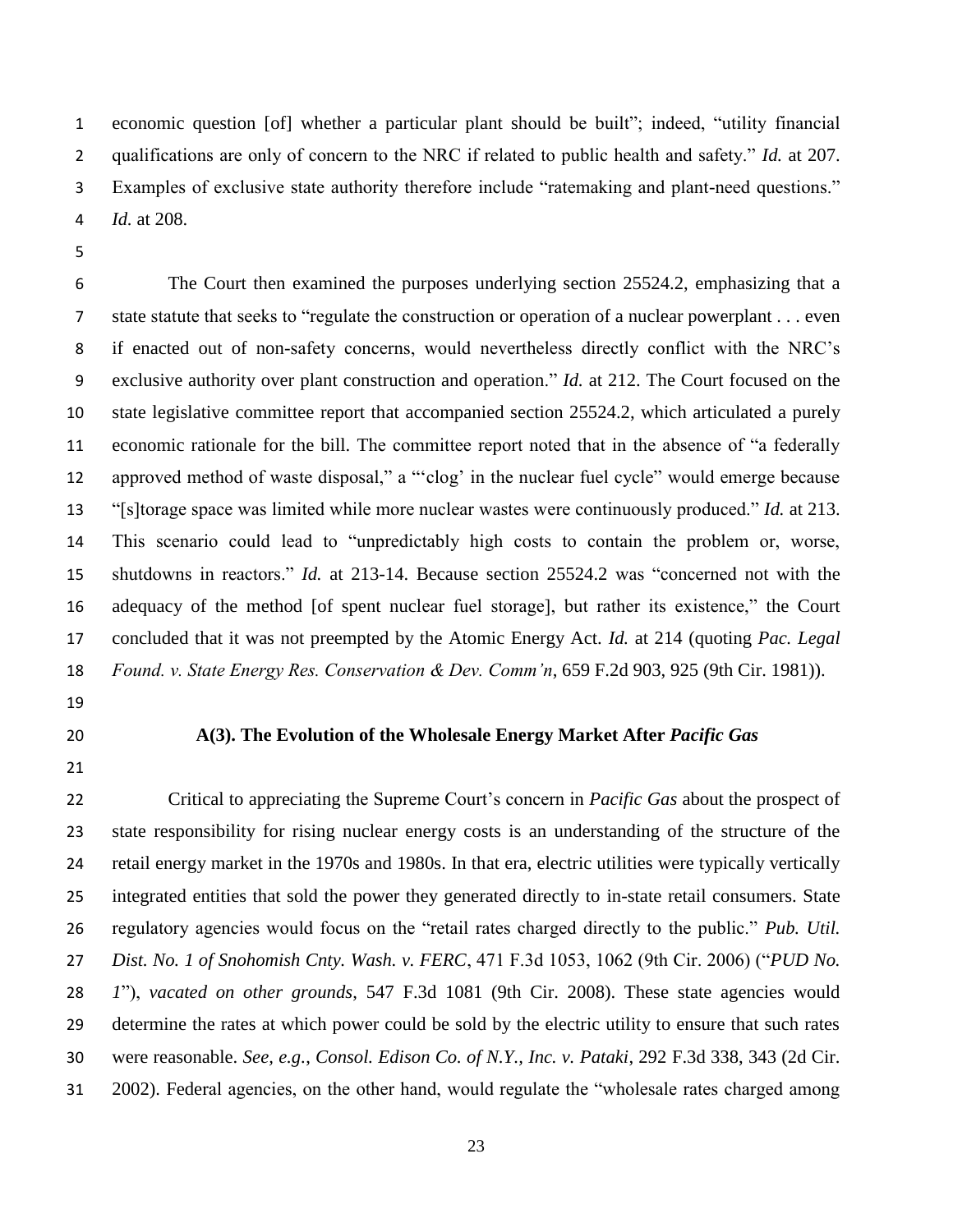economic question [of] whether a particular plant should be built"; indeed, "utility financial qualifications are only of concern to the NRC if related to public health and safety." *Id.* at 207. Examples of exclusive state authority therefore include "ratemaking and plant-need questions." *Id.* at 208.

The Court then examined the purposes underlying section 25524.2, emphasizing that a state statute that seeks to "regulate the construction or operation of a nuclear powerplant . . . even if enacted out of non-safety concerns, would nevertheless directly conflict with the NRC's exclusive authority over plant construction and operation." *Id.* at 212. The Court focused on the state legislative committee report that accompanied section 25524.2, which articulated a purely economic rationale for the bill. The committee report noted that in the absence of "a federally approved method of waste disposal," a "'clog' in the nuclear fuel cycle" would emerge because "[s]torage space was limited while more nuclear wastes were continuously produced." *Id.* at 213. This scenario could lead to "unpredictably high costs to contain the problem or, worse, shutdowns in reactors." *Id.* at 213-14. Because section 25524.2 was "concerned not with the adequacy of the method [of spent nuclear fuel storage], but rather its existence," the Court concluded that it was not preempted by the Atomic Energy Act. *Id.* at 214 (quoting *Pac. Legal Found. v. State Energy Res. Conservation & Dev. Comm'n*, 659 F.2d 903, 925 (9th Cir. 1981)).

### A(3). The Evolution of the Wholesale Energy Market After *Pacific Gas*

Critical to appreciating the Supreme Court's concern in *Pacific Gas* about the prospect of state responsibility for rising nuclear energy costs is an understanding of the structure of the retail energy market in the 1970s and 1980s. In that era, electric utilities were typically vertically integrated entities that sold the power they generated directly to in-state retail consumers. State regulatory agencies would focus on the "retail rates charged directly to the public." *Pub. Util. Dist. No. 1 of Snohomish Cnty. Wash. v. FERC*, 471 F.3d 1053, 1062 (9th Cir. 2006) ("*PUD No. 1*"), *vacated on other grounds*, 547 F.3d 1081 (9th Cir. 2008). These state agencies would determine the rates at which power could be sold by the electric utility to ensure that such rates were reasonable. *See, e.g.*, *Consol. Edison Co. of N.Y., Inc. v. Pataki*, 292 F.3d 338, 343 (2d Cir. 2002). Federal agencies, on the other hand, would regulate the "wholesale rates charged among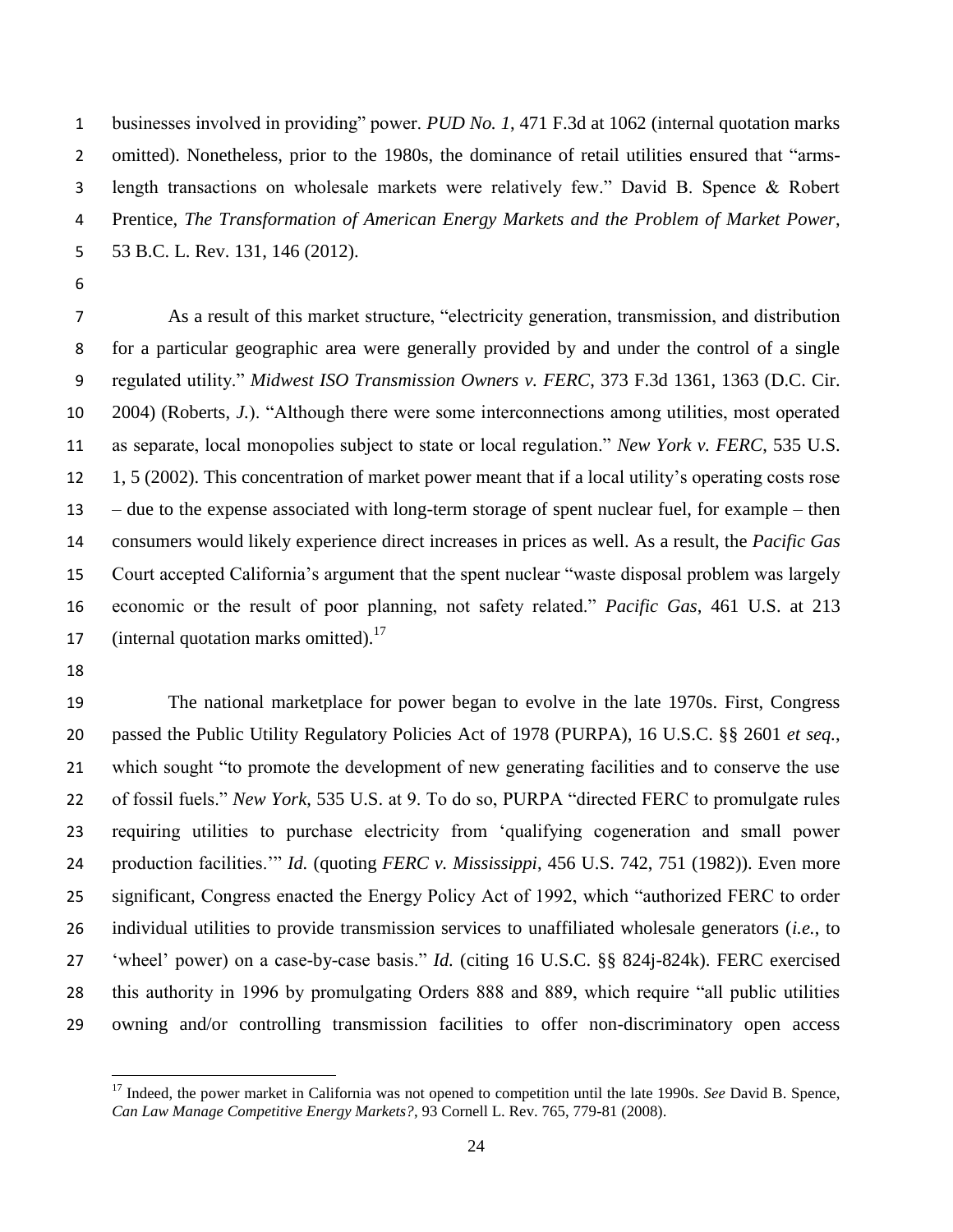businesses involved in providing" power. *PUD No. 1*, 471 F.3d at 1062 (internal quotation marks omitted). Nonetheless, prior to the 1980s, the dominance of retail utilities ensured that "arms-length transactions on wholesale markets were relatively few." David B. Spence & Robert Prentice, *The Transformation of American Energy Markets and the Problem of Market Power*, 53 B.C. L. Rev. 131, 146 (2012).

As a result of this market structure, "electricity generation, transmission, and distribution for a particular geographic area were generally provided by and under the control of a single regulated utility." *Midwest ISO Transmission Owners v. FERC*, 373 F.3d 1361, 1363 (D.C. Cir. 2004) (Roberts, *J.*). "Although there were some interconnections among utilities, most operated as separate, local monopolies subject to state or local regulation." *New York v. FERC*, 535 U.S. 1, 5 (2002). This concentration of market power meant that if a local utility's operating costs rose – due to the expense associated with long-term storage of spent nuclear fuel, for example – then consumers would likely experience direct increases in prices as well. As a result, the *Pacific Gas* Court accepted California's argument that the spent nuclear "waste disposal problem was largely economic or the result of poor planning, not safety related." *Pacific Gas*, 461 U.S. at 213 (internal quotation marks omitted).[17]

The national marketplace for power began to evolve in the late 1970s. First, Congress passed the Public Utility Regulatory Policies Act of 1978 (PURPA), 16 U.S.C. §§ 2601 *et seq.*, which sought "to promote the development of new generating facilities and to conserve the use of fossil fuels." *New York*, 535 U.S. at 9. To do so, PURPA "directed FERC to promulgate rules requiring utilities to purchase electricity from 'qualifying cogeneration and small power production facilities.'" *Id.* (quoting *FERC v. Mississippi*, 456 U.S. 742, 751 (1982)). Even more significant, Congress enacted the Energy Policy Act of 1992, which "authorized FERC to order individual utilities to provide transmission services to unaffiliated wholesale generators (*i.e.*, to 'wheel' power) on a case-by-case basis." *Id.* (citing 16 U.S.C. §§ 824j-824k). FERC exercised this authority in 1996 by promulgating Orders 888 and 889, which require "all public utilities owning and/or controlling transmission facilities to offer non-discriminatory open access

---

[17] Indeed, the power market in California was not opened to competition until the late 1990s. *See* David B. Spence, *Can Law Manage Competitive Energy Markets?*, 93 Cornell L. Rev. 765, 779-81 (2008).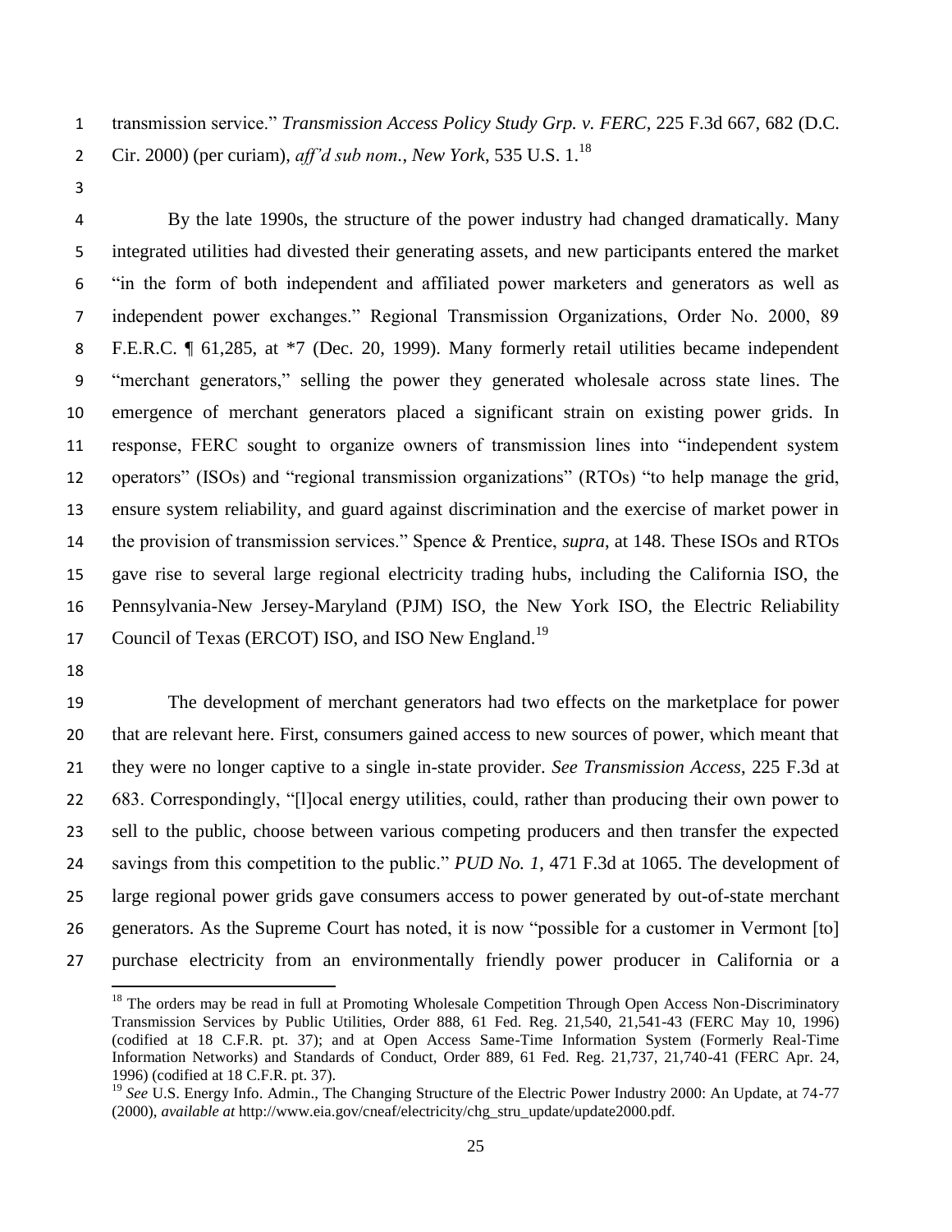transmission service." *Transmission Access Policy Study Grp. v. FERC*, 225 F.3d 667, 682 (D.C. Cir. 2000) (per curiam), *aff'd sub nom.*, *New York*, 535 U.S. 1.[18]

By the late 1990s, the structure of the power industry had changed dramatically. Many integrated utilities had divested their generating assets, and new participants entered the market "in the form of both independent and affiliated power marketers and generators as well as independent power exchanges." Regional Transmission Organizations, Order No. 2000, 89 F.E.R.C. ¶ 61,285, at *7 (Dec. 20, 1999). Many formerly retail utilities became independent "merchant generators," selling the power they generated wholesale across state lines. The emergence of merchant generators placed a significant strain on existing power grids. In response, FERC sought to organize owners of transmission lines into "independent system operators" (ISOs) and "regional transmission organizations" (RTOs) "to help manage the grid, ensure system reliability, and guard against discrimination and the exercise of market power in the provision of transmission services." Spence & Prentice, *supra*, at 148. These ISOs and RTOs gave rise to several large regional electricity trading hubs, including the California ISO, the Pennsylvania-New Jersey-Maryland (PJM) ISO, the New York ISO, the Electric Reliability Council of Texas (ERCOT) ISO, and ISO New England.[19]

The development of merchant generators had two effects on the marketplace for power that are relevant here. First, consumers gained access to new sources of power, which meant that they were no longer captive to a single in-state provider. *See Transmission Access*, 225 F.3d at 683. Correspondingly, "[l]ocal energy utilities, could, rather than producing their own power to sell to the public, choose between various competing producers and then transfer the expected savings from this competition to the public." *PUD No. 1*, 471 F.3d at 1065. The development of large regional power grids gave consumers access to power generated by out-of-state merchant generators. As the Supreme Court has noted, it is now "possible for a customer in Vermont [to] purchase electricity from an environmentally friendly power producer in California or a

---

[18] The orders may be read in full at Promoting Wholesale Competition Through Open Access Non-Discriminatory Transmission Services by Public Utilities, Order 888, 61 Fed. Reg. 21,540, 21,541-43 (FERC May 10, 1996) (codified at 18 C.F.R. pt. 37); and at Open Access Same-Time Information System (Formerly Real-Time Information Networks) and Standards of Conduct, Order 889, 61 Fed. Reg. 21,737, 21,740-41 (FERC Apr. 24, 1996) (codified at 18 C.F.R. pt. 37).

[19] *See* U.S. Energy Info. Admin., The Changing Structure of the Electric Power Industry 2000: An Update, at 74-77 (2000), *available at* http://www.eia.gov/cneaf/electricity/chg_stru_update/update2000.pdf.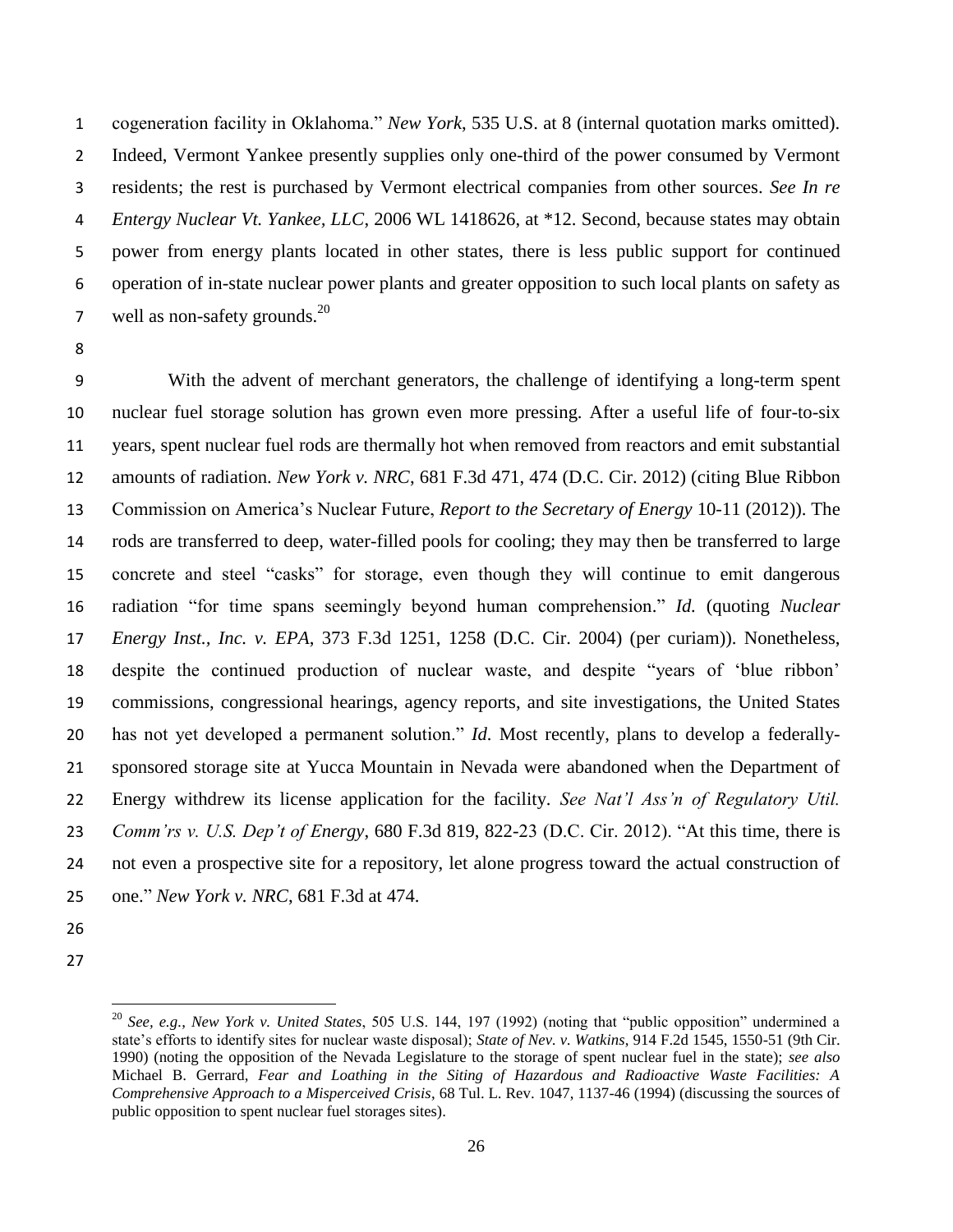cogeneration facility in Oklahoma." *New York*, 535 U.S. at 8 (internal quotation marks omitted). Indeed, Vermont Yankee presently supplies only one-third of the power consumed by Vermont residents; the rest is purchased by Vermont electrical companies from other sources. *See In re Entergy Nuclear Vt. Yankee, LLC*, 2006 WL 1418626, at *12. Second, because states may obtain power from energy plants located in other states, there is less public support for continued operation of in-state nuclear power plants and greater opposition to such local plants on safety as well as non-safety grounds.[20]

With the advent of merchant generators, the challenge of identifying a long-term spent nuclear fuel storage solution has grown even more pressing. After a useful life of four-to-six years, spent nuclear fuel rods are thermally hot when removed from reactors and emit substantial amounts of radiation. *New York v. NRC*, 681 F.3d 471, 474 (D.C. Cir. 2012) (citing Blue Ribbon Commission on America's Nuclear Future, *Report to the Secretary of Energy* 10-11 (2012)). The rods are transferred to deep, water-filled pools for cooling; they may then be transferred to large concrete and steel "casks" for storage, even though they will continue to emit dangerous radiation "for time spans seemingly beyond human comprehension." *Id.* (quoting *Nuclear Energy Inst., Inc. v. EPA*, 373 F.3d 1251, 1258 (D.C. Cir. 2004) (per curiam)). Nonetheless, despite the continued production of nuclear waste, and despite "years of 'blue ribbon' commissions, congressional hearings, agency reports, and site investigations, the United States has not yet developed a permanent solution." *Id.* Most recently, plans to develop a federally-sponsored storage site at Yucca Mountain in Nevada were abandoned when the Department of Energy withdrew its license application for the facility. *See Nat'l Ass'n of Regulatory Util. Comm'rs v. U.S. Dep't of Energy*, 680 F.3d 819, 822-23 (D.C. Cir. 2012). "At this time, there is not even a prospective site for a repository, let alone progress toward the actual construction of one." *New York v. NRC*, 681 F.3d at 474.

---

[20] *See, e.g.*, *New York v. United States*, 505 U.S. 144, 197 (1992) (noting that "public opposition" undermined a state's efforts to identify sites for nuclear waste disposal); *State of Nev. v. Watkins*, 914 F.2d 1545, 1550-51 (9th Cir. 1990) (noting the opposition of the Nevada Legislature to the storage of spent nuclear fuel in the state); *see also* Michael B. Gerrard, *Fear and Loathing in the Siting of Hazardous and Radioactive Waste Facilities: A Comprehensive Approach to a Misperceived Crisis*, 68 Tul. L. Rev. 1047, 1137-46 (1994) (discussing the sources of public opposition to spent nuclear fuel storages sites).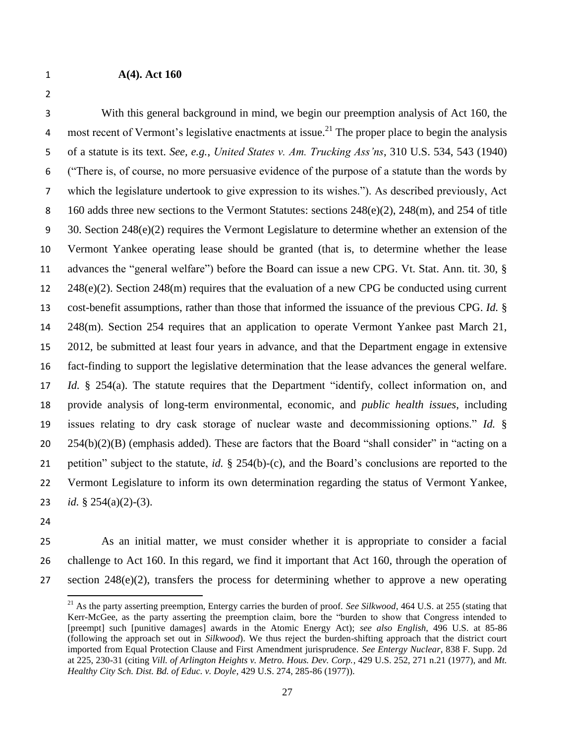**A(4). Act 160**

With this general background in mind, we begin our preemption analysis of Act 160, the most recent of Vermont's legislative enactments at issue.[21] The proper place to begin the analysis of a statute is its text. *See, e.g.*, *United States v. Am. Trucking Ass'ns*, 310 U.S. 534, 543 (1940) ("There is, of course, no more persuasive evidence of the purpose of a statute than the words by which the legislature undertook to give expression to its wishes."). As described previously, Act 160 adds three new sections to the Vermont Statutes: sections 248(e)(2), 248(m), and 254 of title 30. Section 248(e)(2) requires the Vermont Legislature to determine whether an extension of the Vermont Yankee operating lease should be granted (that is, to determine whether the lease advances the "general welfare") before the Board can issue a new CPG. Vt. Stat. Ann. tit. 30, § 248(e)(2). Section 248(m) requires that the evaluation of a new CPG be conducted using current cost-benefit assumptions, rather than those that informed the issuance of the previous CPG. *Id.* § 248(m). Section 254 requires that an application to operate Vermont Yankee past March 21, 2012, be submitted at least four years in advance, and that the Department engage in extensive fact-finding to support the legislative determination that the lease advances the general welfare. *Id.* § 254(a). The statute requires that the Department "identify, collect information on, and provide analysis of long-term environmental, economic, and *public health issues*, including issues relating to dry cask storage of nuclear waste and decommissioning options." *Id.* § 254(b)(2)(B) (emphasis added). These are factors that the Board "shall consider" in "acting on a petition" subject to the statute, *id.* § 254(b)-(c), and the Board's conclusions are reported to the Vermont Legislature to inform its own determination regarding the status of Vermont Yankee, *id.* § 254(a)(2)-(3).

As an initial matter, we must consider whether it is appropriate to consider a facial challenge to Act 160. In this regard, we find it important that Act 160, through the operation of section 248(e)(2), transfers the process for determining whether to approve a new operating

[21] As the party asserting preemption, Entergy carries the burden of proof. *See Silkwood*, 464 U.S. at 255 (stating that Kerr-McGee, as the party asserting the preemption claim, bore the "burden to show that Congress intended to [preempt] such [punitive damages] awards in the Atomic Energy Act); *see also English*, 496 U.S. at 85-86 (following the approach set out in *Silkwood*). We thus reject the burden-shifting approach that the district court imported from Equal Protection Clause and First Amendment jurisprudence. *See Entergy Nuclear*, 838 F. Supp. 2d at 225, 230-31 (citing *Vill. of Arlington Heights v. Metro. Hous. Dev. Corp.*, 429 U.S. 252, 271 n.21 (1977), and *Mt. Healthy City Sch. Dist. Bd. of Educ. v. Doyle*, 429 U.S. 274, 285-86 (1977)).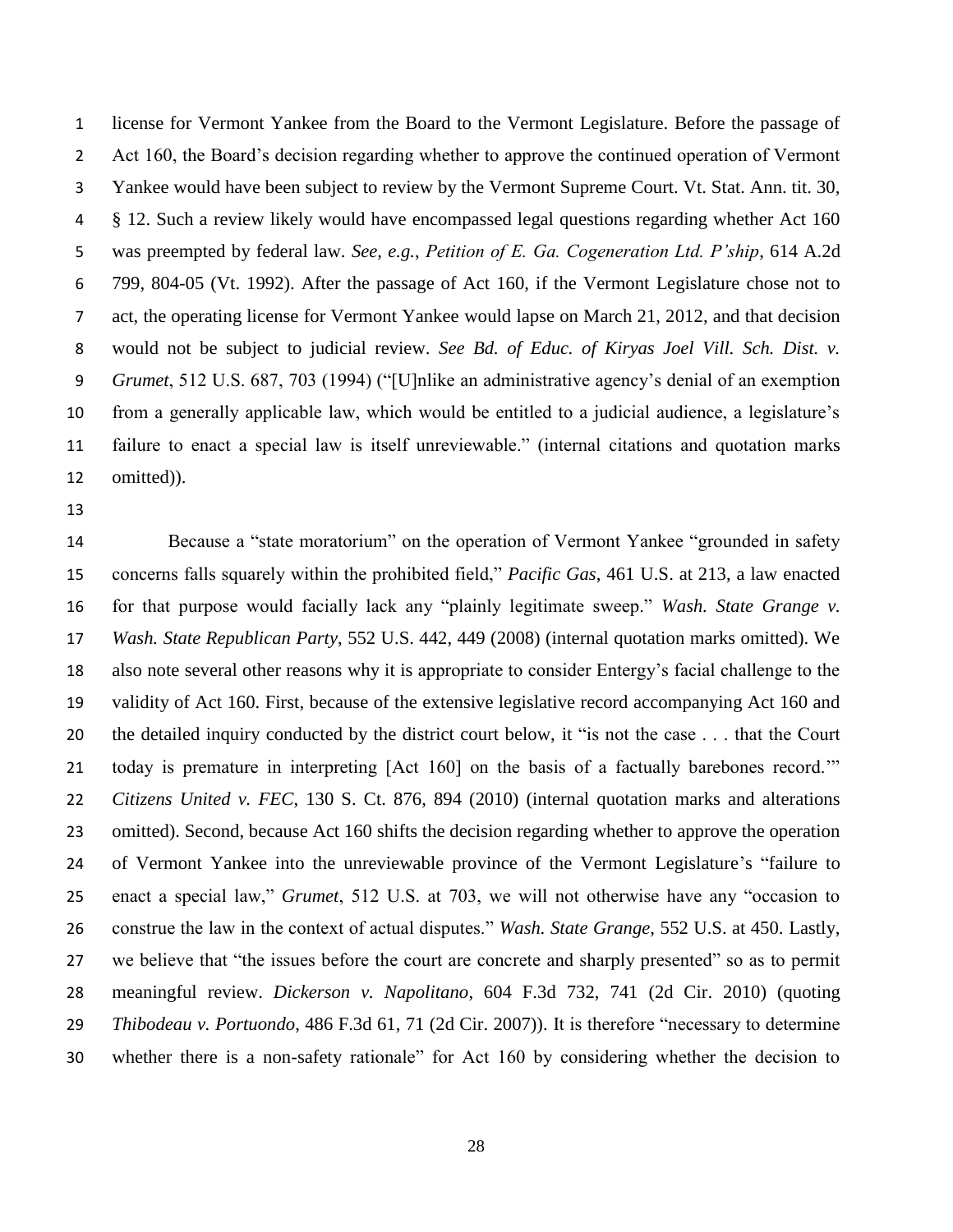license for Vermont Yankee from the Board to the Vermont Legislature. Before the passage of Act 160, the Board's decision regarding whether to approve the continued operation of Vermont Yankee would have been subject to review by the Vermont Supreme Court. Vt. Stat. Ann. tit. 30, § 12. Such a review likely would have encompassed legal questions regarding whether Act 160 was preempted by federal law. *See, e.g.*, *Petition of E. Ga. Cogeneration Ltd. P'ship*, 614 A.2d 799, 804-05 (Vt. 1992). After the passage of Act 160, if the Vermont Legislature chose not to act, the operating license for Vermont Yankee would lapse on March 21, 2012, and that decision would not be subject to judicial review. *See Bd. of Educ. of Kiryas Joel Vill. Sch. Dist. v. Grumet*, 512 U.S. 687, 703 (1994) ("[U]nlike an administrative agency's denial of an exemption from a generally applicable law, which would be entitled to a judicial audience, a legislature's failure to enact a special law is itself unreviewable." (internal citations and quotation marks omitted)).

Because a "state moratorium" on the operation of Vermont Yankee "grounded in safety concerns falls squarely within the prohibited field," *Pacific Gas*, 461 U.S. at 213, a law enacted for that purpose would facially lack any "plainly legitimate sweep." *Wash. State Grange v. Wash. State Republican Party*, 552 U.S. 442, 449 (2008) (internal quotation marks omitted). We also note several other reasons why it is appropriate to consider Entergy's facial challenge to the validity of Act 160. First, because of the extensive legislative record accompanying Act 160 and the detailed inquiry conducted by the district court below, it "is not the case . . . that the Court today is premature in interpreting [Act 160] on the basis of a factually barebones record.'" *Citizens United v. FEC*, 130 S. Ct. 876, 894 (2010) (internal quotation marks and alterations omitted). Second, because Act 160 shifts the decision regarding whether to approve the operation of Vermont Yankee into the unreviewable province of the Vermont Legislature's "failure to enact a special law," *Grumet*, 512 U.S. at 703, we will not otherwise have any "occasion to construe the law in the context of actual disputes." *Wash. State Grange*, 552 U.S. at 450. Lastly, we believe that "the issues before the court are concrete and sharply presented" so as to permit meaningful review. *Dickerson v. Napolitano*, 604 F.3d 732, 741 (2d Cir. 2010) (quoting *Thibodeau v. Portuondo*, 486 F.3d 61, 71 (2d Cir. 2007)). It is therefore "necessary to determine whether there is a non-safety rationale" for Act 160 by considering whether the decision to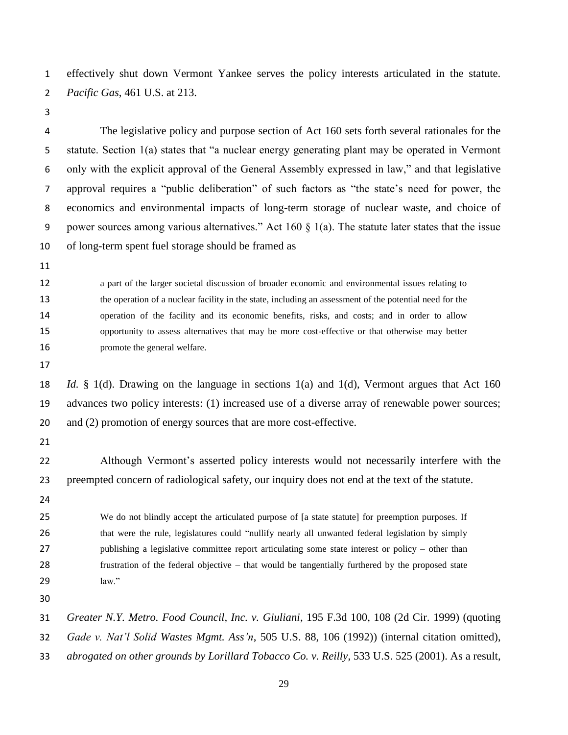effectively shut down Vermont Yankee serves the policy interests articulated in the statute. *Pacific Gas*, 461 U.S. at 213.

The legislative policy and purpose section of Act 160 sets forth several rationales for the statute. Section 1(a) states that "a nuclear energy generating plant may be operated in Vermont only with the explicit approval of the General Assembly expressed in law," and that legislative approval requires a "public deliberation" of such factors as "the state's need for power, the economics and environmental impacts of long-term storage of nuclear waste, and choice of power sources among various alternatives." Act 160 § 1(a). The statute later states that the issue of long-term spent fuel storage should be framed as

> a part of the larger societal discussion of broader economic and environmental issues relating to the operation of a nuclear facility in the state, including an assessment of the potential need for the operation of the facility and its economic benefits, risks, and costs; and in order to allow opportunity to assess alternatives that may be more cost-effective or that otherwise may better promote the general welfare.

*Id.* § 1(d). Drawing on the language in sections 1(a) and 1(d), Vermont argues that Act 160 advances two policy interests: (1) increased use of a diverse array of renewable power sources; and (2) promotion of energy sources that are more cost-effective.

Although Vermont's asserted policy interests would not necessarily interfere with the preempted concern of radiological safety, our inquiry does not end at the text of the statute.

> We do not blindly accept the articulated purpose of [a state statute] for preemption purposes. If that were the rule, legislatures could "nullify nearly all unwanted federal legislation by simply publishing a legislative committee report articulating some state interest or policy – other than frustration of the federal objective – that would be tangentially furthered by the proposed state law."

*Greater N.Y. Metro. Food Council, Inc. v. Giuliani*, 195 F.3d 100, 108 (2d Cir. 1999) (quoting *Gade v. Nat'l Solid Wastes Mgmt. Ass'n*, 505 U.S. 88, 106 (1992)) (internal citation omitted), *abrogated on other grounds by Lorillard Tobacco Co. v. Reilly*, 533 U.S. 525 (2001). As a result,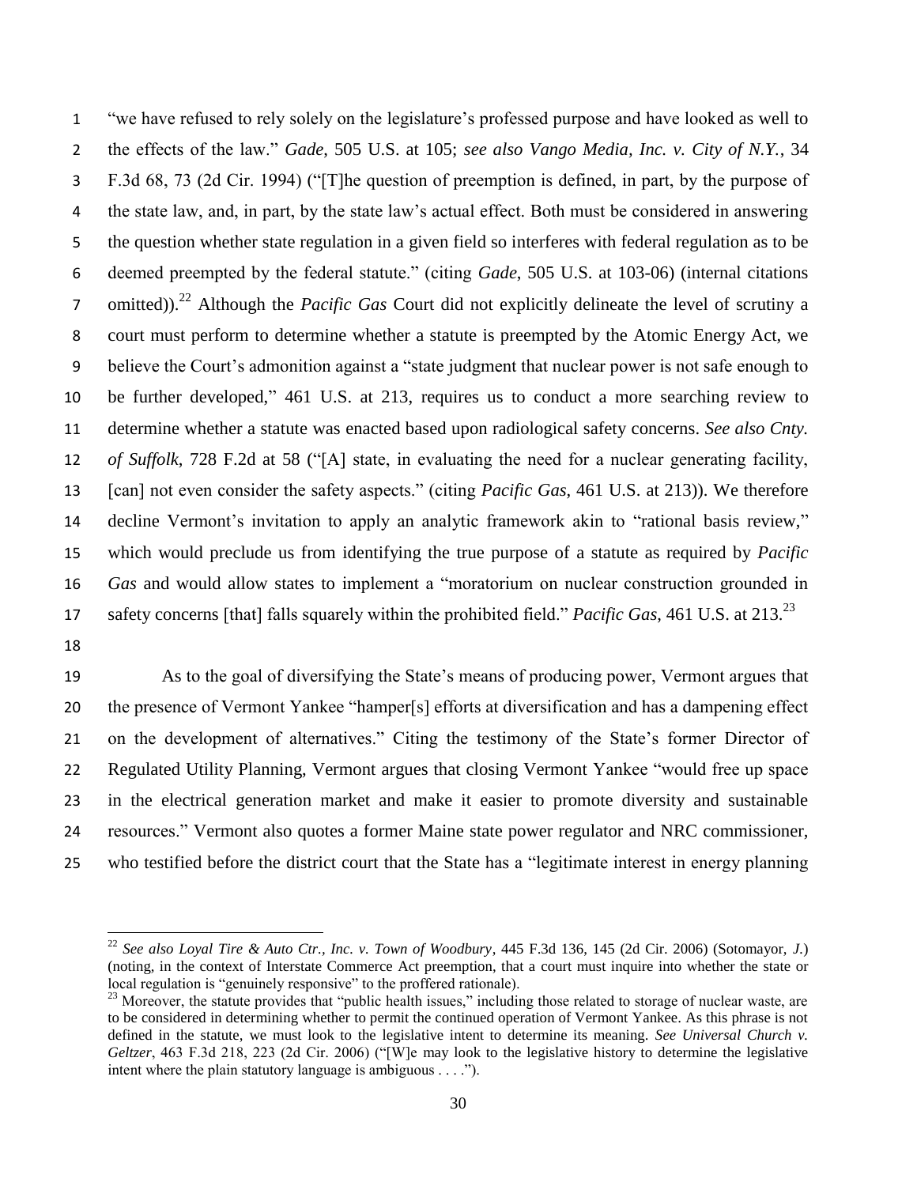"we have refused to rely solely on the legislature's professed purpose and have looked as well to the effects of the law." *Gade*, 505 U.S. at 105; *see also Vango Media, Inc. v. City of N.Y.*, 34 F.3d 68, 73 (2d Cir. 1994) ("[T]he question of preemption is defined, in part, by the purpose of the state law, and, in part, by the state law's actual effect. Both must be considered in answering the question whether state regulation in a given field so interferes with federal regulation as to be deemed preempted by the federal statute." (citing *Gade*, 505 U.S. at 103-06) (internal citations omitted)).[22] Although the *Pacific Gas* Court did not explicitly delineate the level of scrutiny a court must perform to determine whether a statute is preempted by the Atomic Energy Act, we believe the Court's admonition against a "state judgment that nuclear power is not safe enough to be further developed," 461 U.S. at 213, requires us to conduct a more searching review to determine whether a statute was enacted based upon radiological safety concerns. *See also Cnty. of Suffolk*, 728 F.2d at 58 ("[A] state, in evaluating the need for a nuclear generating facility, [can] not even consider the safety aspects." (citing *Pacific Gas*, 461 U.S. at 213)). We therefore decline Vermont's invitation to apply an analytic framework akin to "rational basis review," which would preclude us from identifying the true purpose of a statute as required by *Pacific Gas* and would allow states to implement a "moratorium on nuclear construction grounded in safety concerns [that] falls squarely within the prohibited field." *Pacific Gas*, 461 U.S. at 213.[23]

As to the goal of diversifying the State's means of producing power, Vermont argues that the presence of Vermont Yankee "hamper[s] efforts at diversification and has a dampening effect on the development of alternatives." Citing the testimony of the State's former Director of Regulated Utility Planning, Vermont argues that closing Vermont Yankee "would free up space in the electrical generation market and make it easier to promote diversity and sustainable resources." Vermont also quotes a former Maine state power regulator and NRC commissioner, who testified before the district court that the State has a "legitimate interest in energy planning

---

[22] *See also Loyal Tire & Auto Ctr., Inc. v. Town of Woodbury*, 445 F.3d 136, 145 (2d Cir. 2006) (Sotomayor, *J.*) (noting, in the context of Interstate Commerce Act preemption, that a court must inquire into whether the state or local regulation is "genuinely responsive" to the proffered rationale).

[23] Moreover, the statute provides that "public health issues," including those related to storage of nuclear waste, are to be considered in determining whether to permit the continued operation of Vermont Yankee. As this phrase is not defined in the statute, we must look to the legislative intent to determine its meaning. *See Universal Church v. Geltzer*, 463 F.3d 218, 223 (2d Cir. 2006) ("[W]e may look to the legislative history to determine the legislative intent where the plain statutory language is ambiguous . . . .").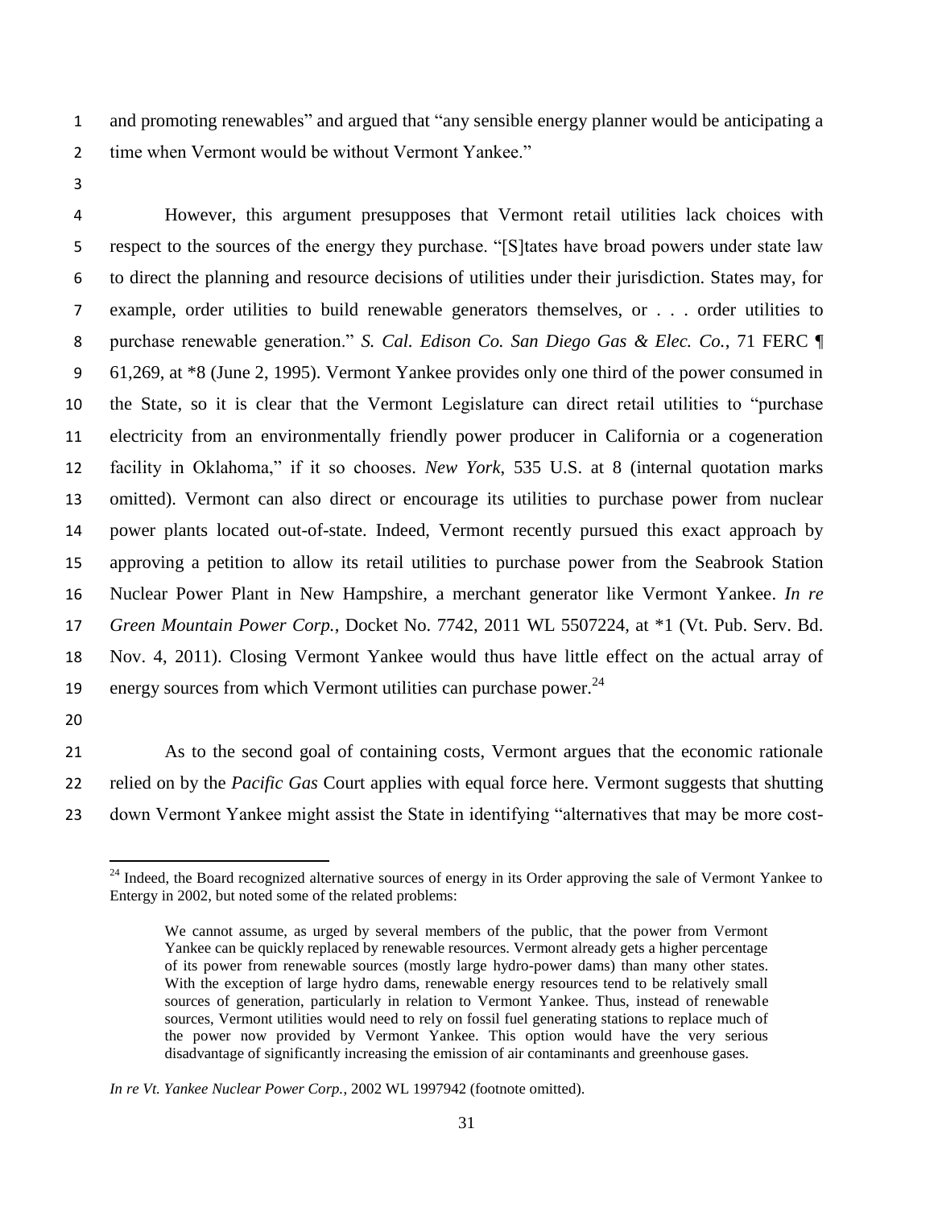and promoting renewables" and argued that "any sensible energy planner would be anticipating a time when Vermont would be without Vermont Yankee."

However, this argument presupposes that Vermont retail utilities lack choices with respect to the sources of the energy they purchase. "[S]tates have broad powers under state law to direct the planning and resource decisions of utilities under their jurisdiction. States may, for example, order utilities to build renewable generators themselves, or . . . order utilities to purchase renewable generation." *S. Cal. Edison Co. San Diego Gas & Elec. Co.*, 71 FERC ¶ 61,269, at *8 (June 2, 1995). Vermont Yankee provides only one third of the power consumed in the State, so it is clear that the Vermont Legislature can direct retail utilities to "purchase electricity from an environmentally friendly power producer in California or a cogeneration facility in Oklahoma," if it so chooses. *New York*, 535 U.S. at 8 (internal quotation marks omitted). Vermont can also direct or encourage its utilities to purchase power from nuclear power plants located out-of-state. Indeed, Vermont recently pursued this exact approach by approving a petition to allow its retail utilities to purchase power from the Seabrook Station Nuclear Power Plant in New Hampshire, a merchant generator like Vermont Yankee. *In re Green Mountain Power Corp.*, Docket No. 7742, 2011 WL 5507224, at *1 (Vt. Pub. Serv. Bd. Nov. 4, 2011). Closing Vermont Yankee would thus have little effect on the actual array of energy sources from which Vermont utilities can purchase power.[24]

As to the second goal of containing costs, Vermont argues that the economic rationale relied on by the *Pacific Gas* Court applies with equal force here. Vermont suggests that shutting down Vermont Yankee might assist the State in identifying "alternatives that may be more cost-

---

[24] Indeed, the Board recognized alternative sources of energy in its Order approving the sale of Vermont Yankee to Entergy in 2002, but noted some of the related problems:

> We cannot assume, as urged by several members of the public, that the power from Vermont Yankee can be quickly replaced by renewable resources. Vermont already gets a higher percentage of its power from renewable sources (mostly large hydro-power dams) than many other states. With the exception of large hydro dams, renewable energy resources tend to be relatively small sources of generation, particularly in relation to Vermont Yankee. Thus, instead of renewable sources, Vermont utilities would need to rely on fossil fuel generating stations to replace much of the power now provided by Vermont Yankee. This option would have the very serious disadvantage of significantly increasing the emission of air contaminants and greenhouse gases.

*In re Vt. Yankee Nuclear Power Corp.*, 2002 WL 1997942 (footnote omitted).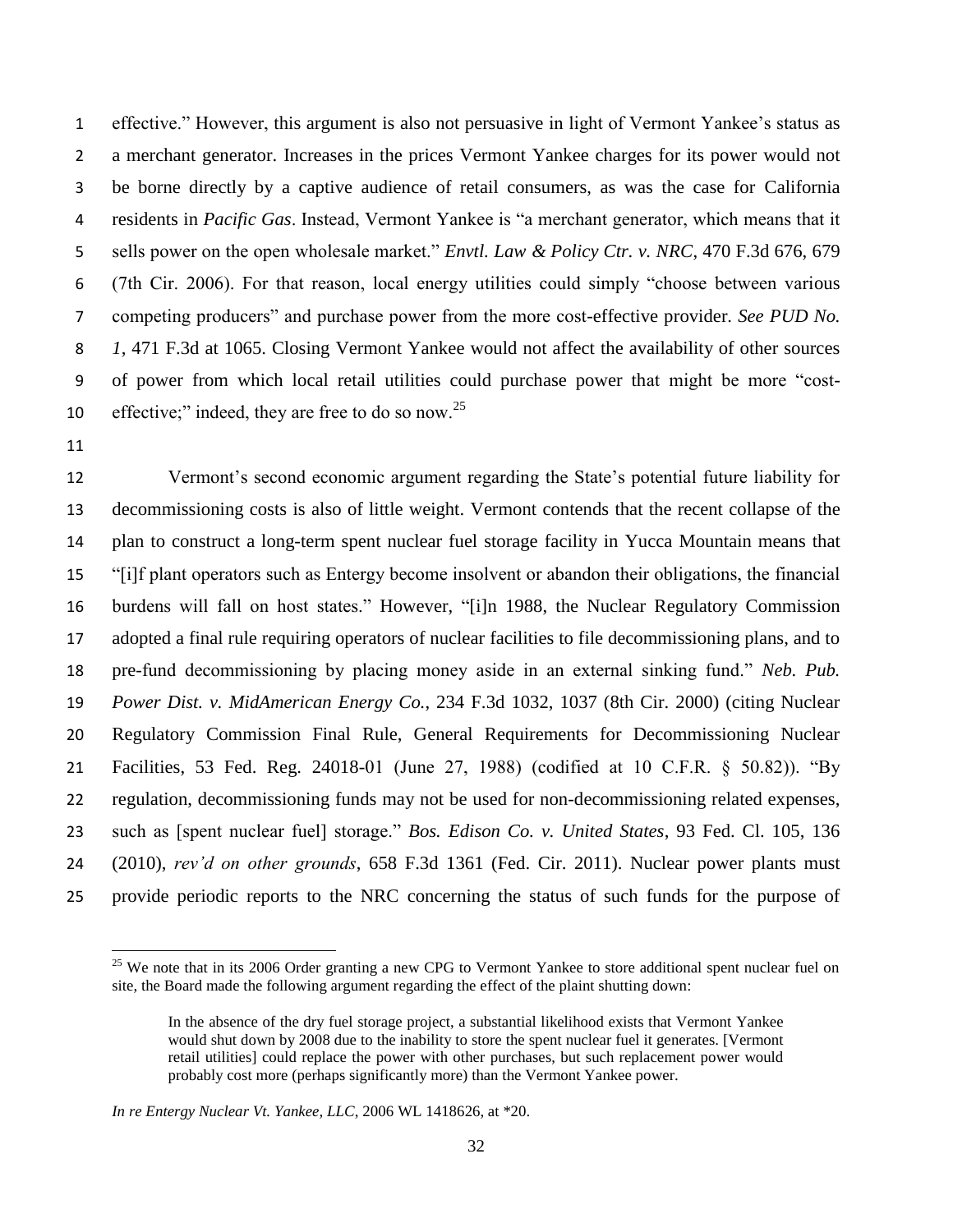effective." However, this argument is also not persuasive in light of Vermont Yankee's status as a merchant generator. Increases in the prices Vermont Yankee charges for its power would not be borne directly by a captive audience of retail consumers, as was the case for California residents in *Pacific Gas*. Instead, Vermont Yankee is "a merchant generator, which means that it sells power on the open wholesale market." *Envtl. Law & Policy Ctr. v. NRC*, 470 F.3d 676, 679 (7th Cir. 2006). For that reason, local energy utilities could simply "choose between various competing producers" and purchase power from the more cost-effective provider. *See PUD No. 1*, 471 F.3d at 1065. Closing Vermont Yankee would not affect the availability of other sources of power from which local retail utilities could purchase power that might be more "cost-effective;" indeed, they are free to do so now.[25]

Vermont's second economic argument regarding the State's potential future liability for decommissioning costs is also of little weight. Vermont contends that the recent collapse of the plan to construct a long-term spent nuclear fuel storage facility in Yucca Mountain means that "[i]f plant operators such as Entergy become insolvent or abandon their obligations, the financial burdens will fall on host states." However, "[i]n 1988, the Nuclear Regulatory Commission adopted a final rule requiring operators of nuclear facilities to file decommissioning plans, and to pre-fund decommissioning by placing money aside in an external sinking fund." *Neb. Pub. Power Dist. v. MidAmerican Energy Co.*, 234 F.3d 1032, 1037 (8th Cir. 2000) (citing Nuclear Regulatory Commission Final Rule, General Requirements for Decommissioning Nuclear Facilities, 53 Fed. Reg. 24018-01 (June 27, 1988) (codified at 10 C.F.R. § 50.82)). "By regulation, decommissioning funds may not be used for non-decommissioning related expenses, such as [spent nuclear fuel] storage." *Bos. Edison Co. v. United States*, 93 Fed. Cl. 105, 136 (2010), *rev'd on other grounds*, 658 F.3d 1361 (Fed. Cir. 2011). Nuclear power plants must provide periodic reports to the NRC concerning the status of such funds for the purpose of

---

[25] We note that in its 2006 Order granting a new CPG to Vermont Yankee to store additional spent nuclear fuel on site, the Board made the following argument regarding the effect of the plaint shutting down:

> In the absence of the dry fuel storage project, a substantial likelihood exists that Vermont Yankee would shut down by 2008 due to the inability to store the spent nuclear fuel it generates. [Vermont retail utilities] could replace the power with other purchases, but such replacement power would probably cost more (perhaps significantly more) than the Vermont Yankee power.

*In re Entergy Nuclear Vt. Yankee, LLC*, 2006 WL 1418626, at *20.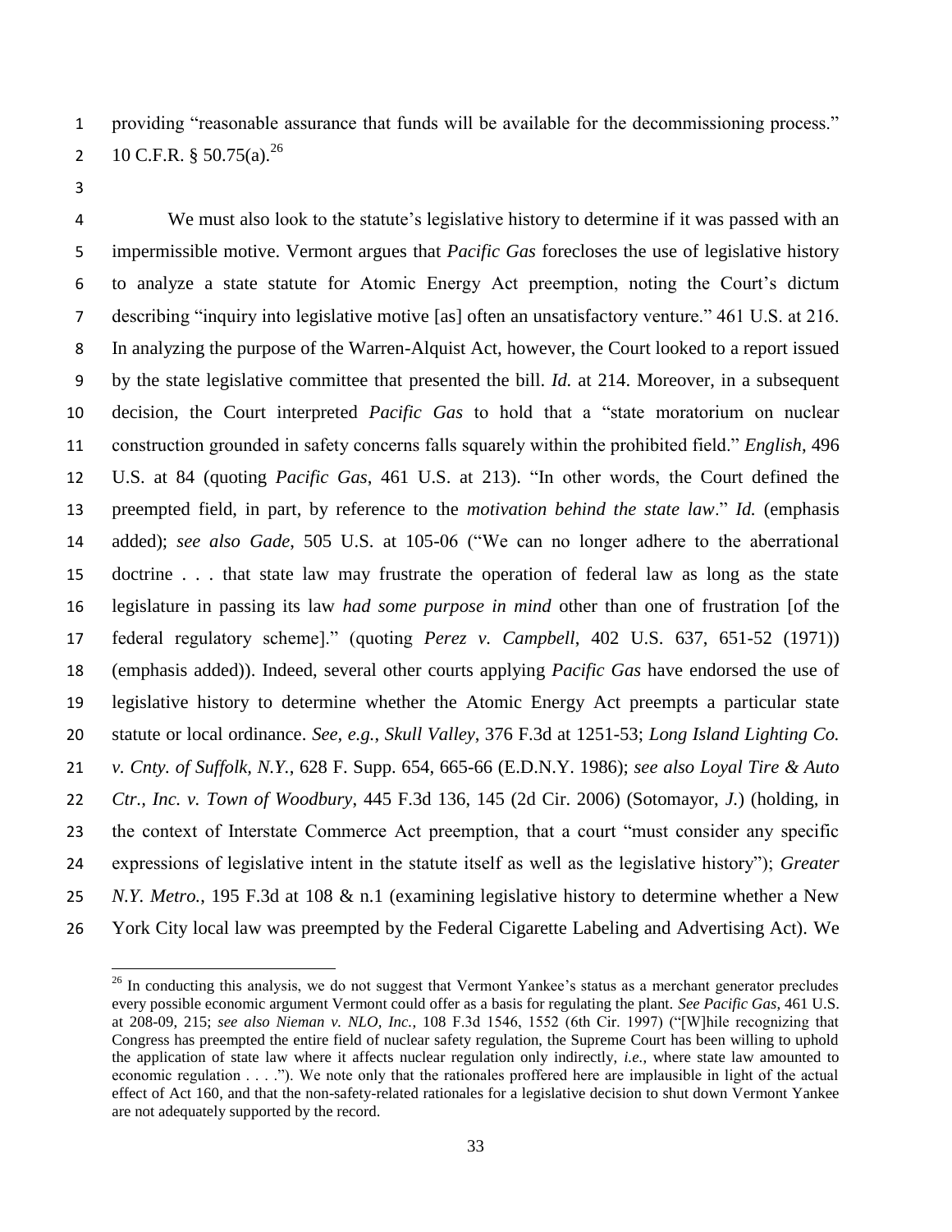providing "reasonable assurance that funds will be available for the decommissioning process." 10 C.F.R. § 50.75(a).[26]

We must also look to the statute's legislative history to determine if it was passed with an impermissible motive. Vermont argues that *Pacific Gas* forecloses the use of legislative history to analyze a state statute for Atomic Energy Act preemption, noting the Court's dictum describing "inquiry into legislative motive [as] often an unsatisfactory venture." 461 U.S. at 216. In analyzing the purpose of the Warren-Alquist Act, however, the Court looked to a report issued by the state legislative committee that presented the bill. *Id.* at 214. Moreover, in a subsequent decision, the Court interpreted *Pacific Gas* to hold that a "state moratorium on nuclear construction grounded in safety concerns falls squarely within the prohibited field." *English*, 496 U.S. at 84 (quoting *Pacific Gas*, 461 U.S. at 213). "In other words, the Court defined the preempted field, in part, by reference to the *motivation behind the state law*." *Id.* (emphasis added); *see also Gade*, 505 U.S. at 105-06 ("We can no longer adhere to the aberrational doctrine . . . that state law may frustrate the operation of federal law as long as the state legislature in passing its law *had some purpose in mind* other than one of frustration [of the federal regulatory scheme]." (quoting *Perez v. Campbell*, 402 U.S. 637, 651-52 (1971)) (emphasis added)). Indeed, several other courts applying *Pacific Gas* have endorsed the use of legislative history to determine whether the Atomic Energy Act preempts a particular state statute or local ordinance. *See, e.g.*, *Skull Valley*, 376 F.3d at 1251-53; *Long Island Lighting Co. v. Cnty. of Suffolk, N.Y.*, 628 F. Supp. 654, 665-66 (E.D.N.Y. 1986); *see also Loyal Tire & Auto Ctr., Inc. v. Town of Woodbury*, 445 F.3d 136, 145 (2d Cir. 2006) (Sotomayor, *J.*) (holding, in the context of Interstate Commerce Act preemption, that a court "must consider any specific expressions of legislative intent in the statute itself as well as the legislative history"); *Greater N.Y. Metro.*, 195 F.3d at 108 & n.1 (examining legislative history to determine whether a New York City local law was preempted by the Federal Cigarette Labeling and Advertising Act). We

---

[26] In conducting this analysis, we do not suggest that Vermont Yankee's status as a merchant generator precludes every possible economic argument Vermont could offer as a basis for regulating the plant. *See Pacific Gas*, 461 U.S. at 208-09, 215; *see also Nieman v. NLO, Inc.*, 108 F.3d 1546, 1552 (6th Cir. 1997) ("[W]hile recognizing that Congress has preempted the entire field of nuclear safety regulation, the Supreme Court has been willing to uphold the application of state law where it affects nuclear regulation only indirectly, *i.e.*, where state law amounted to economic regulation . . . ."). We note only that the rationales proffered here are implausible in light of the actual effect of Act 160, and that the non-safety-related rationales for a legislative decision to shut down Vermont Yankee are not adequately supported by the record.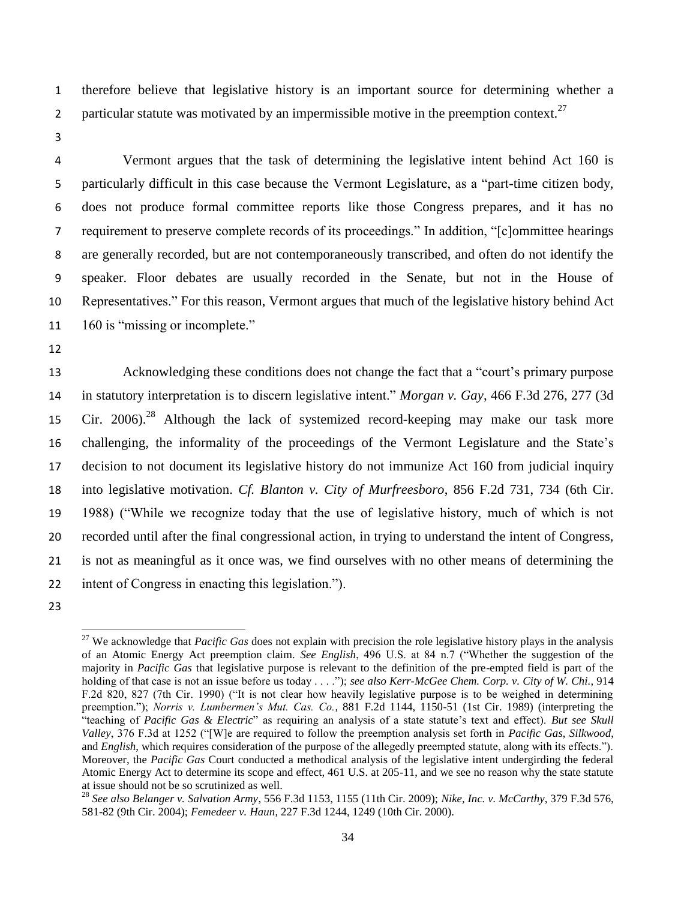therefore believe that legislative history is an important source for determining whether a particular statute was motivated by an impermissible motive in the preemption context.[27]

Vermont argues that the task of determining the legislative intent behind Act 160 is particularly difficult in this case because the Vermont Legislature, as a "part-time citizen body, does not produce formal committee reports like those Congress prepares, and it has no requirement to preserve complete records of its proceedings." In addition, "[c]ommittee hearings are generally recorded, but are not contemporaneously transcribed, and often do not identify the speaker. Floor debates are usually recorded in the Senate, but not in the House of Representatives." For this reason, Vermont argues that much of the legislative history behind Act 160 is "missing or incomplete."

Acknowledging these conditions does not change the fact that a "court's primary purpose in statutory interpretation is to discern legislative intent." *Morgan v. Gay*, 466 F.3d 276, 277 (3d Cir. 2006).[28] Although the lack of systemized record-keeping may make our task more challenging, the informality of the proceedings of the Vermont Legislature and the State's decision to not document its legislative history do not immunize Act 160 from judicial inquiry into legislative motivation. *Cf. Blanton v. City of Murfreesboro*, 856 F.2d 731, 734 (6th Cir. 1988) ("While we recognize today that the use of legislative history, much of which is not recorded until after the final congressional action, in trying to understand the intent of Congress, is not as meaningful as it once was, we find ourselves with no other means of determining the intent of Congress in enacting this legislation.").

---

[27] We acknowledge that *Pacific Gas* does not explain with precision the role legislative history plays in the analysis of an Atomic Energy Act preemption claim. *See English*, 496 U.S. at 84 n.7 ("Whether the suggestion of the majority in *Pacific Gas* that legislative purpose is relevant to the definition of the pre-empted field is part of the holding of that case is not an issue before us today . . . ."); *see also Kerr-McGee Chem. Corp. v. City of W. Chi.*, 914 F.2d 820, 827 (7th Cir. 1990) ("It is not clear how heavily legislative purpose is to be weighed in determining preemption."); *Norris v. Lumbermen's Mut. Cas. Co.*, 881 F.2d 1144, 1150-51 (1st Cir. 1989) (interpreting the "teaching of *Pacific Gas & Electric*" as requiring an analysis of a state statute's text and effect). *But see Skull Valley*, 376 F.3d at 1252 ("[W]e are required to follow the preemption analysis set forth in *Pacific Gas*, *Silkwood*, and *English*, which requires consideration of the purpose of the allegedly preempted statute, along with its effects."). Moreover, the *Pacific Gas* Court conducted a methodical analysis of the legislative intent undergirding the federal Atomic Energy Act to determine its scope and effect, 461 U.S. at 205-11, and we see no reason why the state statute at issue should not be so scrutinized as well.

[28] *See also Belanger v. Salvation Army*, 556 F.3d 1153, 1155 (11th Cir. 2009); *Nike, Inc. v. McCarthy*, 379 F.3d 576, 581-82 (9th Cir. 2004); *Femedeer v. Haun*, 227 F.3d 1244, 1249 (10th Cir. 2000).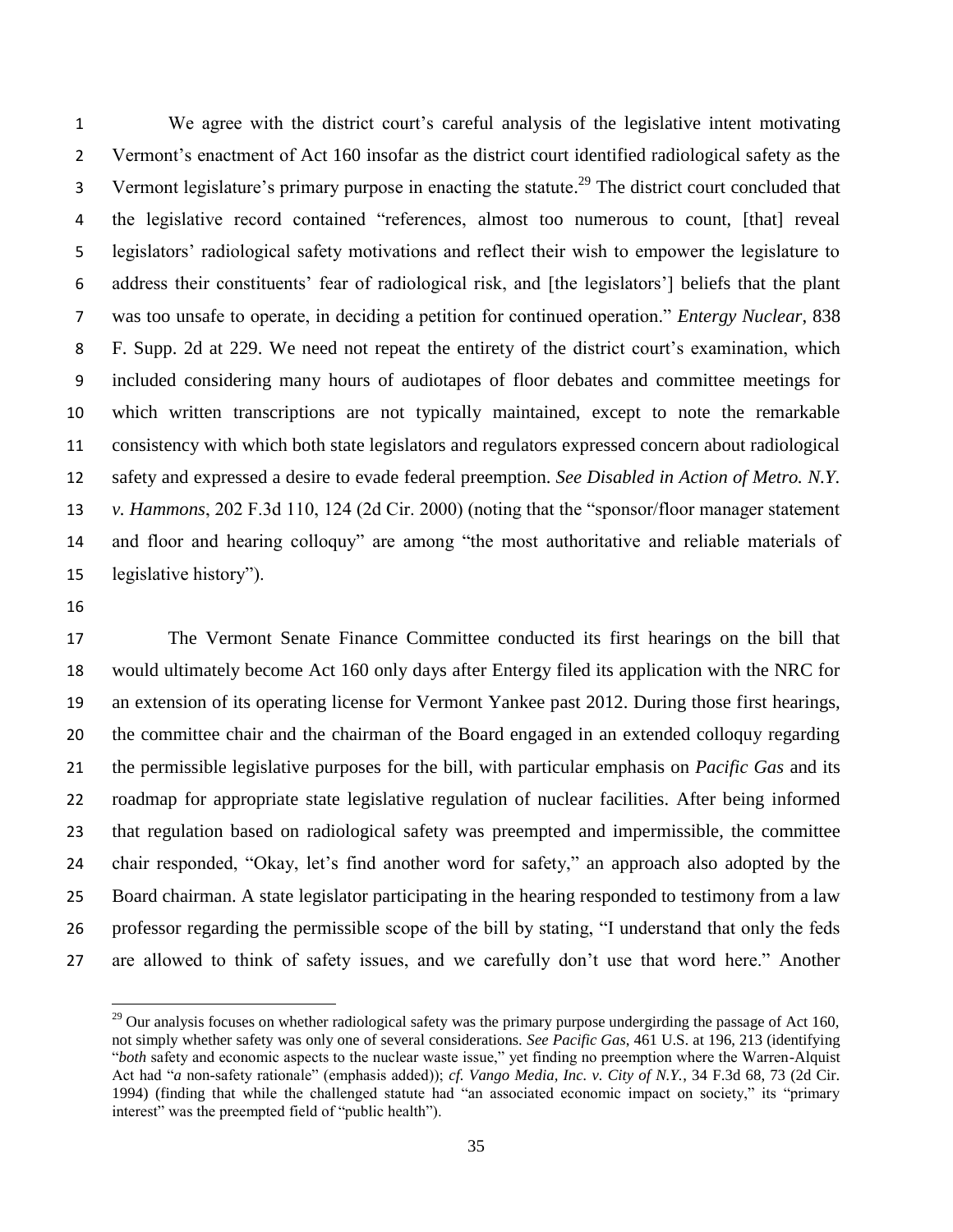We agree with the district court's careful analysis of the legislative intent motivating Vermont's enactment of Act 160 insofar as the district court identified radiological safety as the Vermont legislature's primary purpose in enacting the statute.[29] The district court concluded that the legislative record contained "references, almost too numerous to count, [that] reveal legislators' radiological safety motivations and reflect their wish to empower the legislature to address their constituents' fear of radiological risk, and [the legislators'] beliefs that the plant was too unsafe to operate, in deciding a petition for continued operation." *Entergy Nuclear*, 838 F. Supp. 2d at 229. We need not repeat the entirety of the district court's examination, which included considering many hours of audiotapes of floor debates and committee meetings for which written transcriptions are not typically maintained, except to note the remarkable consistency with which both state legislators and regulators expressed concern about radiological safety and expressed a desire to evade federal preemption. *See Disabled in Action of Metro. N.Y. v. Hammons*, 202 F.3d 110, 124 (2d Cir. 2000) (noting that the "sponsor/floor manager statement and floor and hearing colloquy" are among "the most authoritative and reliable materials of legislative history").

The Vermont Senate Finance Committee conducted its first hearings on the bill that would ultimately become Act 160 only days after Entergy filed its application with the NRC for an extension of its operating license for Vermont Yankee past 2012. During those first hearings, the committee chair and the chairman of the Board engaged in an extended colloquy regarding the permissible legislative purposes for the bill, with particular emphasis on *Pacific Gas* and its roadmap for appropriate state legislative regulation of nuclear facilities. After being informed that regulation based on radiological safety was preempted and impermissible, the committee chair responded, "Okay, let's find another word for safety," an approach also adopted by the Board chairman. A state legislator participating in the hearing responded to testimony from a law professor regarding the permissible scope of the bill by stating, "I understand that only the feds are allowed to think of safety issues, and we carefully don't use that word here." Another

---

[29] Our analysis focuses on whether radiological safety was the primary purpose undergirding the passage of Act 160, not simply whether safety was only one of several considerations. *See Pacific Gas*, 461 U.S. at 196, 213 (identifying "*both* safety and economic aspects to the nuclear waste issue," yet finding no preemption where the Warren-Alquist Act had "*a* non-safety rationale" (emphasis added)); *cf. Vango Media, Inc. v. City of N.Y.*, 34 F.3d 68, 73 (2d Cir. 1994) (finding that while the challenged statute had "an associated economic impact on society," its "primary interest" was the preempted field of "public health").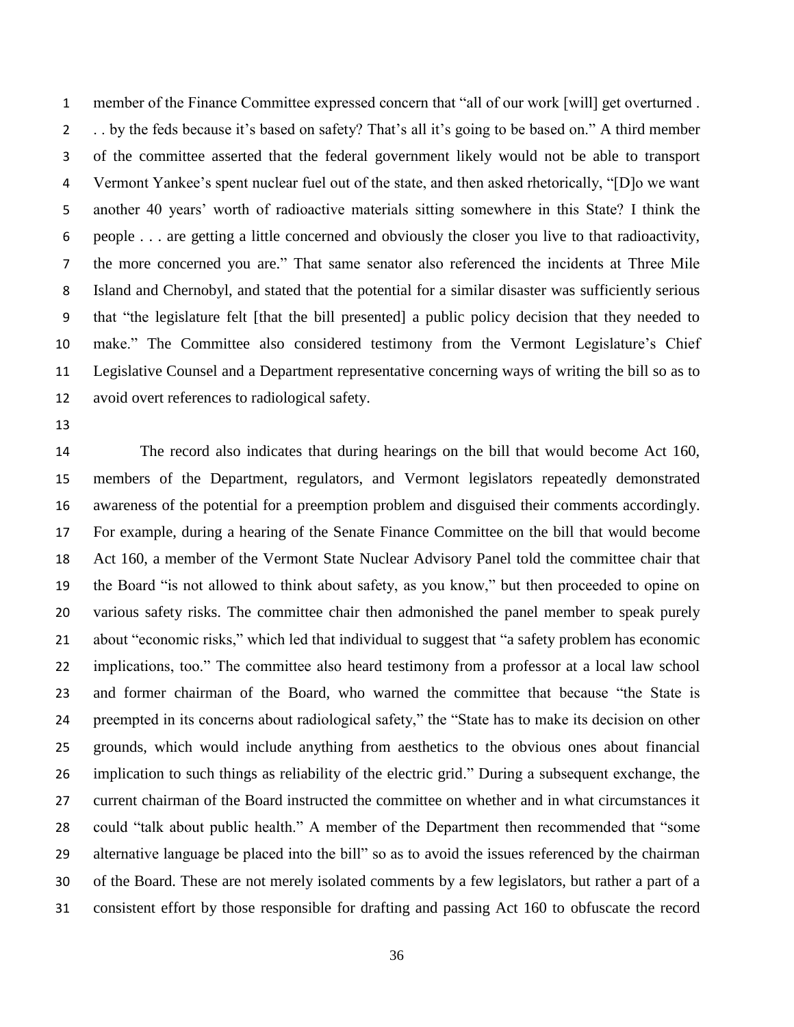member of the Finance Committee expressed concern that "all of our work [will] get overturned . . . by the feds because it's based on safety? That's all it's going to be based on." A third member of the committee asserted that the federal government likely would not be able to transport Vermont Yankee's spent nuclear fuel out of the state, and then asked rhetorically, "[D]o we want another 40 years' worth of radioactive materials sitting somewhere in this State? I think the people . . . are getting a little concerned and obviously the closer you live to that radioactivity, the more concerned you are." That same senator also referenced the incidents at Three Mile Island and Chernobyl, and stated that the potential for a similar disaster was sufficiently serious that "the legislature felt [that the bill presented] a public policy decision that they needed to make." The Committee also considered testimony from the Vermont Legislature's Chief Legislative Counsel and a Department representative concerning ways of writing the bill so as to avoid overt references to radiological safety.

The record also indicates that during hearings on the bill that would become Act 160, members of the Department, regulators, and Vermont legislators repeatedly demonstrated awareness of the potential for a preemption problem and disguised their comments accordingly. For example, during a hearing of the Senate Finance Committee on the bill that would become Act 160, a member of the Vermont State Nuclear Advisory Panel told the committee chair that the Board "is not allowed to think about safety, as you know," but then proceeded to opine on various safety risks. The committee chair then admonished the panel member to speak purely about "economic risks," which led that individual to suggest that "a safety problem has economic implications, too." The committee also heard testimony from a professor at a local law school and former chairman of the Board, who warned the committee that because "the State is preempted in its concerns about radiological safety," the "State has to make its decision on other grounds, which would include anything from aesthetics to the obvious ones about financial implication to such things as reliability of the electric grid." During a subsequent exchange, the current chairman of the Board instructed the committee on whether and in what circumstances it could "talk about public health." A member of the Department then recommended that "some alternative language be placed into the bill" so as to avoid the issues referenced by the chairman of the Board. These are not merely isolated comments by a few legislators, but rather a part of a consistent effort by those responsible for drafting and passing Act 160 to obfuscate the record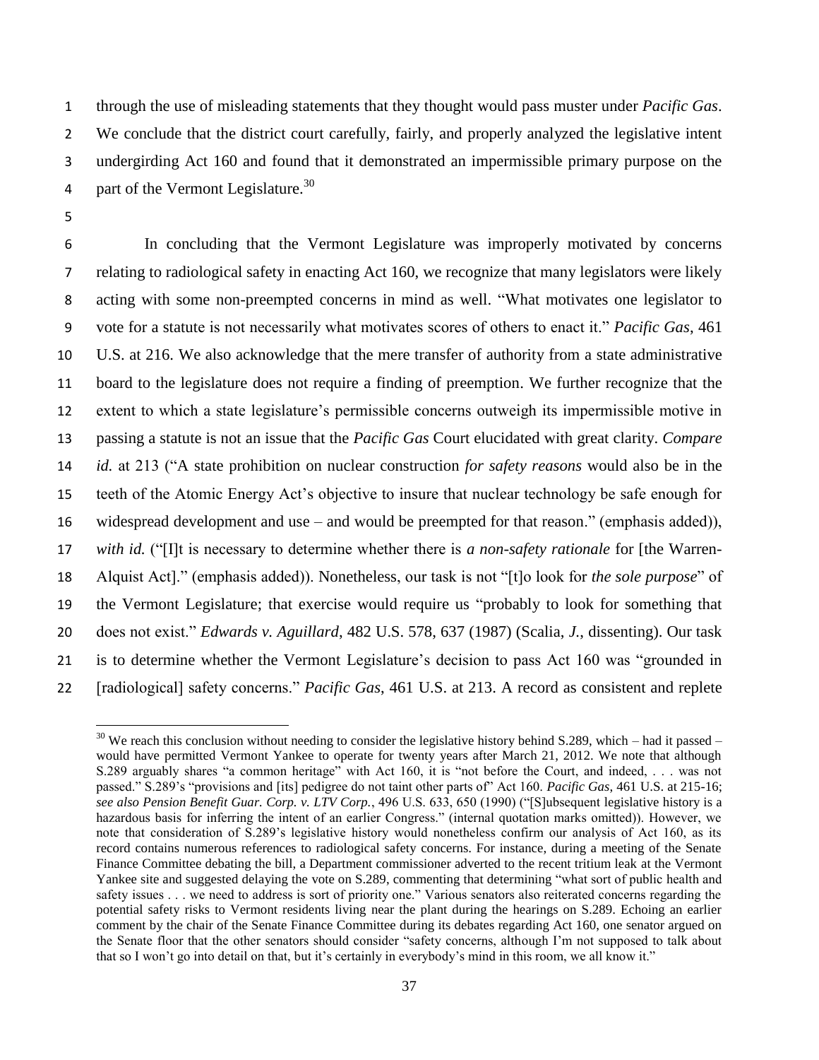through the use of misleading statements that they thought would pass muster under *Pacific Gas*. We conclude that the district court carefully, fairly, and properly analyzed the legislative intent undergirding Act 160 and found that it demonstrated an impermissible primary purpose on the part of the Vermont Legislature.[30]

In concluding that the Vermont Legislature was improperly motivated by concerns relating to radiological safety in enacting Act 160, we recognize that many legislators were likely acting with some non-preempted concerns in mind as well. "What motivates one legislator to vote for a statute is not necessarily what motivates scores of others to enact it." *Pacific Gas*, 461 U.S. at 216. We also acknowledge that the mere transfer of authority from a state administrative board to the legislature does not require a finding of preemption. We further recognize that the extent to which a state legislature's permissible concerns outweigh its impermissible motive in passing a statute is not an issue that the *Pacific Gas* Court elucidated with great clarity. *Compare id.* at 213 ("A state prohibition on nuclear construction *for safety reasons* would also be in the teeth of the Atomic Energy Act's objective to insure that nuclear technology be safe enough for widespread development and use – and would be preempted for that reason." (emphasis added)), *with id.* ("[I]t is necessary to determine whether there is *a non-safety rationale* for [the Warren-Alquist Act]." (emphasis added)). Nonetheless, our task is not "[t]o look for *the sole purpose*" of the Vermont Legislature; that exercise would require us "probably to look for something that does not exist." *Edwards v. Aguillard*, 482 U.S. 578, 637 (1987) (Scalia, *J.*, dissenting). Our task is to determine whether the Vermont Legislature's decision to pass Act 160 was "grounded in [radiological] safety concerns." *Pacific Gas*, 461 U.S. at 213. A record as consistent and replete

[30] We reach this conclusion without needing to consider the legislative history behind S.289, which – had it passed – would have permitted Vermont Yankee to operate for twenty years after March 21, 2012. We note that although S.289 arguably shares "a common heritage" with Act 160, it is "not before the Court, and indeed, . . . was not passed." S.289's "provisions and [its] pedigree do not taint other parts of" Act 160. *Pacific Gas*, 461 U.S. at 215-16; *see also Pension Benefit Guar. Corp. v. LTV Corp.*, 496 U.S. 633, 650 (1990) ("[S]ubsequent legislative history is a hazardous basis for inferring the intent of an earlier Congress." (internal quotation marks omitted)). However, we note that consideration of S.289's legislative history would nonetheless confirm our analysis of Act 160, as its record contains numerous references to radiological safety concerns. For instance, during a meeting of the Senate Finance Committee debating the bill, a Department commissioner adverted to the recent tritium leak at the Vermont Yankee site and suggested delaying the vote on S.289, commenting that determining "what sort of public health and safety issues . . . we need to address is sort of priority one." Various senators also reiterated concerns regarding the potential safety risks to Vermont residents living near the plant during the hearings on S.289. Echoing an earlier comment by the chair of the Senate Finance Committee during its debates regarding Act 160, one senator argued on the Senate floor that the other senators should consider "safety concerns, although I'm not supposed to talk about that so I won't go into detail on that, but it's certainly in everybody's mind in this room, we all know it."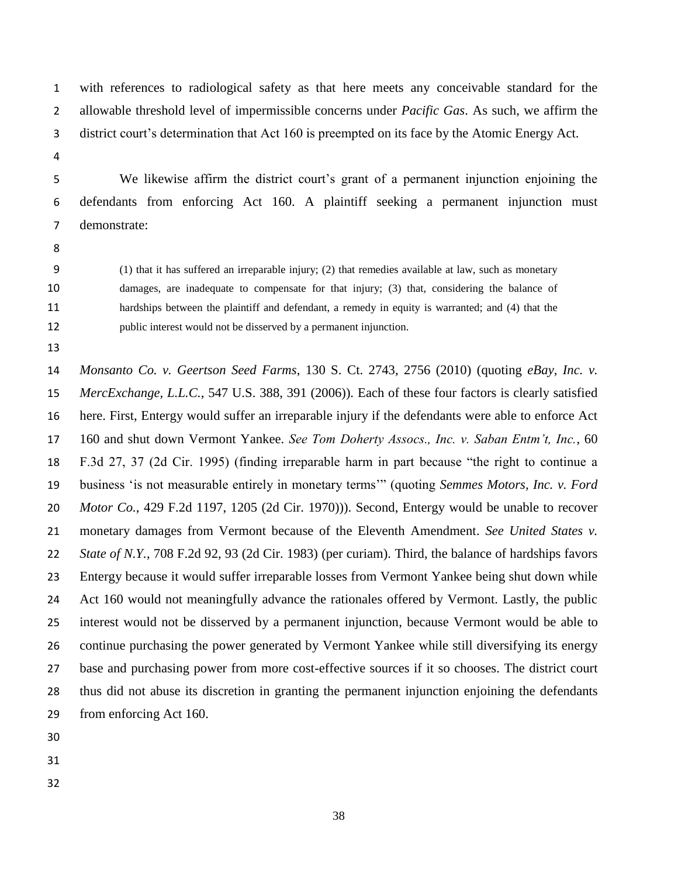with references to radiological safety as that here meets any conceivable standard for the allowable threshold level of impermissible concerns under *Pacific Gas*. As such, we affirm the district court's determination that Act 160 is preempted on its face by the Atomic Energy Act.

We likewise affirm the district court's grant of a permanent injunction enjoining the defendants from enforcing Act 160. A plaintiff seeking a permanent injunction must demonstrate:

> (1) that it has suffered an irreparable injury; (2) that remedies available at law, such as monetary damages, are inadequate to compensate for that injury; (3) that, considering the balance of hardships between the plaintiff and defendant, a remedy in equity is warranted; and (4) that the public interest would not be disserved by a permanent injunction.

*Monsanto Co. v. Geertson Seed Farms*, 130 S. Ct. 2743, 2756 (2010) (quoting *eBay, Inc. v. MercExchange, L.L.C.*, 547 U.S. 388, 391 (2006)). Each of these four factors is clearly satisfied here. First, Entergy would suffer an irreparable injury if the defendants were able to enforce Act 160 and shut down Vermont Yankee. *See Tom Doherty Assocs., Inc. v. Saban Entm't, Inc.*, 60 F.3d 27, 37 (2d Cir. 1995) (finding irreparable harm in part because "the right to continue a business 'is not measurable entirely in monetary terms'" (quoting *Semmes Motors, Inc. v. Ford Motor Co.*, 429 F.2d 1197, 1205 (2d Cir. 1970))). Second, Entergy would be unable to recover monetary damages from Vermont because of the Eleventh Amendment. *See United States v. State of N.Y.*, 708 F.2d 92, 93 (2d Cir. 1983) (per curiam). Third, the balance of hardships favors Entergy because it would suffer irreparable losses from Vermont Yankee being shut down while Act 160 would not meaningfully advance the rationales offered by Vermont. Lastly, the public interest would not be disserved by a permanent injunction, because Vermont would be able to continue purchasing the power generated by Vermont Yankee while still diversifying its energy base and purchasing power from more cost-effective sources if it so chooses. The district court thus did not abuse its discretion in granting the permanent injunction enjoining the defendants from enforcing Act 160.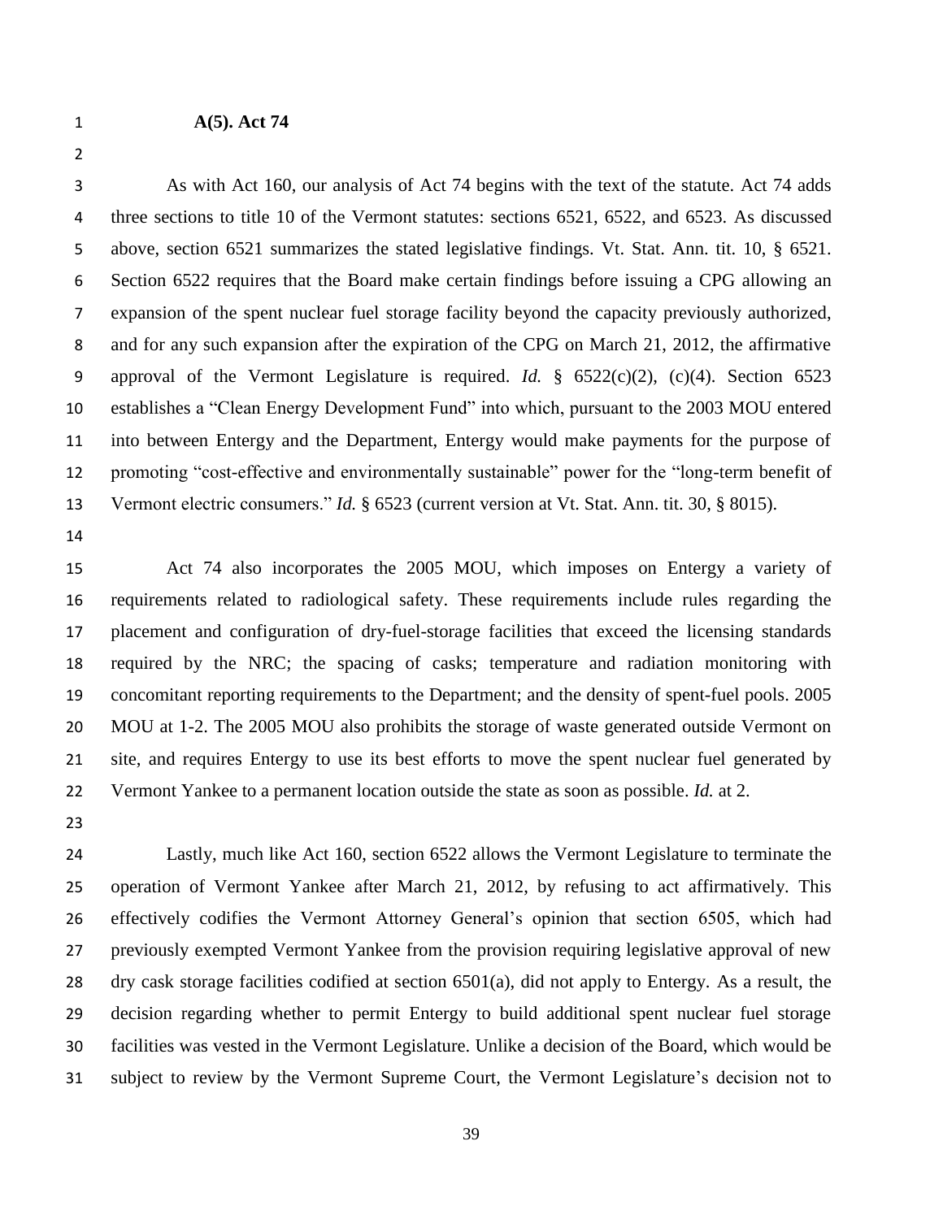**A(5). Act 74**

As with Act 160, our analysis of Act 74 begins with the text of the statute. Act 74 adds three sections to title 10 of the Vermont statutes: sections 6521, 6522, and 6523. As discussed above, section 6521 summarizes the stated legislative findings. Vt. Stat. Ann. tit. 10, § 6521. Section 6522 requires that the Board make certain findings before issuing a CPG allowing an expansion of the spent nuclear fuel storage facility beyond the capacity previously authorized, and for any such expansion after the expiration of the CPG on March 21, 2012, the affirmative approval of the Vermont Legislature is required. *Id.* § 6522(c)(2), (c)(4). Section 6523 establishes a "Clean Energy Development Fund" into which, pursuant to the 2003 MOU entered into between Entergy and the Department, Entergy would make payments for the purpose of promoting "cost-effective and environmentally sustainable" power for the "long-term benefit of Vermont electric consumers." *Id.* § 6523 (current version at Vt. Stat. Ann. tit. 30, § 8015).

Act 74 also incorporates the 2005 MOU, which imposes on Entergy a variety of requirements related to radiological safety. These requirements include rules regarding the placement and configuration of dry-fuel-storage facilities that exceed the licensing standards required by the NRC; the spacing of casks; temperature and radiation monitoring with concomitant reporting requirements to the Department; and the density of spent-fuel pools. 2005 MOU at 1-2. The 2005 MOU also prohibits the storage of waste generated outside Vermont on site, and requires Entergy to use its best efforts to move the spent nuclear fuel generated by Vermont Yankee to a permanent location outside the state as soon as possible. *Id.* at 2.

Lastly, much like Act 160, section 6522 allows the Vermont Legislature to terminate the operation of Vermont Yankee after March 21, 2012, by refusing to act affirmatively. This effectively codifies the Vermont Attorney General's opinion that section 6505, which had previously exempted Vermont Yankee from the provision requiring legislative approval of new dry cask storage facilities codified at section 6501(a), did not apply to Entergy. As a result, the decision regarding whether to permit Entergy to build additional spent nuclear fuel storage facilities was vested in the Vermont Legislature. Unlike a decision of the Board, which would be subject to review by the Vermont Supreme Court, the Vermont Legislature's decision not to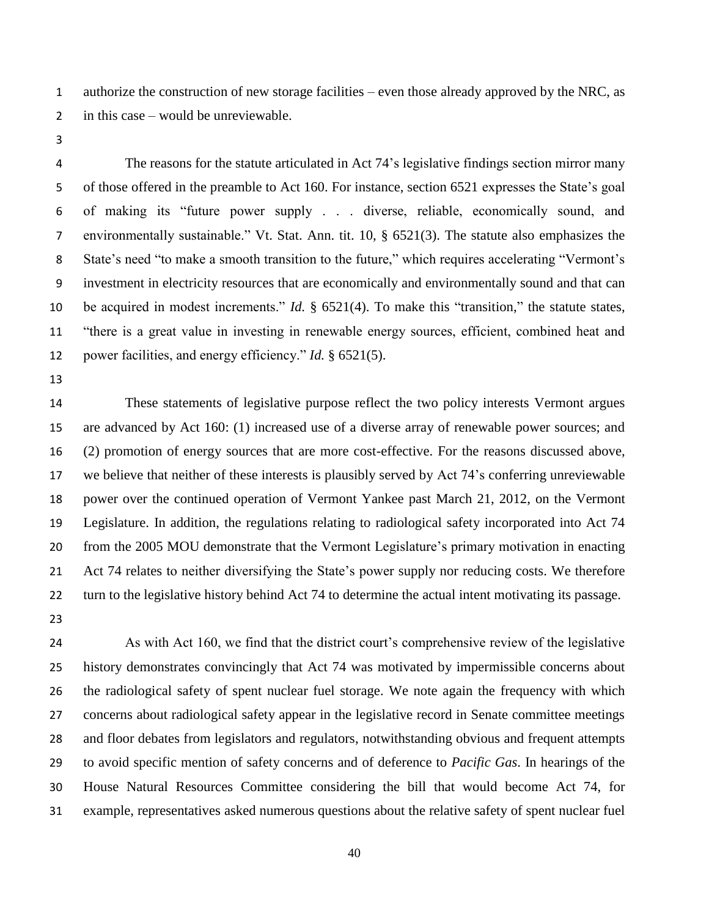authorize the construction of new storage facilities – even those already approved by the NRC, as in this case – would be unreviewable.

The reasons for the statute articulated in Act 74's legislative findings section mirror many of those offered in the preamble to Act 160. For instance, section 6521 expresses the State's goal of making its "future power supply . . . diverse, reliable, economically sound, and environmentally sustainable." Vt. Stat. Ann. tit. 10, § 6521(3). The statute also emphasizes the State's need "to make a smooth transition to the future," which requires accelerating "Vermont's investment in electricity resources that are economically and environmentally sound and that can be acquired in modest increments." *Id.* § 6521(4). To make this "transition," the statute states, "there is a great value in investing in renewable energy sources, efficient, combined heat and power facilities, and energy efficiency." *Id.* § 6521(5).

These statements of legislative purpose reflect the two policy interests Vermont argues are advanced by Act 160: (1) increased use of a diverse array of renewable power sources; and (2) promotion of energy sources that are more cost-effective. For the reasons discussed above, we believe that neither of these interests is plausibly served by Act 74's conferring unreviewable power over the continued operation of Vermont Yankee past March 21, 2012, on the Vermont Legislature. In addition, the regulations relating to radiological safety incorporated into Act 74 from the 2005 MOU demonstrate that the Vermont Legislature's primary motivation in enacting Act 74 relates to neither diversifying the State's power supply nor reducing costs. We therefore turn to the legislative history behind Act 74 to determine the actual intent motivating its passage.

As with Act 160, we find that the district court's comprehensive review of the legislative history demonstrates convincingly that Act 74 was motivated by impermissible concerns about the radiological safety of spent nuclear fuel storage. We note again the frequency with which concerns about radiological safety appear in the legislative record in Senate committee meetings and floor debates from legislators and regulators, notwithstanding obvious and frequent attempts to avoid specific mention of safety concerns and of deference to *Pacific Gas*. In hearings of the House Natural Resources Committee considering the bill that would become Act 74, for example, representatives asked numerous questions about the relative safety of spent nuclear fuel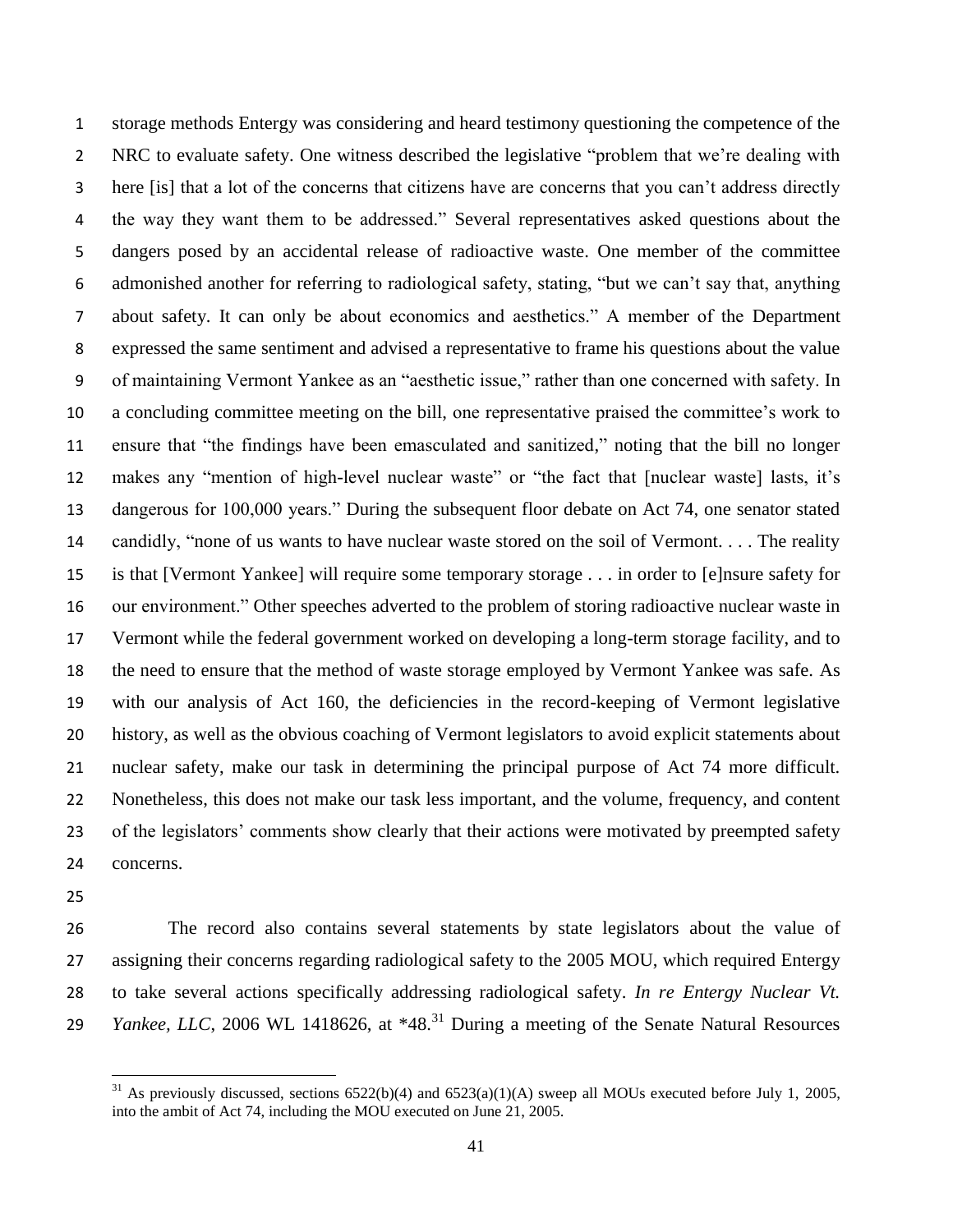storage methods Entergy was considering and heard testimony questioning the competence of the NRC to evaluate safety. One witness described the legislative "problem that we're dealing with here [is] that a lot of the concerns that citizens have are concerns that you can't address directly the way they want them to be addressed." Several representatives asked questions about the dangers posed by an accidental release of radioactive waste. One member of the committee admonished another for referring to radiological safety, stating, "but we can't say that, anything about safety. It can only be about economics and aesthetics." A member of the Department expressed the same sentiment and advised a representative to frame his questions about the value of maintaining Vermont Yankee as an "aesthetic issue," rather than one concerned with safety. In a concluding committee meeting on the bill, one representative praised the committee's work to ensure that "the findings have been emasculated and sanitized," noting that the bill no longer makes any "mention of high-level nuclear waste" or "the fact that [nuclear waste] lasts, it's dangerous for 100,000 years." During the subsequent floor debate on Act 74, one senator stated candidly, "none of us wants to have nuclear waste stored on the soil of Vermont. . . . The reality is that [Vermont Yankee] will require some temporary storage . . . in order to [e]nsure safety for our environment." Other speeches adverted to the problem of storing radioactive nuclear waste in Vermont while the federal government worked on developing a long-term storage facility, and to the need to ensure that the method of waste storage employed by Vermont Yankee was safe. As with our analysis of Act 160, the deficiencies in the record-keeping of Vermont legislative history, as well as the obvious coaching of Vermont legislators to avoid explicit statements about nuclear safety, make our task in determining the principal purpose of Act 74 more difficult. Nonetheless, this does not make our task less important, and the volume, frequency, and content of the legislators' comments show clearly that their actions were motivated by preempted safety concerns.

The record also contains several statements by state legislators about the value of assigning their concerns regarding radiological safety to the 2005 MOU, which required Entergy to take several actions specifically addressing radiological safety. *In re Entergy Nuclear Vt. Yankee, LLC*, 2006 WL 1418626, at \*48.[31] During a meeting of the Senate Natural Resources

[31] As previously discussed, sections 6522(b)(4) and 6523(a)(1)(A) sweep all MOUs executed before July 1, 2005, into the ambit of Act 74, including the MOU executed on June 21, 2005.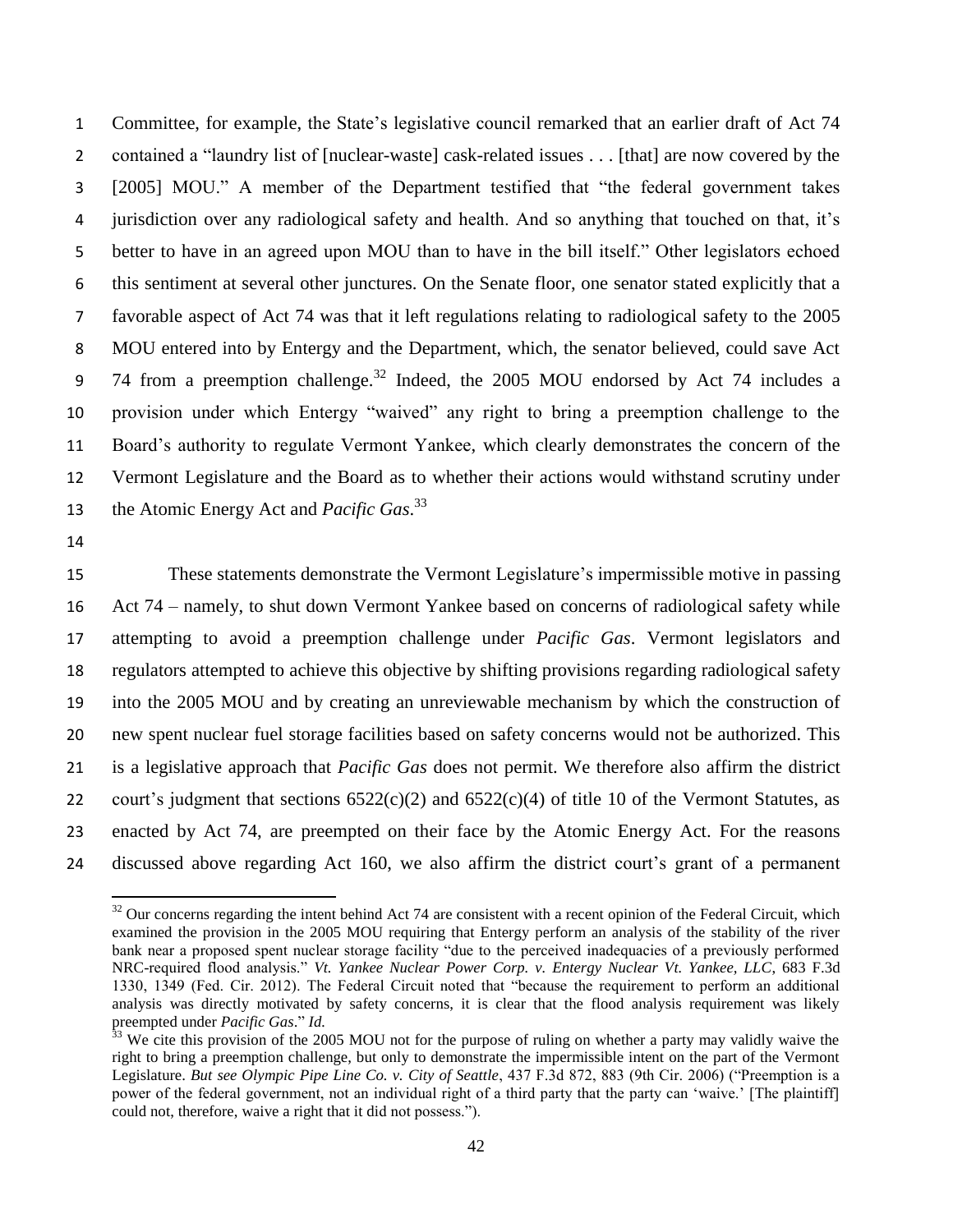Committee, for example, the State's legislative council remarked that an earlier draft of Act 74 contained a "laundry list of [nuclear-waste] cask-related issues . . . [that] are now covered by the [2005] MOU." A member of the Department testified that "the federal government takes jurisdiction over any radiological safety and health. And so anything that touched on that, it's better to have in an agreed upon MOU than to have in the bill itself." Other legislators echoed this sentiment at several other junctures. On the Senate floor, one senator stated explicitly that a favorable aspect of Act 74 was that it left regulations relating to radiological safety to the 2005 MOU entered into by Entergy and the Department, which, the senator believed, could save Act 74 from a preemption challenge.[32] Indeed, the 2005 MOU endorsed by Act 74 includes a provision under which Entergy "waived" any right to bring a preemption challenge to the Board's authority to regulate Vermont Yankee, which clearly demonstrates the concern of the Vermont Legislature and the Board as to whether their actions would withstand scrutiny under the Atomic Energy Act and *Pacific Gas*.[33]

These statements demonstrate the Vermont Legislature's impermissible motive in passing Act 74 – namely, to shut down Vermont Yankee based on concerns of radiological safety while attempting to avoid a preemption challenge under *Pacific Gas*. Vermont legislators and regulators attempted to achieve this objective by shifting provisions regarding radiological safety into the 2005 MOU and by creating an unreviewable mechanism by which the construction of new spent nuclear fuel storage facilities based on safety concerns would not be authorized. This is a legislative approach that *Pacific Gas* does not permit. We therefore also affirm the district court's judgment that sections 6522(c)(2) and 6522(c)(4) of title 10 of the Vermont Statutes, as enacted by Act 74, are preempted on their face by the Atomic Energy Act. For the reasons discussed above regarding Act 160, we also affirm the district court's grant of a permanent

---

[32] Our concerns regarding the intent behind Act 74 are consistent with a recent opinion of the Federal Circuit, which examined the provision in the 2005 MOU requiring that Entergy perform an analysis of the stability of the river bank near a proposed spent nuclear storage facility "due to the perceived inadequacies of a previously performed NRC-required flood analysis." *Vt. Yankee Nuclear Power Corp. v. Entergy Nuclear Vt. Yankee, LLC*, 683 F.3d 1330, 1349 (Fed. Cir. 2012). The Federal Circuit noted that "because the requirement to perform an additional analysis was directly motivated by safety concerns, it is clear that the flood analysis requirement was likely preempted under *Pacific Gas*." *Id.*

[33] We cite this provision of the 2005 MOU not for the purpose of ruling on whether a party may validly waive the right to bring a preemption challenge, but only to demonstrate the impermissible intent on the part of the Vermont Legislature. *But see Olympic Pipe Line Co. v. City of Seattle*, 437 F.3d 872, 883 (9th Cir. 2006) ("Preemption is a power of the federal government, not an individual right of a third party that the party can 'waive.' [The plaintiff] could not, therefore, waive a right that it did not possess.").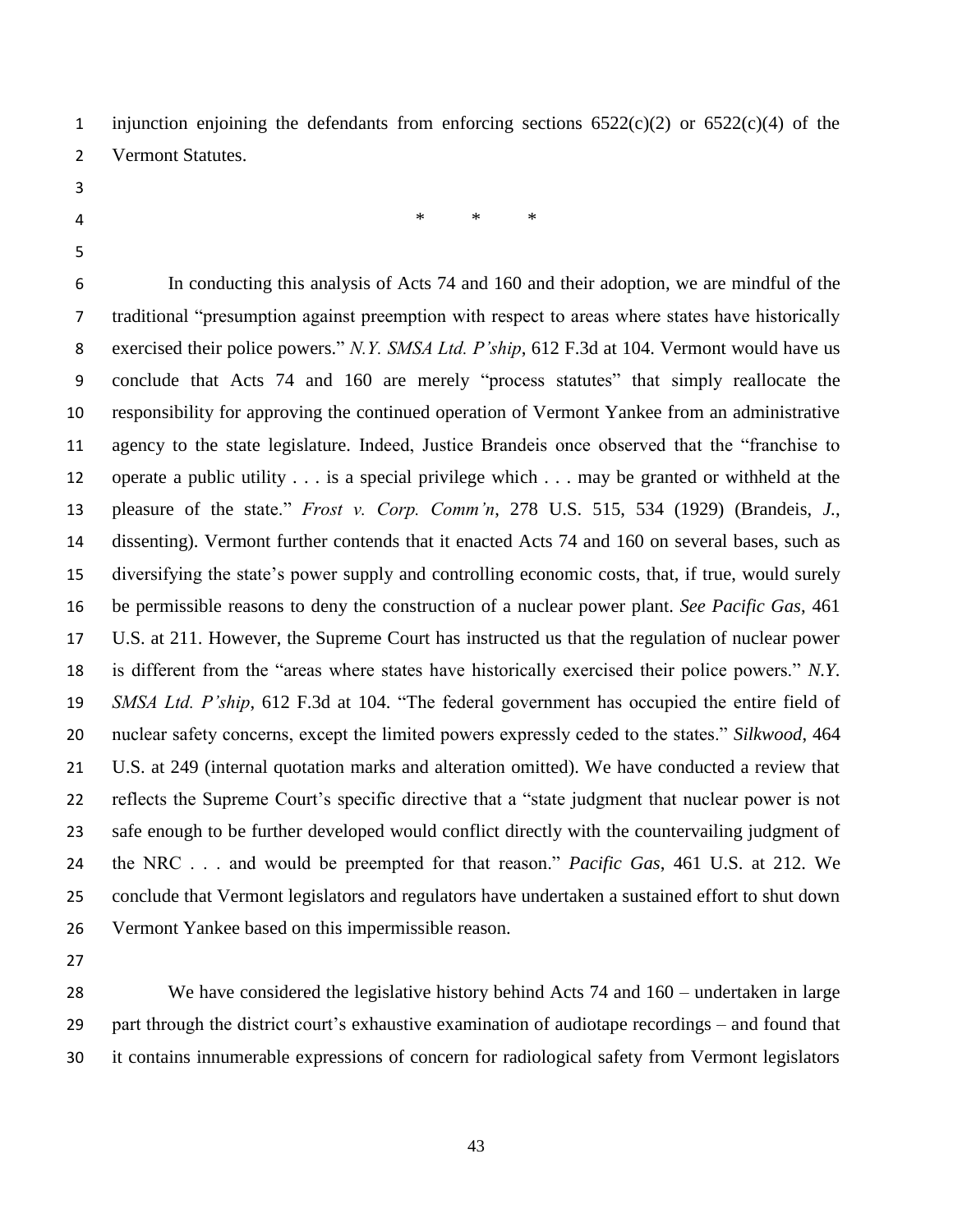injunction enjoining the defendants from enforcing sections 6522(c)(2) or 6522(c)(4) of the Vermont Statutes.

\*     \*     \*

In conducting this analysis of Acts 74 and 160 and their adoption, we are mindful of the traditional "presumption against preemption with respect to areas where states have historically exercised their police powers." *N.Y. SMSA Ltd. P'ship*, 612 F.3d at 104. Vermont would have us conclude that Acts 74 and 160 are merely "process statutes" that simply reallocate the responsibility for approving the continued operation of Vermont Yankee from an administrative agency to the state legislature. Indeed, Justice Brandeis once observed that the "franchise to operate a public utility . . . is a special privilege which . . . may be granted or withheld at the pleasure of the state." *Frost v. Corp. Comm'n*, 278 U.S. 515, 534 (1929) (Brandeis, *J.*, dissenting). Vermont further contends that it enacted Acts 74 and 160 on several bases, such as diversifying the state's power supply and controlling economic costs, that, if true, would surely be permissible reasons to deny the construction of a nuclear power plant. *See Pacific Gas*, 461 U.S. at 211. However, the Supreme Court has instructed us that the regulation of nuclear power is different from the "areas where states have historically exercised their police powers." *N.Y. SMSA Ltd. P'ship*, 612 F.3d at 104. "The federal government has occupied the entire field of nuclear safety concerns, except the limited powers expressly ceded to the states." *Silkwood*, 464 U.S. at 249 (internal quotation marks and alteration omitted). We have conducted a review that reflects the Supreme Court's specific directive that a "state judgment that nuclear power is not safe enough to be further developed would conflict directly with the countervailing judgment of the NRC . . . and would be preempted for that reason." *Pacific Gas*, 461 U.S. at 212. We conclude that Vermont legislators and regulators have undertaken a sustained effort to shut down Vermont Yankee based on this impermissible reason.

We have considered the legislative history behind Acts 74 and 160 – undertaken in large part through the district court's exhaustive examination of audiotape recordings – and found that it contains innumerable expressions of concern for radiological safety from Vermont legislators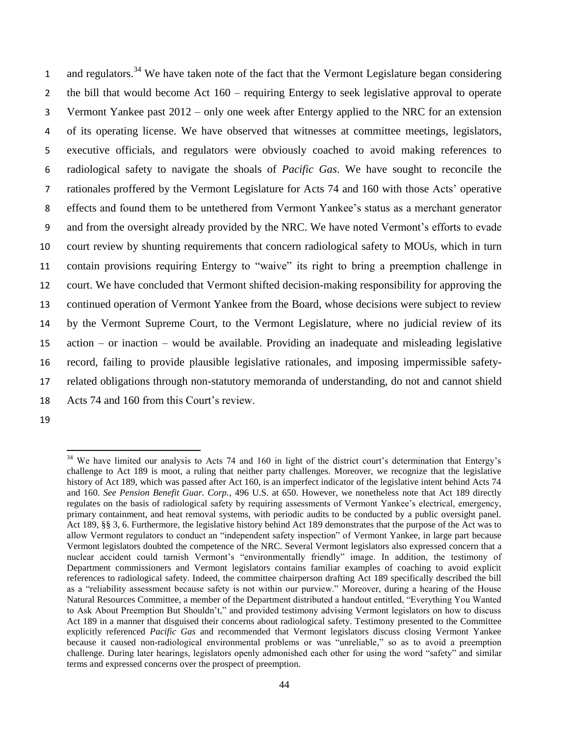and regulators.[34] We have taken note of the fact that the Vermont Legislature began considering the bill that would become Act 160 – requiring Entergy to seek legislative approval to operate Vermont Yankee past 2012 – only one week after Entergy applied to the NRC for an extension of its operating license. We have observed that witnesses at committee meetings, legislators, executive officials, and regulators were obviously coached to avoid making references to radiological safety to navigate the shoals of *Pacific Gas*. We have sought to reconcile the rationales proffered by the Vermont Legislature for Acts 74 and 160 with those Acts' operative effects and found them to be untethered from Vermont Yankee's status as a merchant generator and from the oversight already provided by the NRC. We have noted Vermont's efforts to evade court review by shunting requirements that concern radiological safety to MOUs, which in turn contain provisions requiring Entergy to "waive" its right to bring a preemption challenge in court. We have concluded that Vermont shifted decision-making responsibility for approving the continued operation of Vermont Yankee from the Board, whose decisions were subject to review by the Vermont Supreme Court, to the Vermont Legislature, where no judicial review of its action – or inaction – would be available. Providing an inadequate and misleading legislative record, failing to provide plausible legislative rationales, and imposing impermissible safety-related obligations through non-statutory memoranda of understanding, do not and cannot shield Acts 74 and 160 from this Court's review.

---

[34] We have limited our analysis to Acts 74 and 160 in light of the district court's determination that Entergy's challenge to Act 189 is moot, a ruling that neither party challenges. Moreover, we recognize that the legislative history of Act 189, which was passed after Act 160, is an imperfect indicator of the legislative intent behind Acts 74 and 160. *See Pension Benefit Guar. Corp.*, 496 U.S. at 650. However, we nonetheless note that Act 189 directly regulates on the basis of radiological safety by requiring assessments of Vermont Yankee's electrical, emergency, primary containment, and heat removal systems, with periodic audits to be conducted by a public oversight panel. Act 189, §§ 3, 6. Furthermore, the legislative history behind Act 189 demonstrates that the purpose of the Act was to allow Vermont regulators to conduct an "independent safety inspection" of Vermont Yankee, in large part because Vermont legislators doubted the competence of the NRC. Several Vermont legislators also expressed concern that a nuclear accident could tarnish Vermont's "environmentally friendly" image. In addition, the testimony of Department commissioners and Vermont legislators contains familiar examples of coaching to avoid explicit references to radiological safety. Indeed, the committee chairperson drafting Act 189 specifically described the bill as a "reliability assessment because safety is not within our purview." Moreover, during a hearing of the House Natural Resources Committee, a member of the Department distributed a handout entitled, "Everything You Wanted to Ask About Preemption But Shouldn't," and provided testimony advising Vermont legislators on how to discuss Act 189 in a manner that disguised their concerns about radiological safety. Testimony presented to the Committee explicitly referenced *Pacific Gas* and recommended that Vermont legislators discuss closing Vermont Yankee because it caused non-radiological environmental problems or was "unreliable," so as to avoid a preemption challenge. During later hearings, legislators openly admonished each other for using the word "safety" and similar terms and expressed concerns over the prospect of preemption.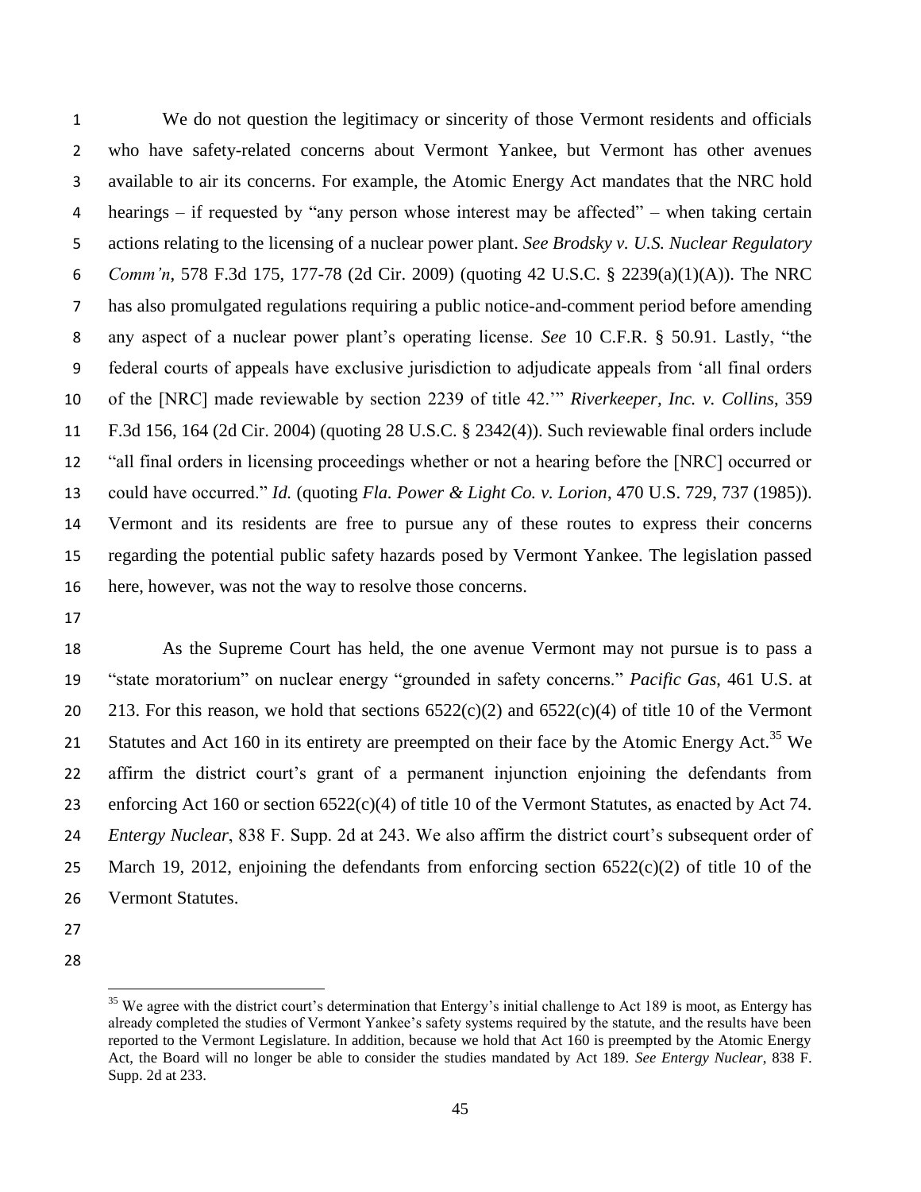We do not question the legitimacy or sincerity of those Vermont residents and officials who have safety-related concerns about Vermont Yankee, but Vermont has other avenues available to air its concerns. For example, the Atomic Energy Act mandates that the NRC hold hearings – if requested by "any person whose interest may be affected" – when taking certain actions relating to the licensing of a nuclear power plant. *See Brodsky v. U.S. Nuclear Regulatory Comm'n*, 578 F.3d 175, 177-78 (2d Cir. 2009) (quoting 42 U.S.C. § 2239(a)(1)(A)). The NRC has also promulgated regulations requiring a public notice-and-comment period before amending any aspect of a nuclear power plant's operating license. *See* 10 C.F.R. § 50.91. Lastly, "the federal courts of appeals have exclusive jurisdiction to adjudicate appeals from 'all final orders of the [NRC] made reviewable by section 2239 of title 42.'" *Riverkeeper, Inc. v. Collins*, 359 F.3d 156, 164 (2d Cir. 2004) (quoting 28 U.S.C. § 2342(4)). Such reviewable final orders include "all final orders in licensing proceedings whether or not a hearing before the [NRC] occurred or could have occurred." *Id.* (quoting *Fla. Power & Light Co. v. Lorion*, 470 U.S. 729, 737 (1985)). Vermont and its residents are free to pursue any of these routes to express their concerns regarding the potential public safety hazards posed by Vermont Yankee. The legislation passed here, however, was not the way to resolve those concerns.

As the Supreme Court has held, the one avenue Vermont may not pursue is to pass a "state moratorium" on nuclear energy "grounded in safety concerns." *Pacific Gas*, 461 U.S. at 213. For this reason, we hold that sections 6522(c)(2) and 6522(c)(4) of title 10 of the Vermont Statutes and Act 160 in its entirety are preempted on their face by the Atomic Energy Act.[35] We affirm the district court's grant of a permanent injunction enjoining the defendants from enforcing Act 160 or section 6522(c)(4) of title 10 of the Vermont Statutes, as enacted by Act 74. *Entergy Nuclear*, 838 F. Supp. 2d at 243. We also affirm the district court's subsequent order of March 19, 2012, enjoining the defendants from enforcing section 6522(c)(2) of title 10 of the Vermont Statutes.

[35] We agree with the district court's determination that Entergy's initial challenge to Act 189 is moot, as Entergy has already completed the studies of Vermont Yankee's safety systems required by the statute, and the results have been reported to the Vermont Legislature. In addition, because we hold that Act 160 is preempted by the Atomic Energy Act, the Board will no longer be able to consider the studies mandated by Act 189. *See Entergy Nuclear*, 838 F. Supp. 2d at 233.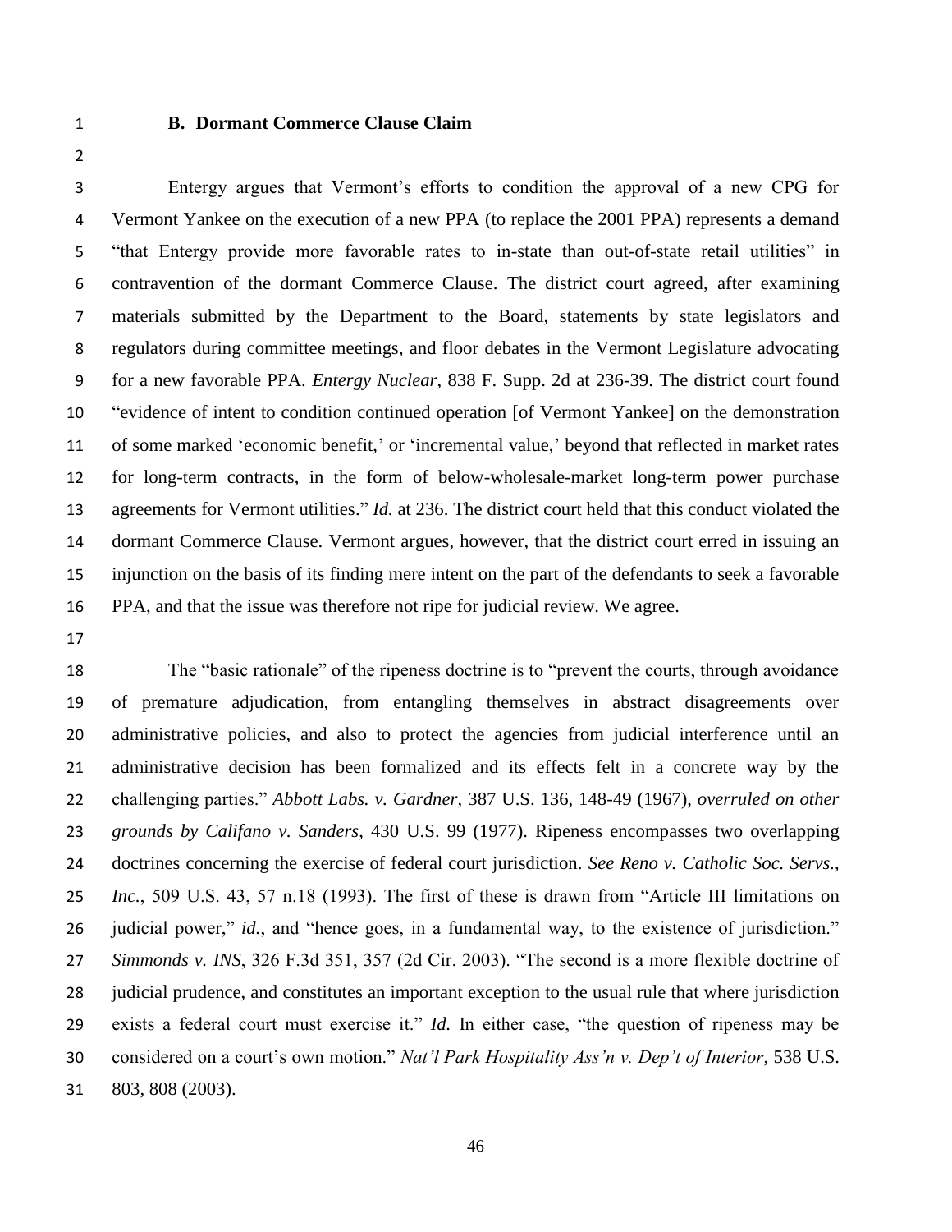### B. Dormant Commerce Clause Claim

Entergy argues that Vermont's efforts to condition the approval of a new CPG for Vermont Yankee on the execution of a new PPA (to replace the 2001 PPA) represents a demand "that Entergy provide more favorable rates to in-state than out-of-state retail utilities" in contravention of the dormant Commerce Clause. The district court agreed, after examining materials submitted by the Department to the Board, statements by state legislators and regulators during committee meetings, and floor debates in the Vermont Legislature advocating for a new favorable PPA. *Entergy Nuclear*, 838 F. Supp. 2d at 236-39. The district court found "evidence of intent to condition continued operation [of Vermont Yankee] on the demonstration of some marked 'economic benefit,' or 'incremental value,' beyond that reflected in market rates for long-term contracts, in the form of below-wholesale-market long-term power purchase agreements for Vermont utilities." *Id.* at 236. The district court held that this conduct violated the dormant Commerce Clause. Vermont argues, however, that the district court erred in issuing an injunction on the basis of its finding mere intent on the part of the defendants to seek a favorable PPA, and that the issue was therefore not ripe for judicial review. We agree.

The "basic rationale" of the ripeness doctrine is to "prevent the courts, through avoidance of premature adjudication, from entangling themselves in abstract disagreements over administrative policies, and also to protect the agencies from judicial interference until an administrative decision has been formalized and its effects felt in a concrete way by the challenging parties." *Abbott Labs. v. Gardner*, 387 U.S. 136, 148-49 (1967), *overruled on other grounds by Califano v. Sanders*, 430 U.S. 99 (1977). Ripeness encompasses two overlapping doctrines concerning the exercise of federal court jurisdiction. *See Reno v. Catholic Soc. Servs., Inc.*, 509 U.S. 43, 57 n.18 (1993). The first of these is drawn from "Article III limitations on judicial power," *id.*, and "hence goes, in a fundamental way, to the existence of jurisdiction." *Simmonds v. INS*, 326 F.3d 351, 357 (2d Cir. 2003). "The second is a more flexible doctrine of judicial prudence, and constitutes an important exception to the usual rule that where jurisdiction exists a federal court must exercise it." *Id.* In either case, "the question of ripeness may be considered on a court's own motion." *Nat'l Park Hospitality Ass'n v. Dep't of Interior*, 538 U.S. 803, 808 (2003).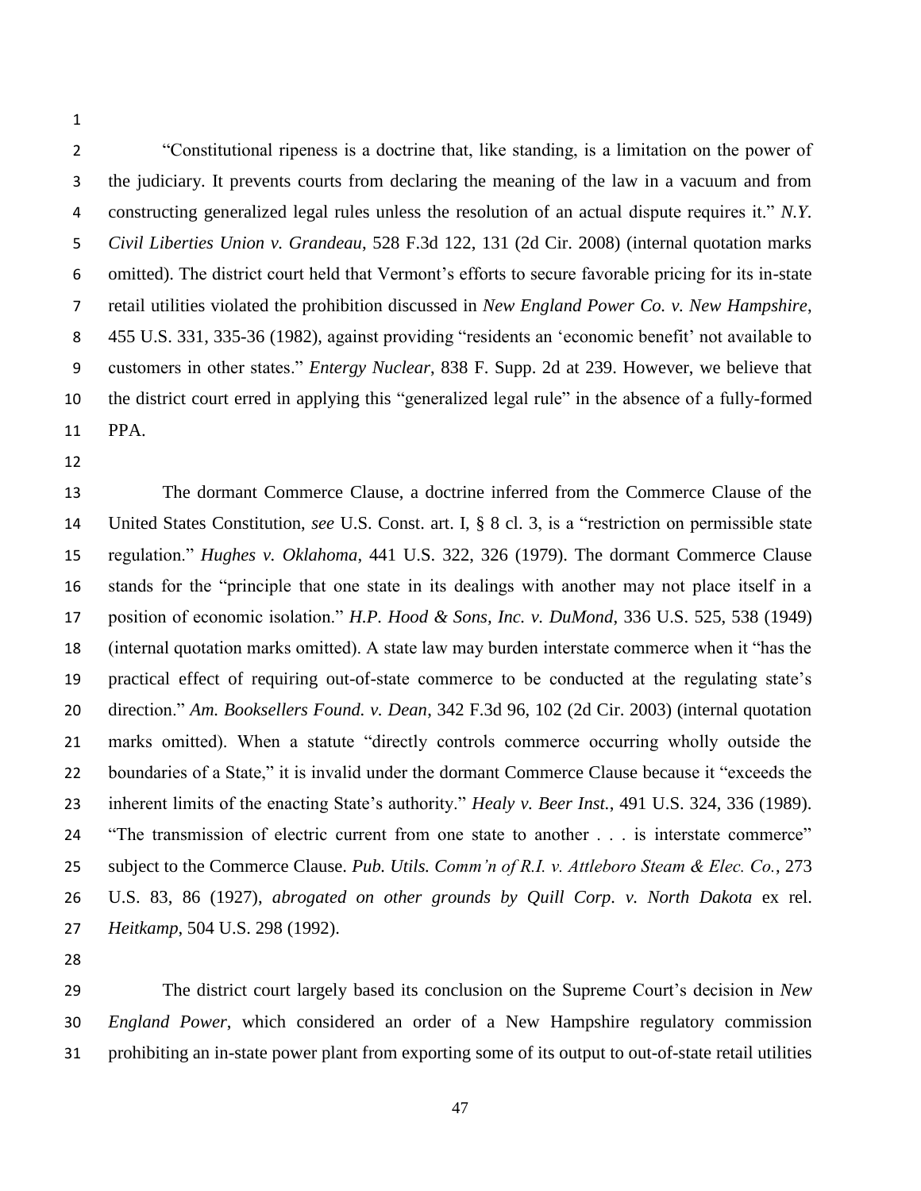"Constitutional ripeness is a doctrine that, like standing, is a limitation on the power of the judiciary. It prevents courts from declaring the meaning of the law in a vacuum and from constructing generalized legal rules unless the resolution of an actual dispute requires it." *N.Y. Civil Liberties Union v. Grandeau*, 528 F.3d 122, 131 (2d Cir. 2008) (internal quotation marks omitted). The district court held that Vermont's efforts to secure favorable pricing for its in-state retail utilities violated the prohibition discussed in *New England Power Co. v. New Hampshire*, 455 U.S. 331, 335-36 (1982), against providing "residents an 'economic benefit' not available to customers in other states." *Entergy Nuclear*, 838 F. Supp. 2d at 239. However, we believe that the district court erred in applying this "generalized legal rule" in the absence of a fully-formed PPA.

The dormant Commerce Clause, a doctrine inferred from the Commerce Clause of the United States Constitution, *see* U.S. Const. art. I, § 8 cl. 3, is a "restriction on permissible state regulation." *Hughes v. Oklahoma*, 441 U.S. 322, 326 (1979). The dormant Commerce Clause stands for the "principle that one state in its dealings with another may not place itself in a position of economic isolation." *H.P. Hood & Sons, Inc. v. DuMond*, 336 U.S. 525, 538 (1949) (internal quotation marks omitted). A state law may burden interstate commerce when it "has the practical effect of requiring out-of-state commerce to be conducted at the regulating state's direction." *Am. Booksellers Found. v. Dean*, 342 F.3d 96, 102 (2d Cir. 2003) (internal quotation marks omitted). When a statute "directly controls commerce occurring wholly outside the boundaries of a State," it is invalid under the dormant Commerce Clause because it "exceeds the inherent limits of the enacting State's authority." *Healy v. Beer Inst.*, 491 U.S. 324, 336 (1989). "The transmission of electric current from one state to another . . . is interstate commerce" subject to the Commerce Clause. *Pub. Utils. Comm'n of R.I. v. Attleboro Steam & Elec. Co.*, 273 U.S. 83, 86 (1927), *abrogated on other grounds by Quill Corp. v. North Dakota* ex rel. *Heitkamp*, 504 U.S. 298 (1992).

The district court largely based its conclusion on the Supreme Court's decision in *New England Power*, which considered an order of a New Hampshire regulatory commission prohibiting an in-state power plant from exporting some of its output to out-of-state retail utilities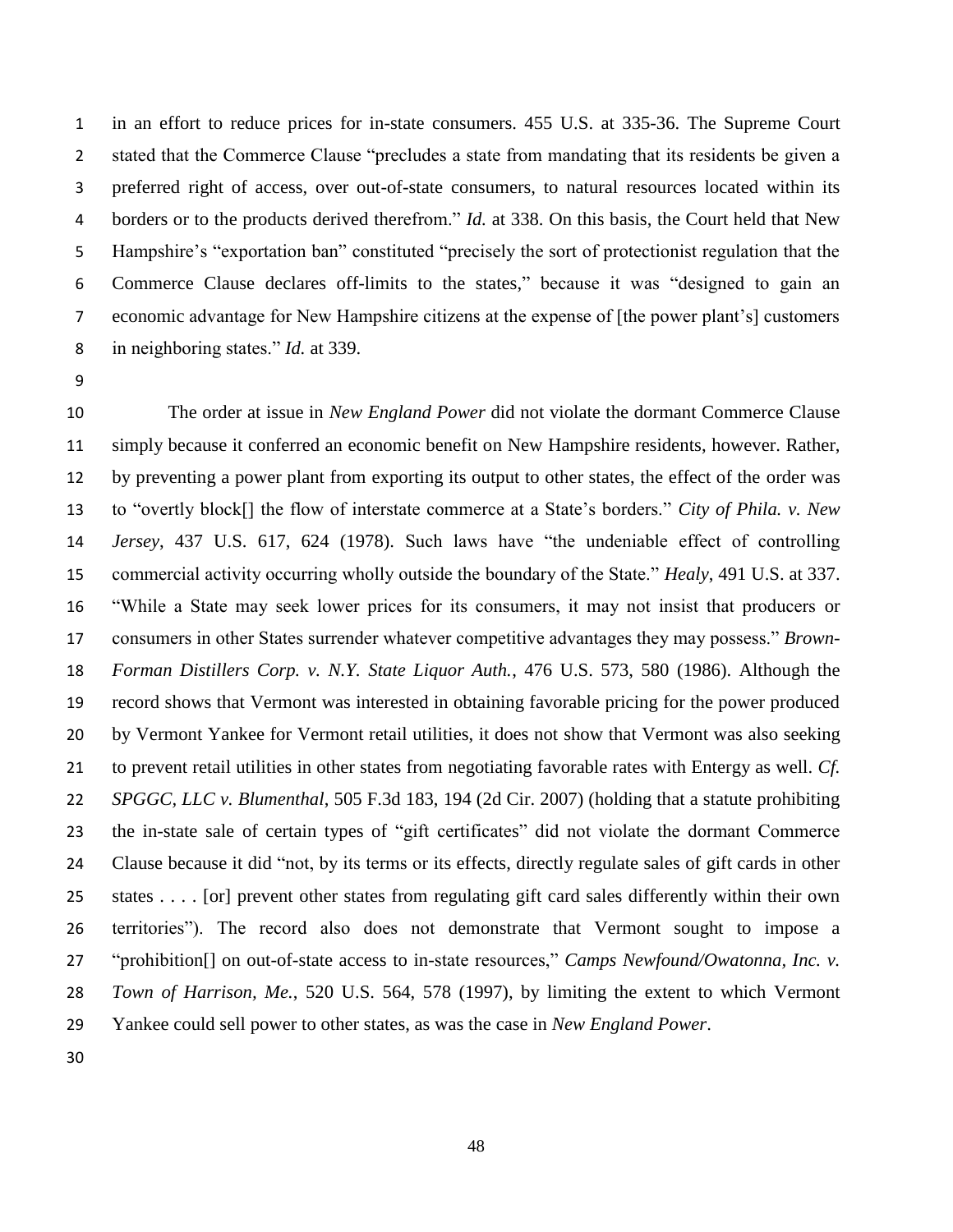in an effort to reduce prices for in-state consumers. 455 U.S. at 335-36. The Supreme Court stated that the Commerce Clause "precludes a state from mandating that its residents be given a preferred right of access, over out-of-state consumers, to natural resources located within its borders or to the products derived therefrom." *Id.* at 338. On this basis, the Court held that New Hampshire's "exportation ban" constituted "precisely the sort of protectionist regulation that the Commerce Clause declares off-limits to the states," because it was "designed to gain an economic advantage for New Hampshire citizens at the expense of [the power plant's] customers in neighboring states." *Id.* at 339.

The order at issue in *New England Power* did not violate the dormant Commerce Clause simply because it conferred an economic benefit on New Hampshire residents, however. Rather, by preventing a power plant from exporting its output to other states, the effect of the order was to "overtly block[] the flow of interstate commerce at a State's borders." *City of Phila. v. New Jersey*, 437 U.S. 617, 624 (1978). Such laws have "the undeniable effect of controlling commercial activity occurring wholly outside the boundary of the State." *Healy*, 491 U.S. at 337. "While a State may seek lower prices for its consumers, it may not insist that producers or consumers in other States surrender whatever competitive advantages they may possess." *Brown-Forman Distillers Corp. v. N.Y. State Liquor Auth.*, 476 U.S. 573, 580 (1986). Although the record shows that Vermont was interested in obtaining favorable pricing for the power produced by Vermont Yankee for Vermont retail utilities, it does not show that Vermont was also seeking to prevent retail utilities in other states from negotiating favorable rates with Entergy as well. *Cf. SPGGC, LLC v. Blumenthal*, 505 F.3d 183, 194 (2d Cir. 2007) (holding that a statute prohibiting the in-state sale of certain types of "gift certificates" did not violate the dormant Commerce Clause because it did "not, by its terms or its effects, directly regulate sales of gift cards in other states . . . . [or] prevent other states from regulating gift card sales differently within their own territories"). The record also does not demonstrate that Vermont sought to impose a "prohibition[] on out-of-state access to in-state resources," *Camps Newfound/Owatonna, Inc. v. Town of Harrison, Me.*, 520 U.S. 564, 578 (1997), by limiting the extent to which Vermont Yankee could sell power to other states, as was the case in *New England Power*.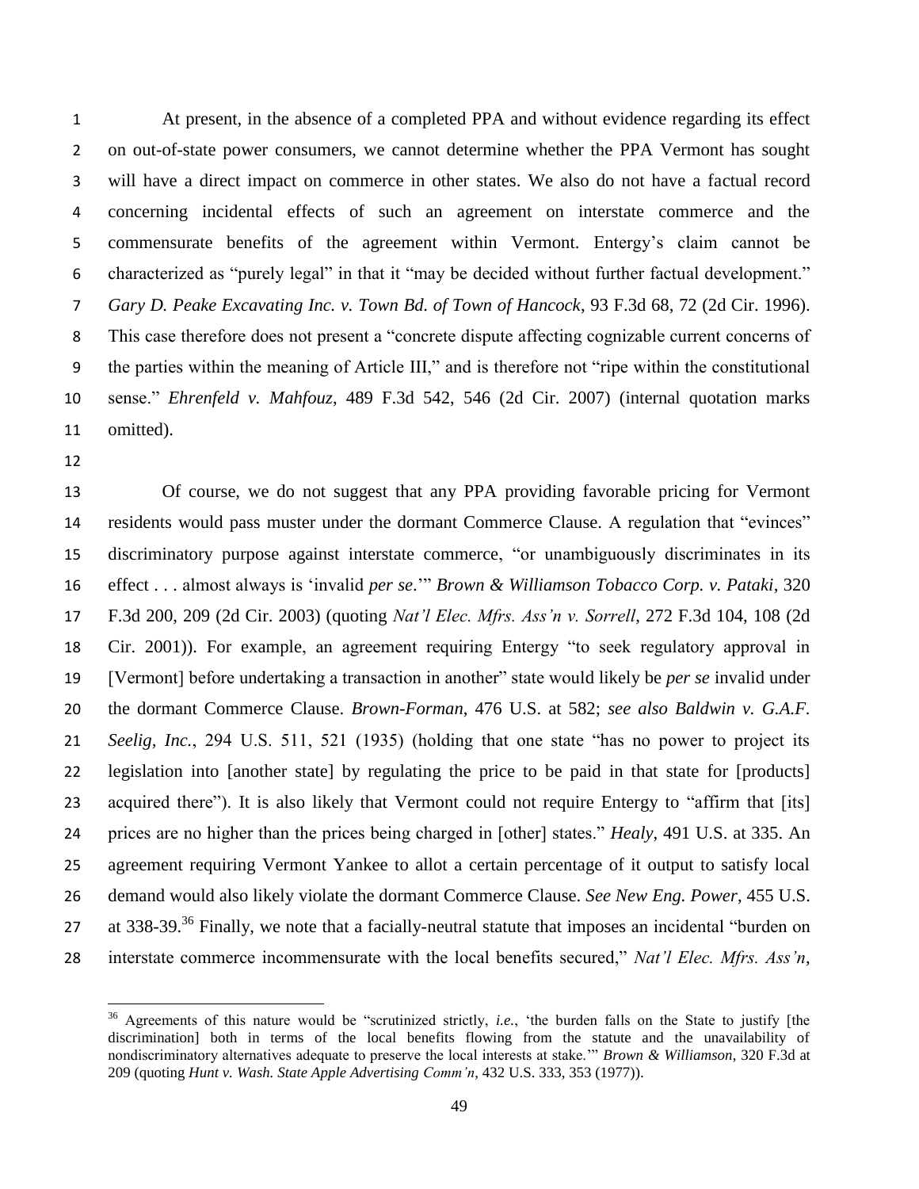At present, in the absence of a completed PPA and without evidence regarding its effect on out-of-state power consumers, we cannot determine whether the PPA Vermont has sought will have a direct impact on commerce in other states. We also do not have a factual record concerning incidental effects of such an agreement on interstate commerce and the commensurate benefits of the agreement within Vermont. Entergy's claim cannot be characterized as "purely legal" in that it "may be decided without further factual development." *Gary D. Peake Excavating Inc. v. Town Bd. of Town of Hancock*, 93 F.3d 68, 72 (2d Cir. 1996). This case therefore does not present a "concrete dispute affecting cognizable current concerns of the parties within the meaning of Article III," and is therefore not "ripe within the constitutional sense." *Ehrenfeld v. Mahfouz*, 489 F.3d 542, 546 (2d Cir. 2007) (internal quotation marks omitted).

Of course, we do not suggest that any PPA providing favorable pricing for Vermont residents would pass muster under the dormant Commerce Clause. A regulation that "evinces" discriminatory purpose against interstate commerce, "or unambiguously discriminates in its effect . . . almost always is 'invalid *per se*.'" *Brown & Williamson Tobacco Corp. v. Pataki*, 320 F.3d 200, 209 (2d Cir. 2003) (quoting *Nat'l Elec. Mfrs. Ass'n v. Sorrell*, 272 F.3d 104, 108 (2d Cir. 2001)). For example, an agreement requiring Entergy "to seek regulatory approval in [Vermont] before undertaking a transaction in another" state would likely be *per se* invalid under the dormant Commerce Clause. *Brown-Forman*, 476 U.S. at 582; *see also Baldwin v. G.A.F. Seelig, Inc.*, 294 U.S. 511, 521 (1935) (holding that one state "has no power to project its legislation into [another state] by regulating the price to be paid in that state for [products] acquired there"). It is also likely that Vermont could not require Entergy to "affirm that [its] prices are no higher than the prices being charged in [other] states." *Healy*, 491 U.S. at 335. An agreement requiring Vermont Yankee to allot a certain percentage of it output to satisfy local demand would also likely violate the dormant Commerce Clause. *See New Eng. Power*, 455 U.S. at 338-39.[36] Finally, we note that a facially-neutral statute that imposes an incidental "burden on interstate commerce incommensurate with the local benefits secured," *Nat'l Elec. Mfrs. Ass'n*,

---

[36] Agreements of this nature would be "scrutinized strictly, *i.e.*, 'the burden falls on the State to justify [the discrimination] both in terms of the local benefits flowing from the statute and the unavailability of nondiscriminatory alternatives adequate to preserve the local interests at stake.'" *Brown & Williamson*, 320 F.3d at 209 (quoting *Hunt v. Wash. State Apple Advertising Comm'n*, 432 U.S. 333, 353 (1977)).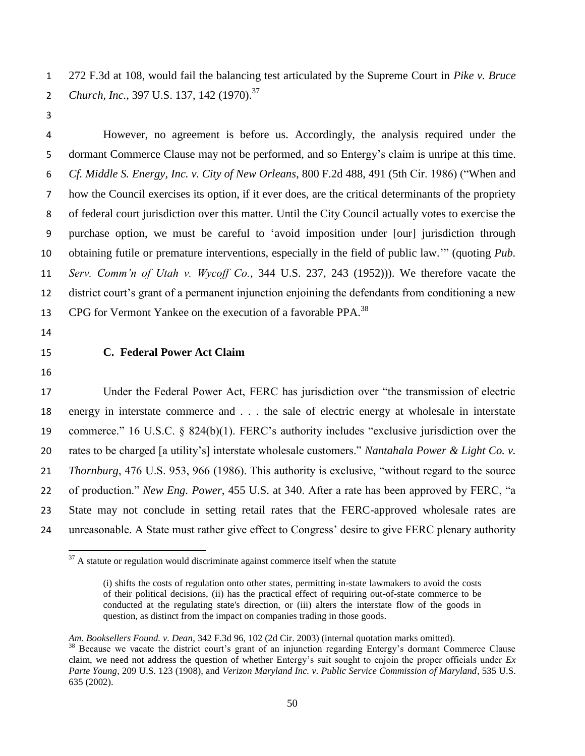272 F.3d at 108, would fail the balancing test articulated by the Supreme Court in *Pike v. Bruce Church, Inc.*, 397 U.S. 137, 142 (1970).[37]

However, no agreement is before us. Accordingly, the analysis required under the dormant Commerce Clause may not be performed, and so Entergy's claim is unripe at this time. *Cf. Middle S. Energy, Inc. v. City of New Orleans*, 800 F.2d 488, 491 (5th Cir. 1986) ("When and how the Council exercises its option, if it ever does, are the critical determinants of the propriety of federal court jurisdiction over this matter. Until the City Council actually votes to exercise the purchase option, we must be careful to 'avoid imposition under [our] jurisdiction through obtaining futile or premature interventions, especially in the field of public law.'" (quoting *Pub. Serv. Comm'n of Utah v. Wycoff Co.*, 344 U.S. 237, 243 (1952))). We therefore vacate the district court's grant of a permanent injunction enjoining the defendants from conditioning a new CPG for Vermont Yankee on the execution of a favorable PPA.[38]

### C. Federal Power Act Claim

Under the Federal Power Act, FERC has jurisdiction over "the transmission of electric energy in interstate commerce and . . . the sale of electric energy at wholesale in interstate commerce." 16 U.S.C. § 824(b)(1). FERC's authority includes "exclusive jurisdiction over the rates to be charged [a utility's] interstate wholesale customers." *Nantahala Power & Light Co. v. Thornburg*, 476 U.S. 953, 966 (1986). This authority is exclusive, "without regard to the source of production." *New Eng. Power*, 455 U.S. at 340. After a rate has been approved by FERC, "a State may not conclude in setting retail rates that the FERC-approved wholesale rates are unreasonable. A State must rather give effect to Congress' desire to give FERC plenary authority

---

[37] A statute or regulation would discriminate against commerce itself when the statute

> (i) shifts the costs of regulation onto other states, permitting in-state lawmakers to avoid the costs of their political decisions, (ii) has the practical effect of requiring out-of-state commerce to be conducted at the regulating state's direction, or (iii) alters the interstate flow of the goods in question, as distinct from the impact on companies trading in those goods.

*Am. Booksellers Found. v. Dean*, 342 F.3d 96, 102 (2d Cir. 2003) (internal quotation marks omitted).

[38] Because we vacate the district court's grant of an injunction regarding Entergy's dormant Commerce Clause claim, we need not address the question of whether Entergy's suit sought to enjoin the proper officials under *Ex Parte Young*, 209 U.S. 123 (1908), and *Verizon Maryland Inc. v. Public Service Commission of Maryland*, 535 U.S. 635 (2002).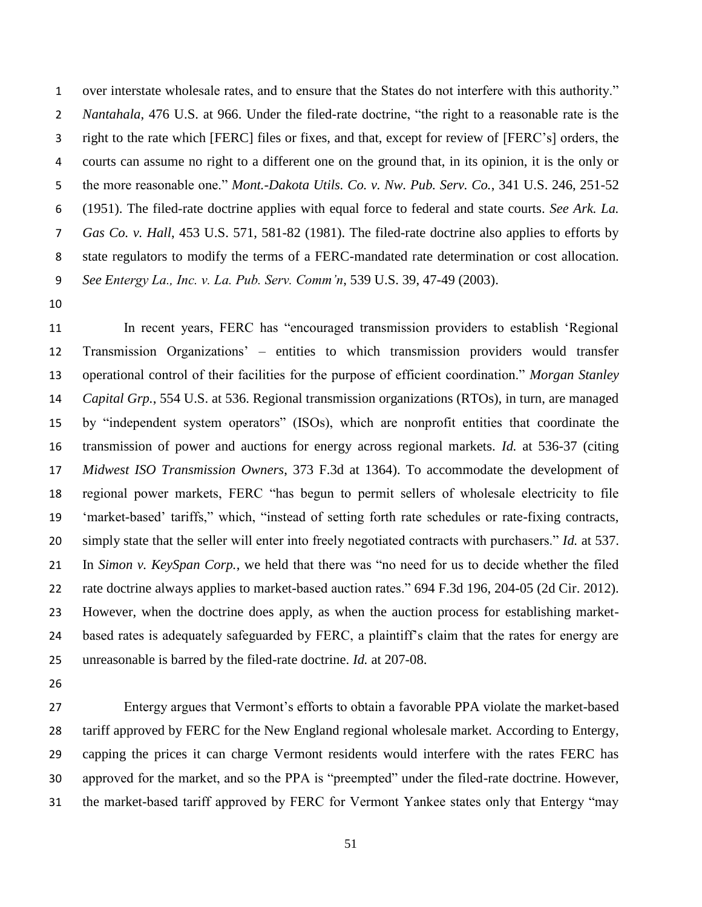over interstate wholesale rates, and to ensure that the States do not interfere with this authority." *Nantahala*, 476 U.S. at 966. Under the filed-rate doctrine, "the right to a reasonable rate is the right to the rate which [FERC] files or fixes, and that, except for review of [FERC's] orders, the courts can assume no right to a different one on the ground that, in its opinion, it is the only or the more reasonable one." *Mont.-Dakota Utils. Co. v. Nw. Pub. Serv. Co.*, 341 U.S. 246, 251-52 (1951). The filed-rate doctrine applies with equal force to federal and state courts. *See Ark. La. Gas Co. v. Hall*, 453 U.S. 571, 581-82 (1981). The filed-rate doctrine also applies to efforts by state regulators to modify the terms of a FERC-mandated rate determination or cost allocation. *See Entergy La., Inc. v. La. Pub. Serv. Comm'n*, 539 U.S. 39, 47-49 (2003).

In recent years, FERC has "encouraged transmission providers to establish 'Regional Transmission Organizations' – entities to which transmission providers would transfer operational control of their facilities for the purpose of efficient coordination." *Morgan Stanley Capital Grp.*, 554 U.S. at 536. Regional transmission organizations (RTOs), in turn, are managed by "independent system operators" (ISOs), which are nonprofit entities that coordinate the transmission of power and auctions for energy across regional markets. *Id.* at 536-37 (citing *Midwest ISO Transmission Owners*, 373 F.3d at 1364). To accommodate the development of regional power markets, FERC "has begun to permit sellers of wholesale electricity to file 'market-based' tariffs," which, "instead of setting forth rate schedules or rate-fixing contracts, simply state that the seller will enter into freely negotiated contracts with purchasers." *Id.* at 537. In *Simon v. KeySpan Corp.*, we held that there was "no need for us to decide whether the filed rate doctrine always applies to market-based auction rates." 694 F.3d 196, 204-05 (2d Cir. 2012). However, when the doctrine does apply, as when the auction process for establishing market-based rates is adequately safeguarded by FERC, a plaintiff's claim that the rates for energy are unreasonable is barred by the filed-rate doctrine. *Id.* at 207-08.

Entergy argues that Vermont's efforts to obtain a favorable PPA violate the market-based tariff approved by FERC for the New England regional wholesale market. According to Entergy, capping the prices it can charge Vermont residents would interfere with the rates FERC has approved for the market, and so the PPA is "preempted" under the filed-rate doctrine. However, the market-based tariff approved by FERC for Vermont Yankee states only that Entergy "may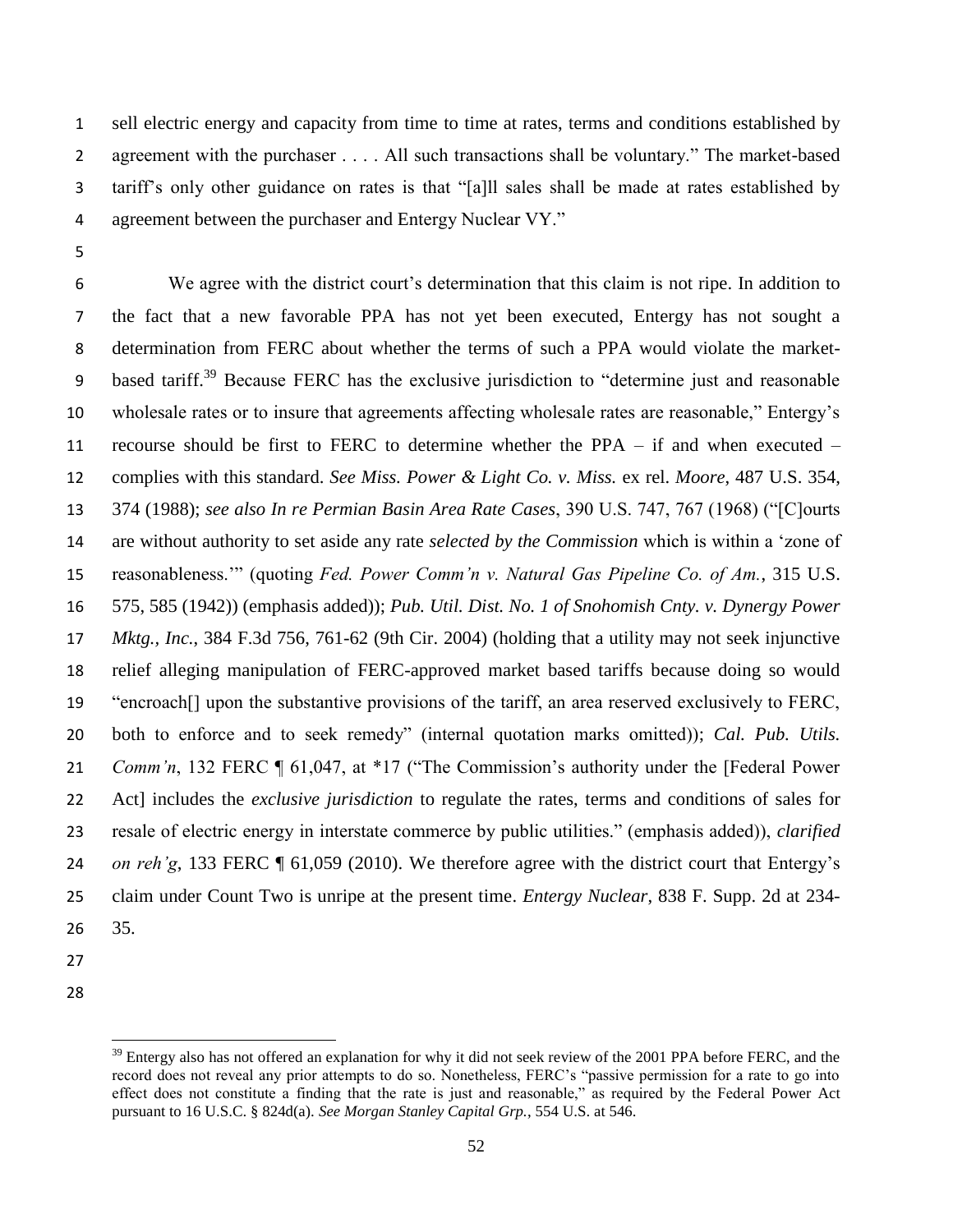sell electric energy and capacity from time to time at rates, terms and conditions established by agreement with the purchaser . . . . All such transactions shall be voluntary." The market-based tariff's only other guidance on rates is that "[a]ll sales shall be made at rates established by agreement between the purchaser and Entergy Nuclear VY."

We agree with the district court's determination that this claim is not ripe. In addition to the fact that a new favorable PPA has not yet been executed, Entergy has not sought a determination from FERC about whether the terms of such a PPA would violate the market-based tariff.[39] Because FERC has the exclusive jurisdiction to "determine just and reasonable wholesale rates or to insure that agreements affecting wholesale rates are reasonable," Entergy's recourse should be first to FERC to determine whether the PPA – if and when executed – complies with this standard. *See Miss. Power & Light Co. v. Miss.* ex rel. *Moore*, 487 U.S. 354, 374 (1988); *see also In re Permian Basin Area Rate Cases*, 390 U.S. 747, 767 (1968) ("[C]ourts are without authority to set aside any rate *selected by the Commission* which is within a 'zone of reasonableness.'" (quoting *Fed. Power Comm'n v. Natural Gas Pipeline Co. of Am.*, 315 U.S. 575, 585 (1942)) (emphasis added)); *Pub. Util. Dist. No. 1 of Snohomish Cnty. v. Dynergy Power Mktg., Inc.*, 384 F.3d 756, 761-62 (9th Cir. 2004) (holding that a utility may not seek injunctive relief alleging manipulation of FERC-approved market based tariffs because doing so would "encroach[] upon the substantive provisions of the tariff, an area reserved exclusively to FERC, both to enforce and to seek remedy" (internal quotation marks omitted)); *Cal. Pub. Utils. Comm'n*, 132 FERC ¶ 61,047, at *17 ("The Commission's authority under the [Federal Power Act] includes the *exclusive jurisdiction* to regulate the rates, terms and conditions of sales for resale of electric energy in interstate commerce by public utilities." (emphasis added)), *clarified on reh'g*, 133 FERC ¶ 61,059 (2010). We therefore agree with the district court that Entergy's claim under Count Two is unripe at the present time. *Entergy Nuclear*, 838 F. Supp. 2d at 234-35.

---

[39] Entergy also has not offered an explanation for why it did not seek review of the 2001 PPA before FERC, and the record does not reveal any prior attempts to do so. Nonetheless, FERC's "passive permission for a rate to go into effect does not constitute a finding that the rate is just and reasonable," as required by the Federal Power Act pursuant to 16 U.S.C. § 824d(a). *See Morgan Stanley Capital Grp.*, 554 U.S. at 546.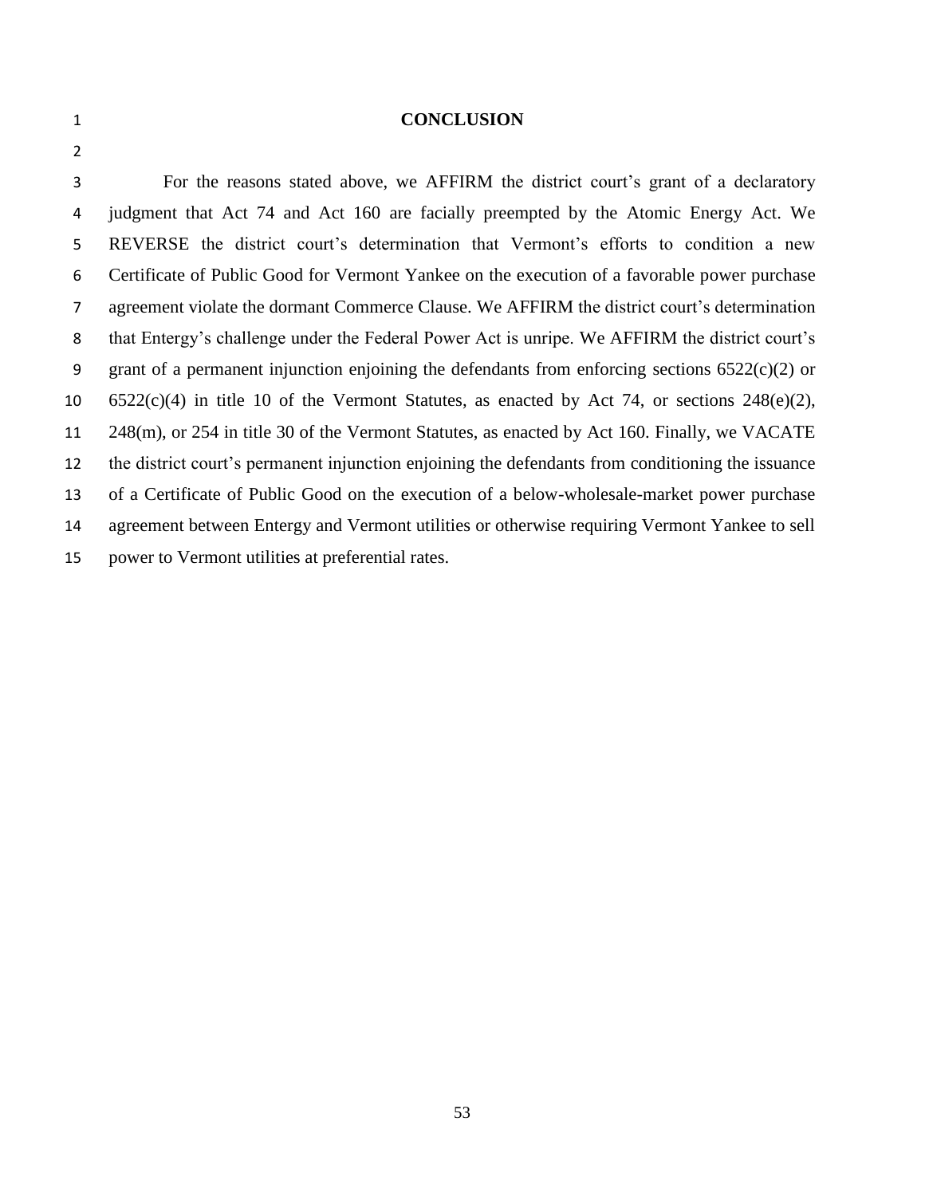## CONCLUSION

For the reasons stated above, we AFFIRM the district court's grant of a declaratory judgment that Act 74 and Act 160 are facially preempted by the Atomic Energy Act. We REVERSE the district court's determination that Vermont's efforts to condition a new Certificate of Public Good for Vermont Yankee on the execution of a favorable power purchase agreement violate the dormant Commerce Clause. We AFFIRM the district court's determination that Entergy's challenge under the Federal Power Act is unripe. We AFFIRM the district court's grant of a permanent injunction enjoining the defendants from enforcing sections 6522(c)(2) or 6522(c)(4) in title 10 of the Vermont Statutes, as enacted by Act 74, or sections 248(e)(2), 248(m), or 254 in title 30 of the Vermont Statutes, as enacted by Act 160. Finally, we VACATE the district court's permanent injunction enjoining the defendants from conditioning the issuance of a Certificate of Public Good on the execution of a below-wholesale-market power purchase agreement between Entergy and Vermont utilities or otherwise requiring Vermont Yankee to sell power to Vermont utilities at preferential rates.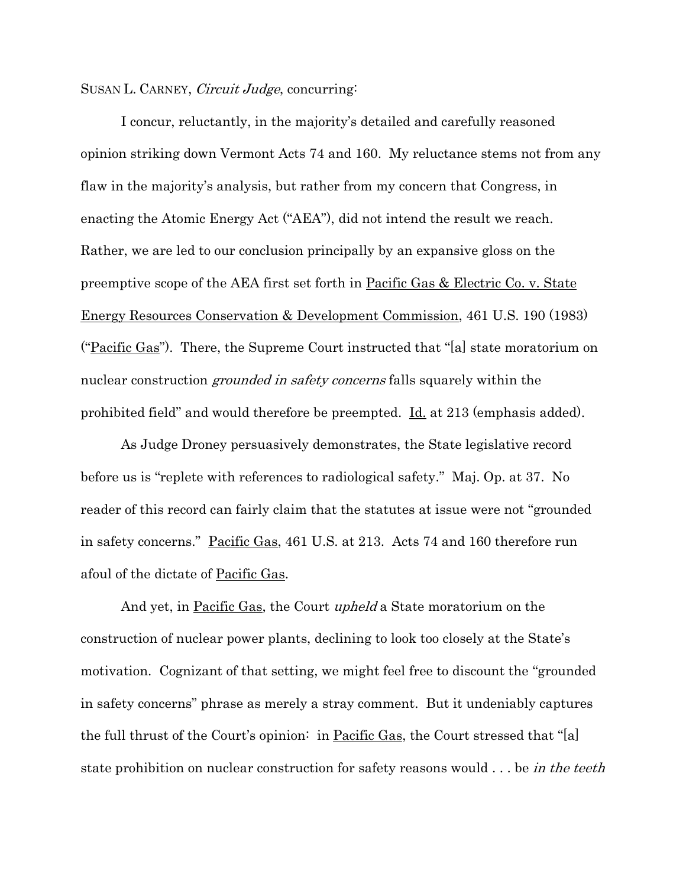SUSAN L. CARNEY, *Circuit Judge*, concurring:

I concur, reluctantly, in the majority's detailed and carefully reasoned opinion striking down Vermont Acts 74 and 160. My reluctance stems not from any flaw in the majority's analysis, but rather from my concern that Congress, in enacting the Atomic Energy Act ("AEA"), did not intend the result we reach. Rather, we are led to our conclusion principally by an expansive gloss on the preemptive scope of the AEA first set forth in Pacific Gas & Electric Co. v. State Energy Resources Conservation & Development Commission, 461 U.S. 190 (1983) ("Pacific Gas"). There, the Supreme Court instructed that "[a] state moratorium on nuclear construction *grounded in safety concerns* falls squarely within the prohibited field" and would therefore be preempted. Id. at 213 (emphasis added).

As Judge Droney persuasively demonstrates, the State legislative record before us is "replete with references to radiological safety." Maj. Op. at 37. No reader of this record can fairly claim that the statutes at issue were not "grounded in safety concerns." Pacific Gas, 461 U.S. at 213. Acts 74 and 160 therefore run afoul of the dictate of Pacific Gas.

And yet, in Pacific Gas, the Court *upheld* a State moratorium on the construction of nuclear power plants, declining to look too closely at the State's motivation. Cognizant of that setting, we might feel free to discount the "grounded in safety concerns" phrase as merely a stray comment. But it undeniably captures the full thrust of the Court's opinion: in Pacific Gas, the Court stressed that "[a] state prohibition on nuclear construction for safety reasons would . . . be *in the teeth*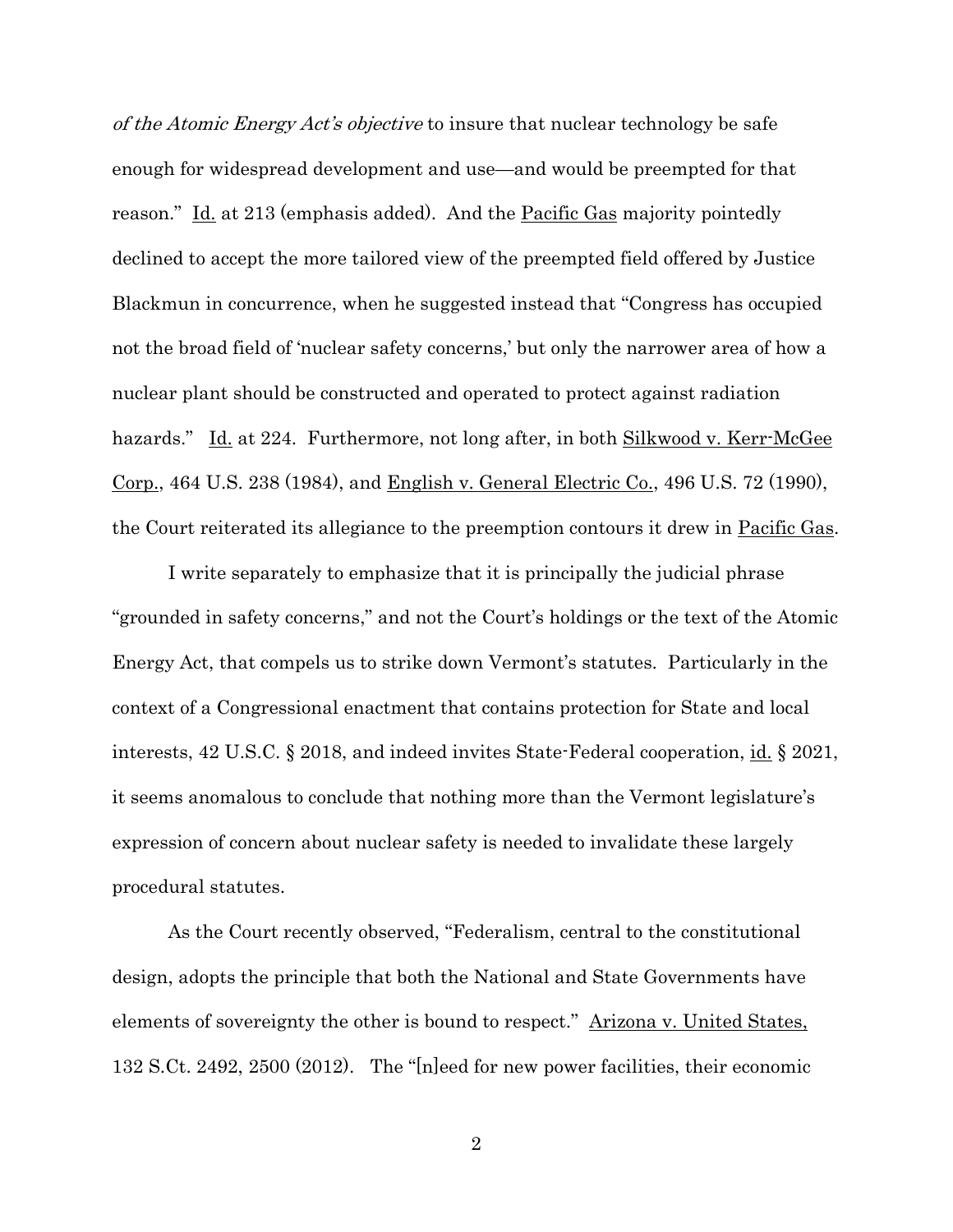*of the Atomic Energy Act's objective* to insure that nuclear technology be safe enough for widespread development and use—and would be preempted for that reason." Id. at 213 (emphasis added). And the Pacific Gas majority pointedly declined to accept the more tailored view of the preempted field offered by Justice Blackmun in concurrence, when he suggested instead that "Congress has occupied not the broad field of 'nuclear safety concerns,' but only the narrower area of how a nuclear plant should be constructed and operated to protect against radiation hazards." Id. at 224. Furthermore, not long after, in both Silkwood v. Kerr-McGee Corp., 464 U.S. 238 (1984), and English v. General Electric Co., 496 U.S. 72 (1990), the Court reiterated its allegiance to the preemption contours it drew in Pacific Gas.

I write separately to emphasize that it is principally the judicial phrase "grounded in safety concerns," and not the Court's holdings or the text of the Atomic Energy Act, that compels us to strike down Vermont's statutes. Particularly in the context of a Congressional enactment that contains protection for State and local interests, 42 U.S.C. § 2018, and indeed invites State-Federal cooperation, id. § 2021, it seems anomalous to conclude that nothing more than the Vermont legislature's expression of concern about nuclear safety is needed to invalidate these largely procedural statutes.

As the Court recently observed, "Federalism, central to the constitutional design, adopts the principle that both the National and State Governments have elements of sovereignty the other is bound to respect." Arizona v. United States, 132 S.Ct. 2492, 2500 (2012). The "[n]eed for new power facilities, their economic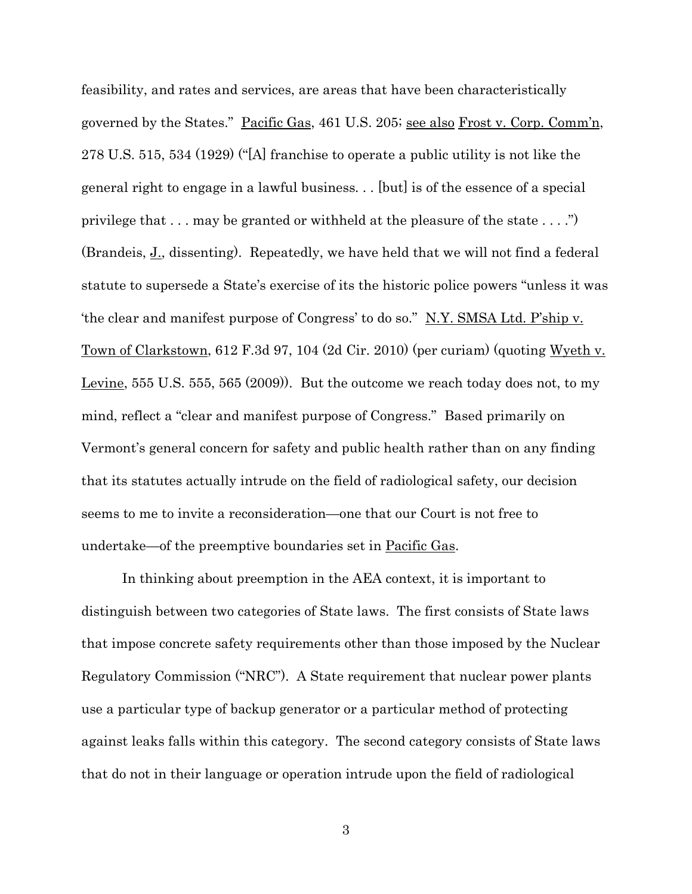feasibility, and rates and services, are areas that have been characteristically governed by the States." Pacific Gas, 461 U.S. 205; see also Frost v. Corp. Comm'n, 278 U.S. 515, 534 (1929) ("[A] franchise to operate a public utility is not like the general right to engage in a lawful business. . . [but] is of the essence of a special privilege that . . . may be granted or withheld at the pleasure of the state . . . .") (Brandeis, J., dissenting). Repeatedly, we have held that we will not find a federal statute to supersede a State's exercise of its the historic police powers "unless it was 'the clear and manifest purpose of Congress' to do so." N.Y. SMSA Ltd. P'ship v. Town of Clarkstown, 612 F.3d 97, 104 (2d Cir. 2010) (per curiam) (quoting Wyeth v. Levine, 555 U.S. 555, 565 (2009)). But the outcome we reach today does not, to my mind, reflect a "clear and manifest purpose of Congress." Based primarily on Vermont's general concern for safety and public health rather than on any finding that its statutes actually intrude on the field of radiological safety, our decision seems to me to invite a reconsideration—one that our Court is not free to undertake—of the preemptive boundaries set in Pacific Gas.

In thinking about preemption in the AEA context, it is important to distinguish between two categories of State laws. The first consists of State laws that impose concrete safety requirements other than those imposed by the Nuclear Regulatory Commission ("NRC"). A State requirement that nuclear power plants use a particular type of backup generator or a particular method of protecting against leaks falls within this category. The second category consists of State laws that do not in their language or operation intrude upon the field of radiological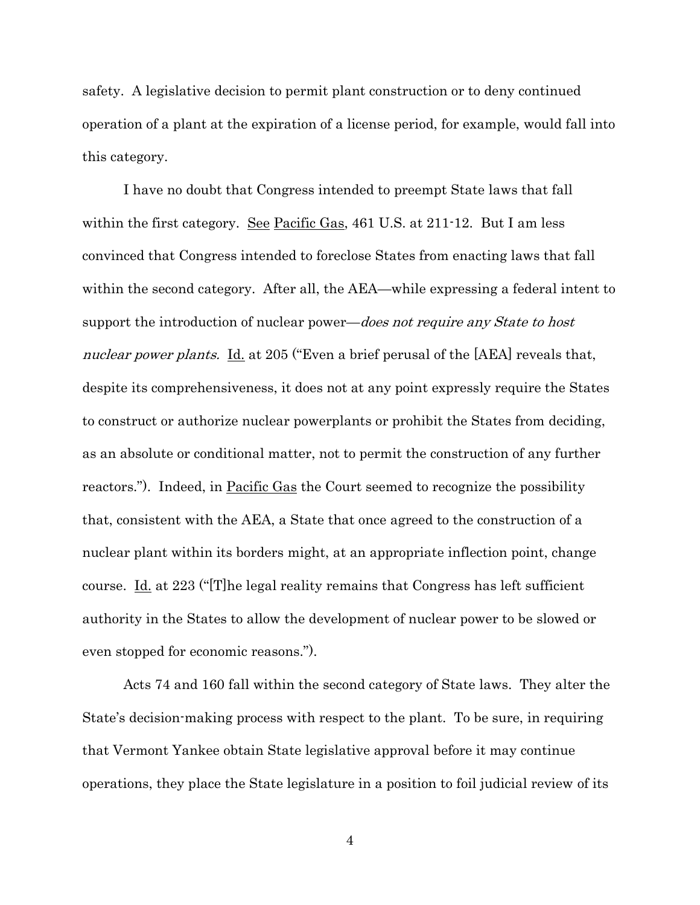safety. A legislative decision to permit plant construction or to deny continued operation of a plant at the expiration of a license period, for example, would fall into this category.

I have no doubt that Congress intended to preempt State laws that fall within the first category. See Pacific Gas, 461 U.S. at 211-12. But I am less convinced that Congress intended to foreclose States from enacting laws that fall within the second category. After all, the AEA—while expressing a federal intent to support the introduction of nuclear power—*does not require any State to host nuclear power plants.* Id. at 205 ("Even a brief perusal of the [AEA] reveals that, despite its comprehensiveness, it does not at any point expressly require the States to construct or authorize nuclear powerplants or prohibit the States from deciding, as an absolute or conditional matter, not to permit the construction of any further reactors."). Indeed, in Pacific Gas the Court seemed to recognize the possibility that, consistent with the AEA, a State that once agreed to the construction of a nuclear plant within its borders might, at an appropriate inflection point, change course. Id. at 223 ("[T]he legal reality remains that Congress has left sufficient authority in the States to allow the development of nuclear power to be slowed or even stopped for economic reasons.").

Acts 74 and 160 fall within the second category of State laws. They alter the State's decision-making process with respect to the plant. To be sure, in requiring that Vermont Yankee obtain State legislative approval before it may continue operations, they place the State legislature in a position to foil judicial review of its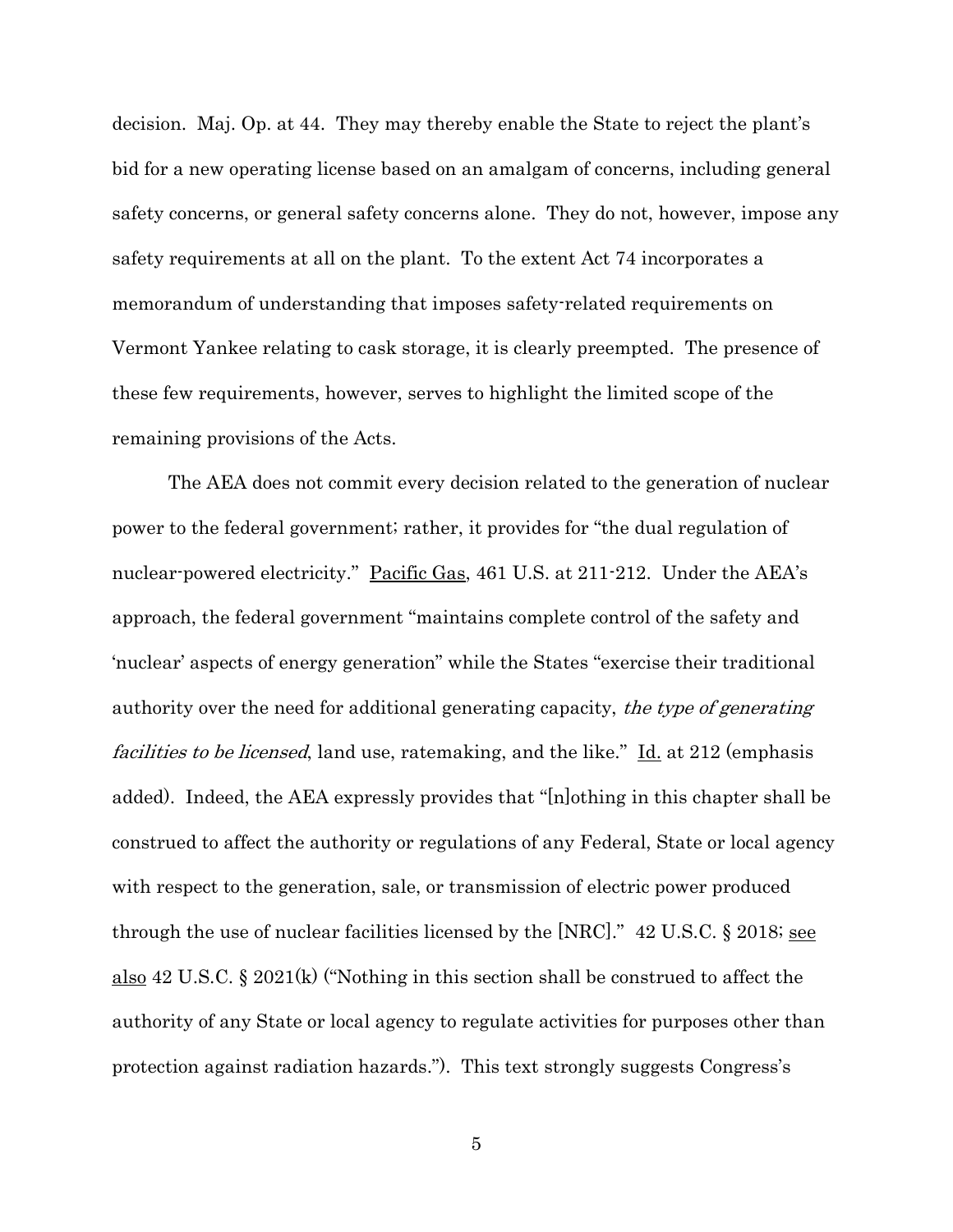decision. Maj. Op. at 44. They may thereby enable the State to reject the plant's bid for a new operating license based on an amalgam of concerns, including general safety concerns, or general safety concerns alone. They do not, however, impose any safety requirements at all on the plant. To the extent Act 74 incorporates a memorandum of understanding that imposes safety-related requirements on Vermont Yankee relating to cask storage, it is clearly preempted. The presence of these few requirements, however, serves to highlight the limited scope of the remaining provisions of the Acts.

The AEA does not commit every decision related to the generation of nuclear power to the federal government; rather, it provides for "the dual regulation of nuclear-powered electricity." Pacific Gas, 461 U.S. at 211-212. Under the AEA's approach, the federal government "maintains complete control of the safety and 'nuclear' aspects of energy generation" while the States "exercise their traditional authority over the need for additional generating capacity, *the type of generating facilities to be licensed*, land use, ratemaking, and the like." Id. at 212 (emphasis added). Indeed, the AEA expressly provides that "[n]othing in this chapter shall be construed to affect the authority or regulations of any Federal, State or local agency with respect to the generation, sale, or transmission of electric power produced through the use of nuclear facilities licensed by the [NRC]." 42 U.S.C. § 2018; see also 42 U.S.C. § 2021(k) ("Nothing in this section shall be construed to affect the authority of any State or local agency to regulate activities for purposes other than protection against radiation hazards."). This text strongly suggests Congress's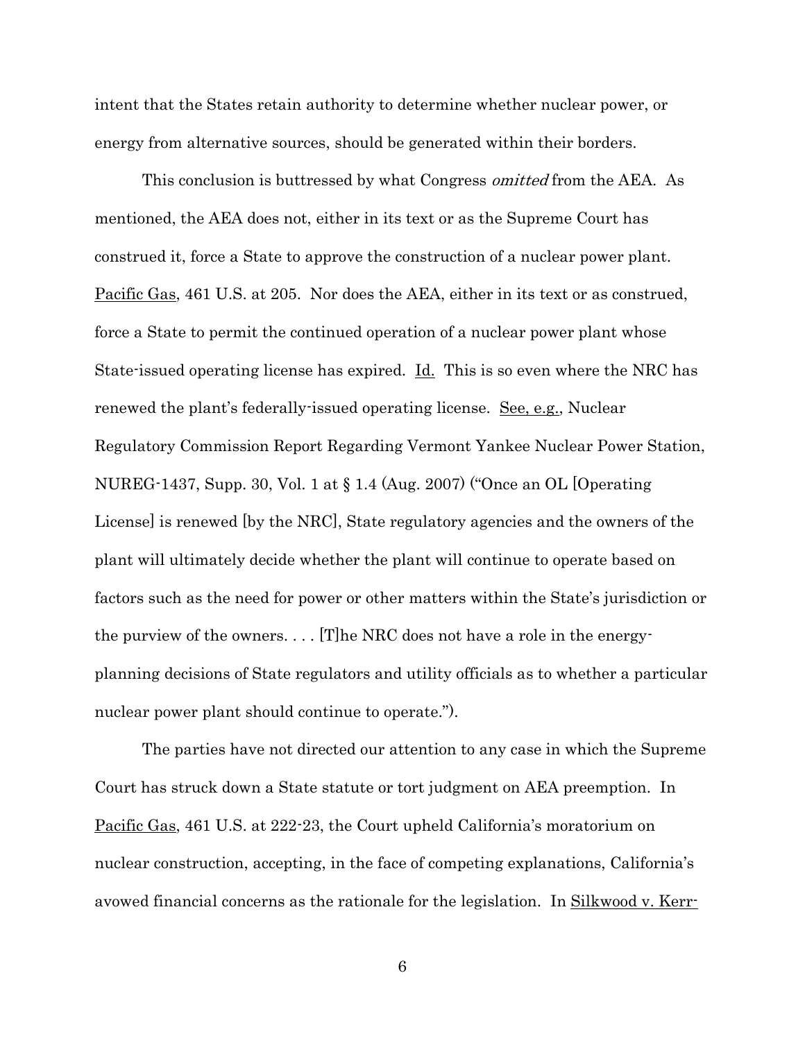intent that the States retain authority to determine whether nuclear power, or energy from alternative sources, should be generated within their borders.

This conclusion is buttressed by what Congress *omitted* from the AEA. As mentioned, the AEA does not, either in its text or as the Supreme Court has construed it, force a State to approve the construction of a nuclear power plant. Pacific Gas, 461 U.S. at 205. Nor does the AEA, either in its text or as construed, force a State to permit the continued operation of a nuclear power plant whose State-issued operating license has expired. Id. This is so even where the NRC has renewed the plant's federally-issued operating license. See, e.g., Nuclear Regulatory Commission Report Regarding Vermont Yankee Nuclear Power Station, NUREG-1437, Supp. 30, Vol. 1 at § 1.4 (Aug. 2007) ("Once an OL [Operating License] is renewed [by the NRC], State regulatory agencies and the owners of the plant will ultimately decide whether the plant will continue to operate based on factors such as the need for power or other matters within the State's jurisdiction or the purview of the owners. . . . [T]he NRC does not have a role in the energy-planning decisions of State regulators and utility officials as to whether a particular nuclear power plant should continue to operate.").

The parties have not directed our attention to any case in which the Supreme Court has struck down a State statute or tort judgment on AEA preemption. In Pacific Gas, 461 U.S. at 222-23, the Court upheld California's moratorium on nuclear construction, accepting, in the face of competing explanations, California's avowed financial concerns as the rationale for the legislation. In Silkwood v. Kerr-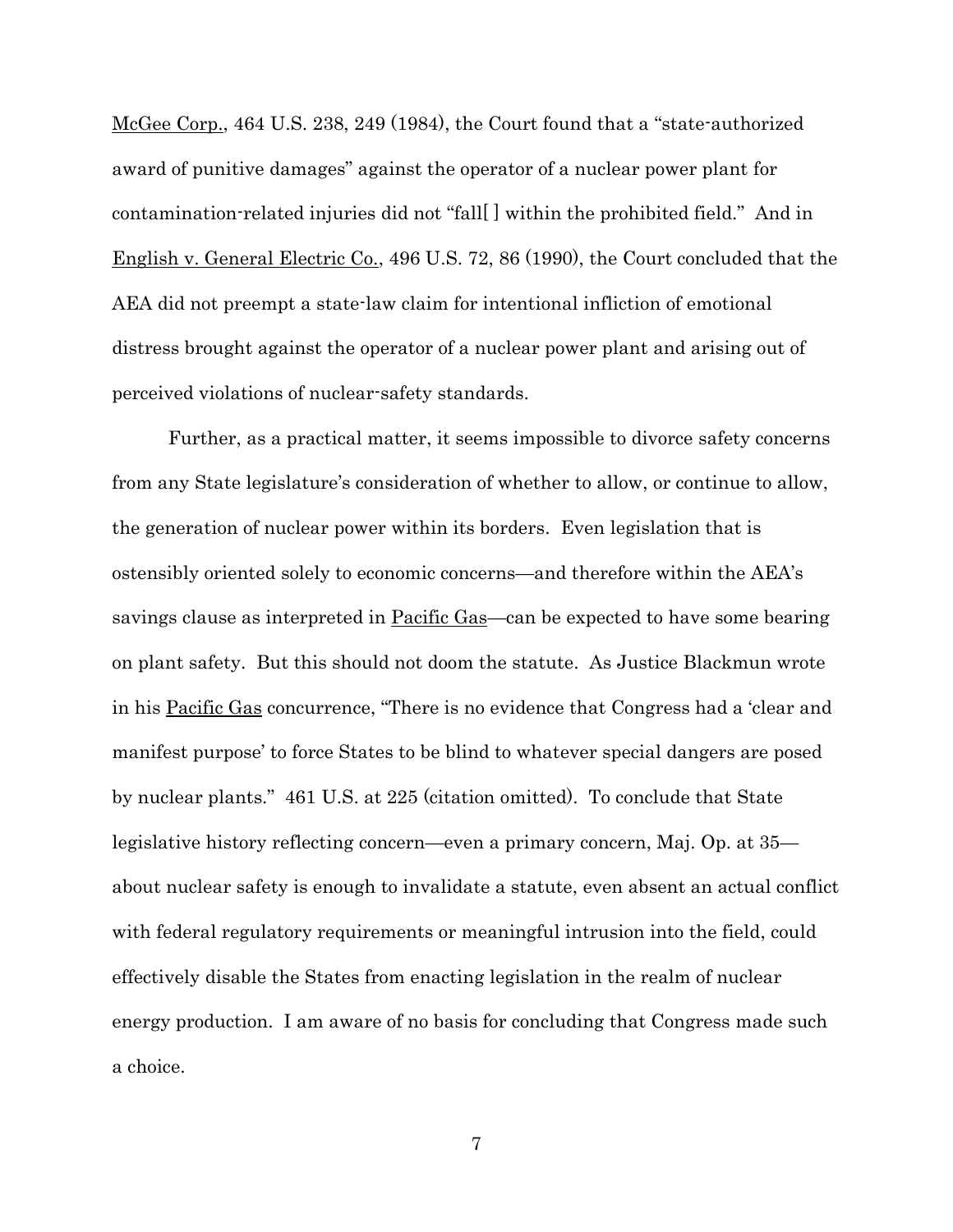McGee Corp., 464 U.S. 238, 249 (1984), the Court found that a "state-authorized award of punitive damages" against the operator of a nuclear power plant for contamination-related injuries did not "fall[ ] within the prohibited field." And in English v. General Electric Co., 496 U.S. 72, 86 (1990), the Court concluded that the AEA did not preempt a state-law claim for intentional infliction of emotional distress brought against the operator of a nuclear power plant and arising out of perceived violations of nuclear-safety standards.

Further, as a practical matter, it seems impossible to divorce safety concerns from any State legislature's consideration of whether to allow, or continue to allow, the generation of nuclear power within its borders. Even legislation that is ostensibly oriented solely to economic concerns—and therefore within the AEA's savings clause as interpreted in Pacific Gas—can be expected to have some bearing on plant safety. But this should not doom the statute. As Justice Blackmun wrote in his Pacific Gas concurrence, "There is no evidence that Congress had a 'clear and manifest purpose' to force States to be blind to whatever special dangers are posed by nuclear plants." 461 U.S. at 225 (citation omitted). To conclude that State legislative history reflecting concern—even a primary concern, Maj. Op. at 35—about nuclear safety is enough to invalidate a statute, even absent an actual conflict with federal regulatory requirements or meaningful intrusion into the field, could effectively disable the States from enacting legislation in the realm of nuclear energy production. I am aware of no basis for concluding that Congress made such a choice.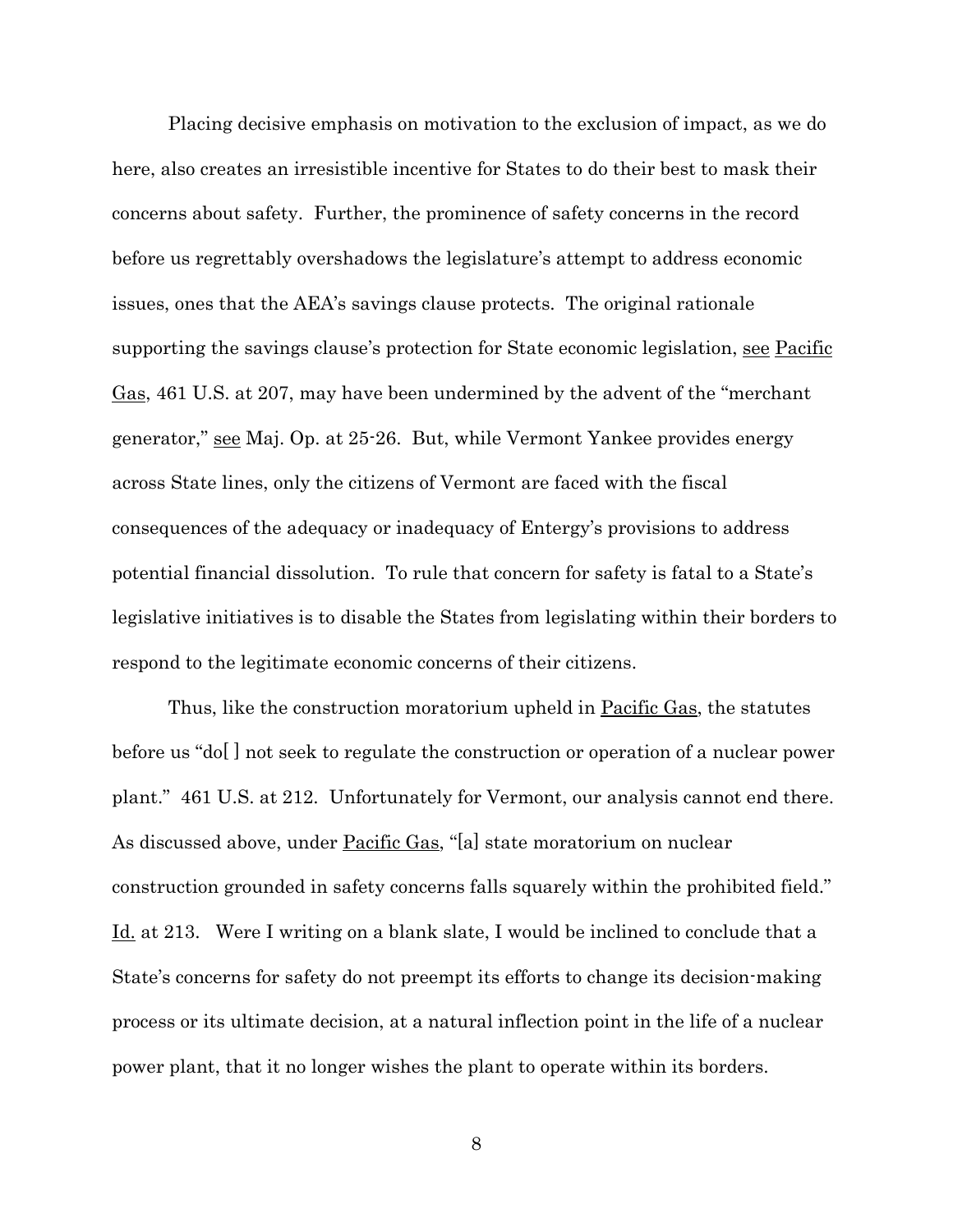Placing decisive emphasis on motivation to the exclusion of impact, as we do here, also creates an irresistible incentive for States to do their best to mask their concerns about safety. Further, the prominence of safety concerns in the record before us regrettably overshadows the legislature's attempt to address economic issues, ones that the AEA's savings clause protects. The original rationale supporting the savings clause's protection for State economic legislation, see Pacific Gas, 461 U.S. at 207, may have been undermined by the advent of the "merchant generator," see Maj. Op. at 25-26. But, while Vermont Yankee provides energy across State lines, only the citizens of Vermont are faced with the fiscal consequences of the adequacy or inadequacy of Entergy's provisions to address potential financial dissolution. To rule that concern for safety is fatal to a State's legislative initiatives is to disable the States from legislating within their borders to respond to the legitimate economic concerns of their citizens.

Thus, like the construction moratorium upheld in Pacific Gas, the statutes before us "do[ ] not seek to regulate the construction or operation of a nuclear power plant." 461 U.S. at 212. Unfortunately for Vermont, our analysis cannot end there. As discussed above, under Pacific Gas, "[a] state moratorium on nuclear construction grounded in safety concerns falls squarely within the prohibited field." Id. at 213. Were I writing on a blank slate, I would be inclined to conclude that a State's concerns for safety do not preempt its efforts to change its decision-making process or its ultimate decision, at a natural inflection point in the life of a nuclear power plant, that it no longer wishes the plant to operate within its borders.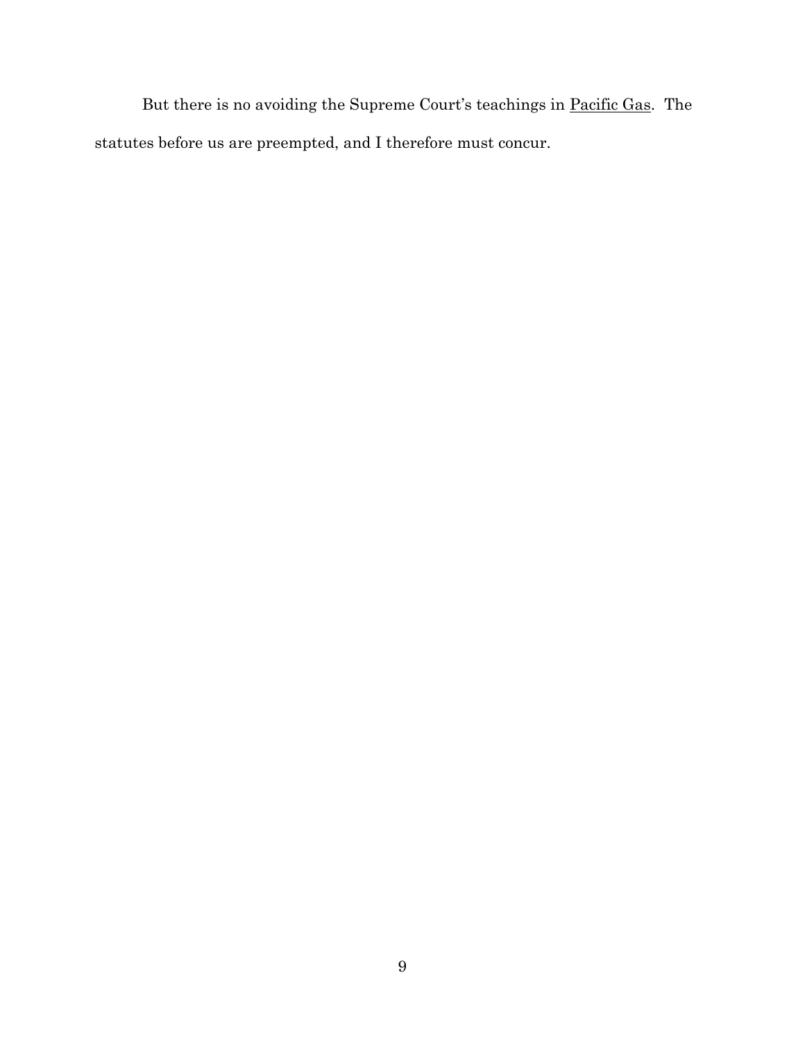But there is no avoiding the Supreme Court's teachings in Pacific Gas. The statutes before us are preempted, and I therefore must concur.